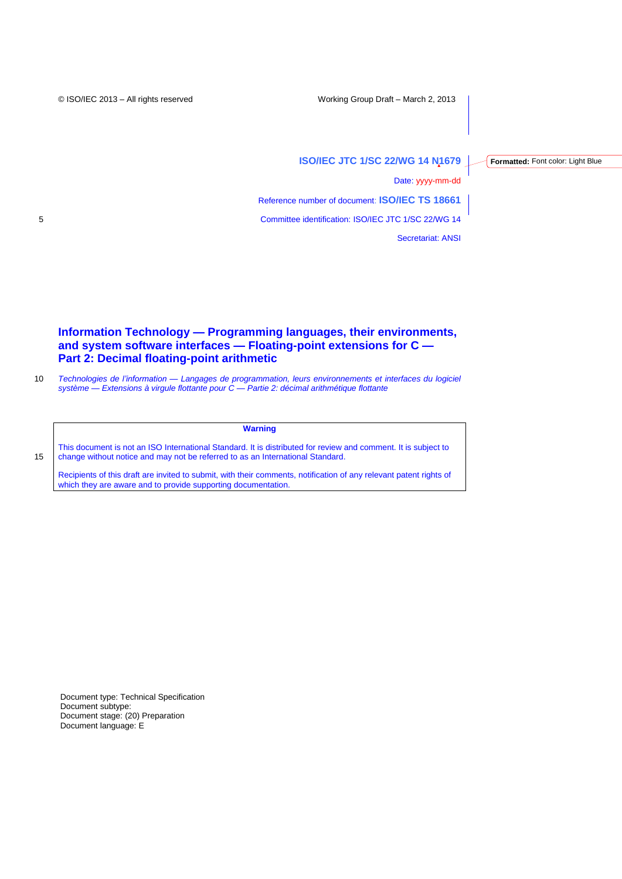© ISO/IEC 2013 – All rights reserved

Working Group Draft – March 2, 2013

**ISO/IEC JTC 1/SC 22/WG 14 N1679**

Date: yyyy-mm-dd

Reference number of document: **ISO/IEC TS 18661**

Committee identification: ISO/IEC JTC 1/SC 22/WG 14

Secretariat: ANSI

# Information Technology — Programming languages, their environments, and system software interfaces — Floating-point extensions for C — Part 2: Decimal floating-point arithmetic

*Technologies de l'information — Langages de programmation, leurs environnements et interfaces du logiciel système — Extensions à virgule flottante pour C — Partie 2: décimal arithmétique flottante*

**Warning**

This document is not an ISO International Standard. It is distributed for review and comment. It is subject to change without notice and may not be referred to as an International Standard.

Recipients of this draft are invited to submit, with their comments, notification of any relevant patent rights of which they are aware and to provide supporting documentation.

Document type: Technical Specification
Document subtype:
Document stage: (20) Preparation
Document language: E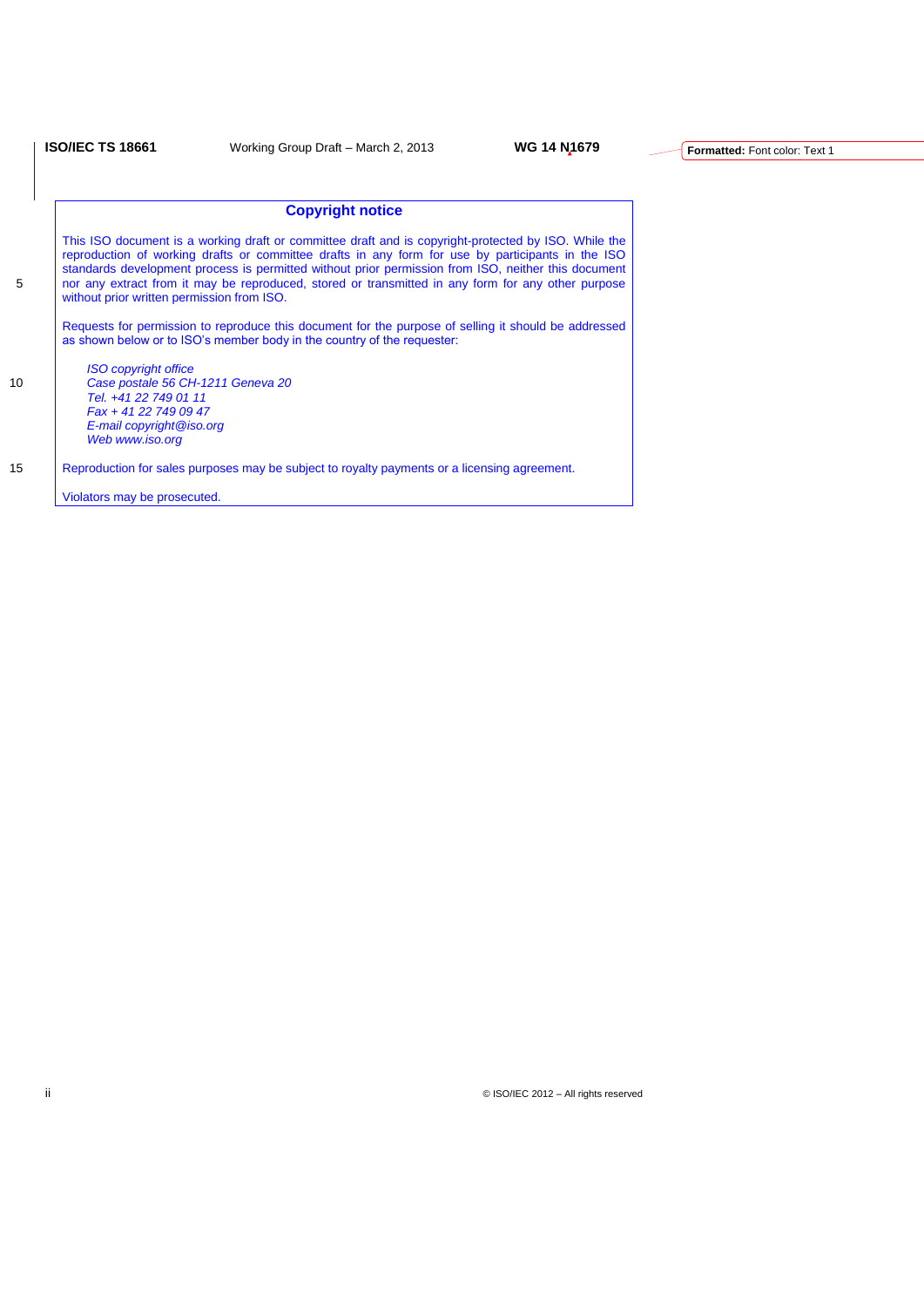## Copyright notice

This ISO document is a working draft or committee draft and is copyright-protected by ISO. While the reproduction of working drafts or committee drafts in any form for use by participants in the ISO standards development process is permitted without prior permission from ISO, neither this document nor any extract from it may be reproduced, stored or transmitted in any form for any other purpose without prior written permission from ISO.

Requests for permission to reproduce this document for the purpose of selling it should be addressed as shown below or to ISO's member body in the country of the requester:

*ISO copyright office*
*Case postale 56 CH-1211 Geneva 20*
*Tel. +41 22 749 01 11*
*Fax + 41 22 749 09 47*
*E-mail copyright@iso.org*
*Web www.iso.org*

Reproduction for sales purposes may be subject to royalty payments or a licensing agreement.

Violators may be prosecuted.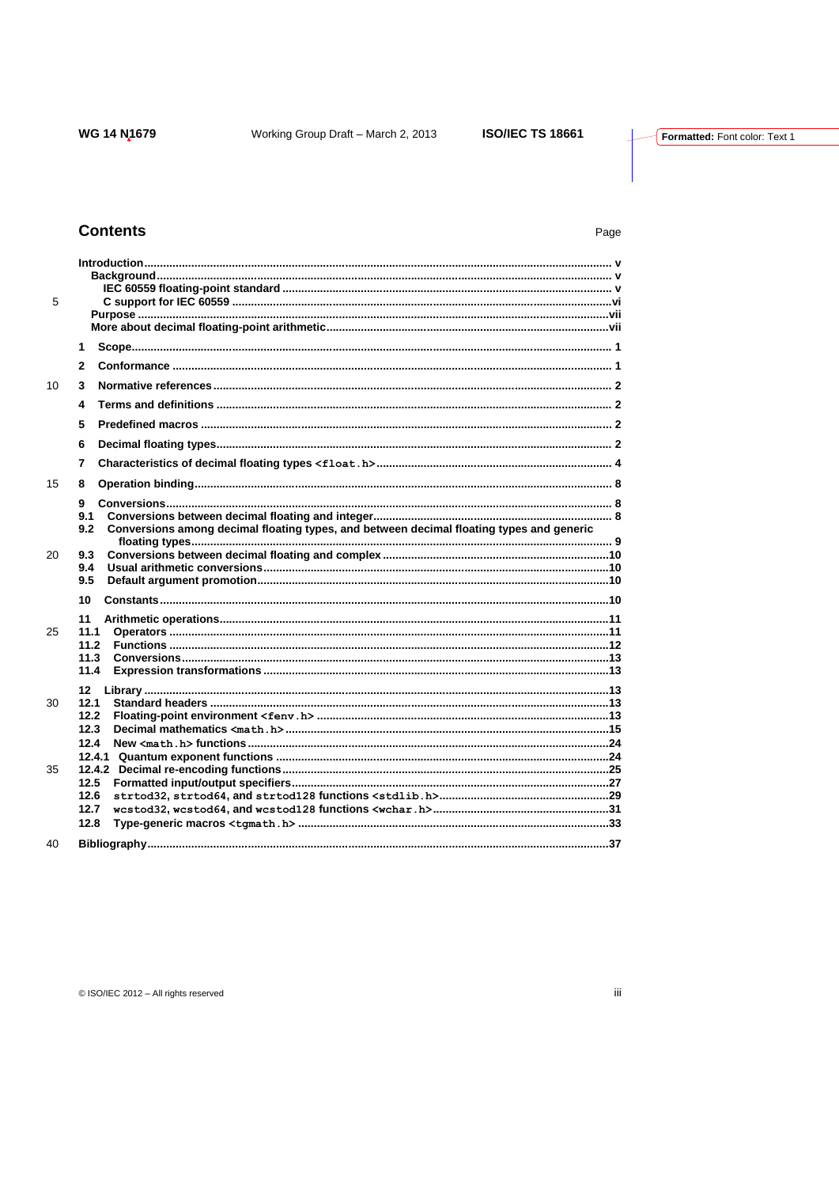## Contents

Page

- **Introduction** ........ v
  - **Background** ........ v
    - **IEC 60559 floating-point standard** ........ v
    - **C support for IEC 60559** ........ vi
  - **Purpose** ........ vii
  - **More about decimal floating-point arithmetic** ........ vii
- **1 Scope** ........ 1
- **2 Conformance** ........ 1
- **3 Normative references** ........ 2
- **4 Terms and definitions** ........ 2
- **5 Predefined macros** ........ 2
- **6 Decimal floating types** ........ 2
- **7 Characteristics of decimal floating types `<float.h>`** ........ 4
- **8 Operation binding** ........ 8
- **9 Conversions** ........ 8
  - **9.1 Conversions between decimal floating and integer** ........ 8
  - **9.2 Conversions among decimal floating types, and between decimal floating types and generic floating types** ........ 9
  - **9.3 Conversions between decimal floating and complex** ........ 10
  - **9.4 Usual arithmetic conversions** ........ 10
  - **9.5 Default argument promotion** ........ 10
- **10 Constants** ........ 10
- **11 Arithmetic operations** ........ 11
  - **11.1 Operators** ........ 11
  - **11.2 Functions** ........ 12
  - **11.3 Conversions** ........ 13
  - **11.4 Expression transformations** ........ 13
- **12 Library** ........ 13
  - **12.1 Standard headers** ........ 13
  - **12.2 Floating-point environment `<fenv.h>`** ........ 13
  - **12.3 Decimal mathematics `<math.h>`** ........ 15
  - **12.4 New `<math.h>` functions** ........ 24
    - **12.4.1 Quantum exponent functions** ........ 24
    - **12.4.2 Decimal re-encoding functions** ........ 25
  - **12.5 Formatted input/output specifiers** ........ 27
  - **12.6 `strtod32`, `strtod64`, and `strtod128` functions `<stdlib.h>`** ........ 29
  - **12.7 `wcstod32`, `wcstod64`, and `wcstod128` functions `<wchar.h>`** ........ 31
  - **12.8 Type-generic macros `<tgmath.h>`** ........ 33
- **Bibliography** ........ 37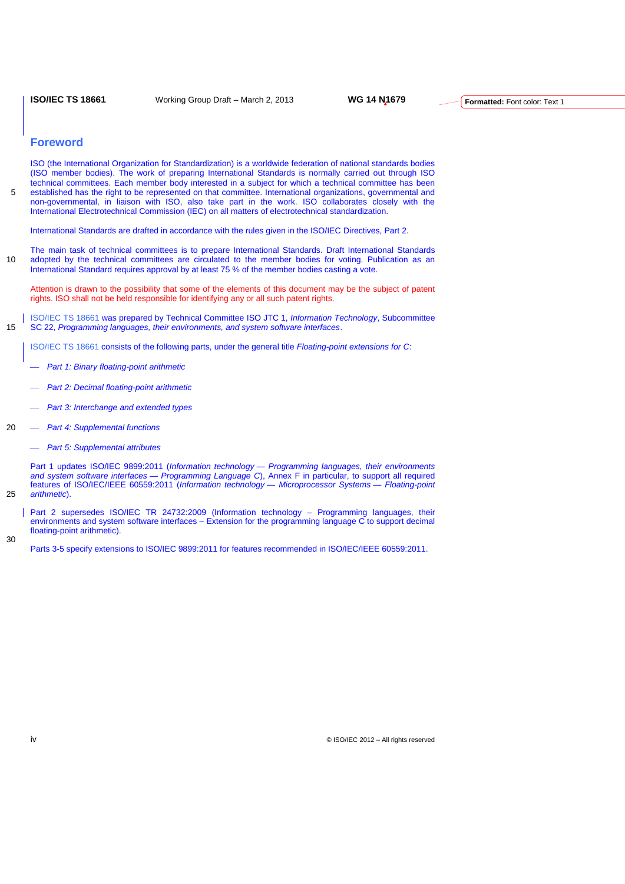## Foreword

ISO (the International Organization for Standardization) is a worldwide federation of national standards bodies (ISO member bodies). The work of preparing International Standards is normally carried out through ISO technical committees. Each member body interested in a subject for which a technical committee has been established has the right to be represented on that committee. International organizations, governmental and non-governmental, in liaison with ISO, also take part in the work. ISO collaborates closely with the International Electrotechnical Commission (IEC) on all matters of electrotechnical standardization.

International Standards are drafted in accordance with the rules given in the ISO/IEC Directives, Part 2.

The main task of technical committees is to prepare International Standards. Draft International Standards adopted by the technical committees are circulated to the member bodies for voting. Publication as an International Standard requires approval by at least 75 % of the member bodies casting a vote.

Attention is drawn to the possibility that some of the elements of this document may be the subject of patent rights. ISO shall not be held responsible for identifying any or all such patent rights.

ISO/IEC TS 18661 was prepared by Technical Committee ISO JTC 1, *Information Technology*, Subcommittee SC 22, *Programming languages, their environments, and system software interfaces*.

ISO/IEC TS 18661 consists of the following parts, under the general title *Floating-point extensions for C*:

— *Part 1: Binary floating-point arithmetic*

— *Part 2: Decimal floating-point arithmetic*

— *Part 3: Interchange and extended types*

— *Part 4: Supplemental functions*

— *Part 5: Supplemental attributes*

Part 1 updates ISO/IEC 9899:2011 (*Information technology — Programming languages, their environments and system software interfaces — Programming Language C*), Annex F in particular, to support all required features of ISO/IEC/IEEE 60559:2011 (*Information technology — Microprocessor Systems — Floating-point arithmetic*).

Part 2 supersedes ISO/IEC TR 24732:2009 (Information technology – Programming languages, their environments and system software interfaces – Extension for the programming language C to support decimal floating-point arithmetic).

Parts 3-5 specify extensions to ISO/IEC 9899:2011 for features recommended in ISO/IEC/IEEE 60559:2011.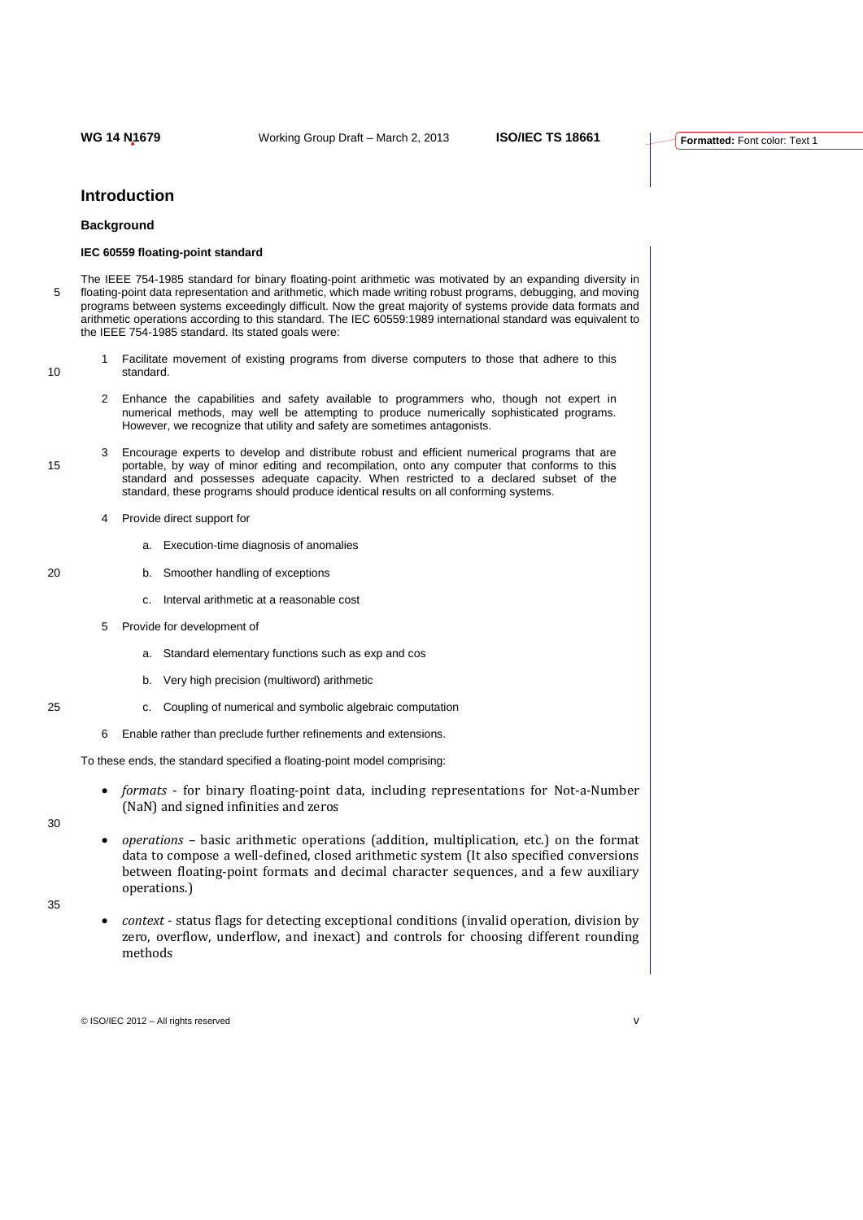# Introduction

## Background

### IEC 60559 floating-point standard

The IEEE 754-1985 standard for binary floating-point arithmetic was motivated by an expanding diversity in floating-point data representation and arithmetic, which made writing robust programs, debugging, and moving programs between systems exceedingly difficult. Now the great majority of systems provide data formats and arithmetic operations according to this standard. The IEC 60559:1989 international standard was equivalent to the IEEE 754-1985 standard. Its stated goals were:

1 Facilitate movement of existing programs from diverse computers to those that adhere to this standard.

2 Enhance the capabilities and safety available to programmers who, though not expert in numerical methods, may well be attempting to produce numerically sophisticated programs. However, we recognize that utility and safety are sometimes antagonists.

3 Encourage experts to develop and distribute robust and efficient numerical programs that are portable, by way of minor editing and recompilation, onto any computer that conforms to this standard and possesses adequate capacity. When restricted to a declared subset of the standard, these programs should produce identical results on all conforming systems.

4 Provide direct support for

   a. Execution-time diagnosis of anomalies

   b. Smoother handling of exceptions

   c. Interval arithmetic at a reasonable cost

5 Provide for development of

   a. Standard elementary functions such as exp and cos

   b. Very high precision (multiword) arithmetic

   c. Coupling of numerical and symbolic algebraic computation

6 Enable rather than preclude further refinements and extensions.

To these ends, the standard specified a floating-point model comprising:

- *formats* - for binary floating-point data, including representations for Not-a-Number (NaN) and signed infinities and zeros

- *operations* – basic arithmetic operations (addition, multiplication, etc.) on the format data to compose a well-defined, closed arithmetic system (It also specified conversions between floating-point formats and decimal character sequences, and a few auxiliary operations.)

- *context* - status flags for detecting exceptional conditions (invalid operation, division by zero, overflow, underflow, and inexact) and controls for choosing different rounding methods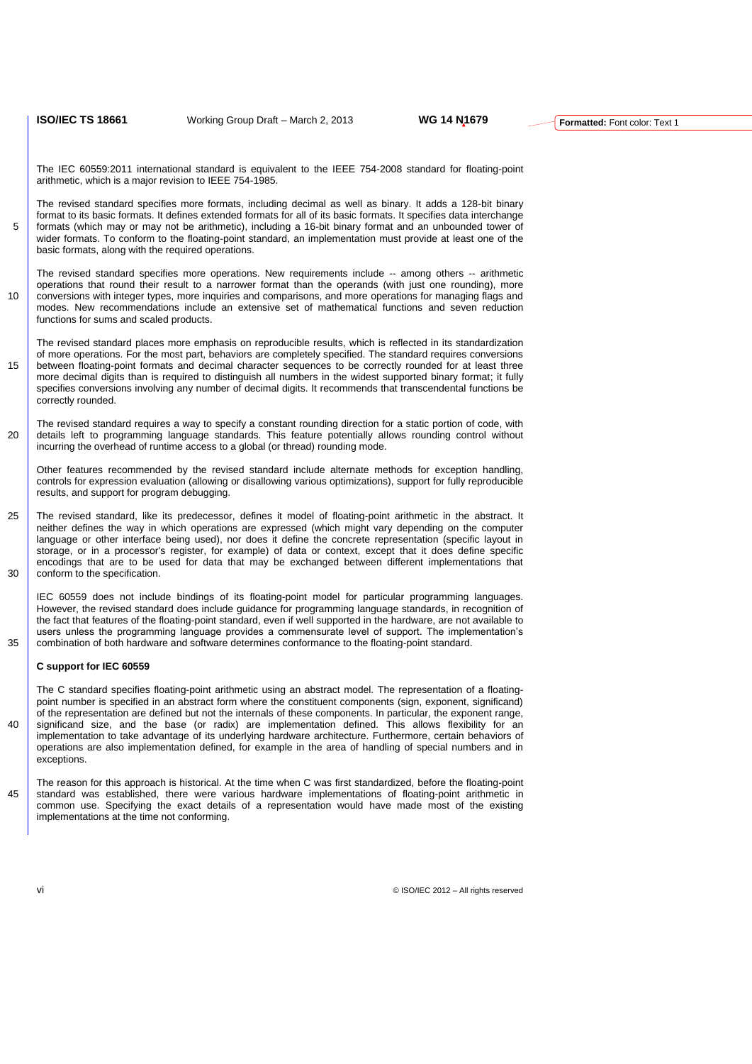The IEC 60559:2011 international standard is equivalent to the IEEE 754-2008 standard for floating-point arithmetic, which is a major revision to IEEE 754-1985.

The revised standard specifies more formats, including decimal as well as binary. It adds a 128-bit binary format to its basic formats. It defines extended formats for all of its basic formats. It specifies data interchange formats (which may or may not be arithmetic), including a 16-bit binary format and an unbounded tower of wider formats. To conform to the floating-point standard, an implementation must provide at least one of the basic formats, along with the required operations.

The revised standard specifies more operations. New requirements include -- among others -- arithmetic operations that round their result to a narrower format than the operands (with just one rounding), more conversions with integer types, more inquiries and comparisons, and more operations for managing flags and modes. New recommendations include an extensive set of mathematical functions and seven reduction functions for sums and scaled products.

The revised standard places more emphasis on reproducible results, which is reflected in its standardization of more operations. For the most part, behaviors are completely specified. The standard requires conversions between floating-point formats and decimal character sequences to be correctly rounded for at least three more decimal digits than is required to distinguish all numbers in the widest supported binary format; it fully specifies conversions involving any number of decimal digits. It recommends that transcendental functions be correctly rounded.

The revised standard requires a way to specify a constant rounding direction for a static portion of code, with details left to programming language standards. This feature potentially allows rounding control without incurring the overhead of runtime access to a global (or thread) rounding mode.

Other features recommended by the revised standard include alternate methods for exception handling, controls for expression evaluation (allowing or disallowing various optimizations), support for fully reproducible results, and support for program debugging.

The revised standard, like its predecessor, defines it model of floating-point arithmetic in the abstract. It neither defines the way in which operations are expressed (which might vary depending on the computer language or other interface being used), nor does it define the concrete representation (specific layout in storage, or in a processor's register, for example) of data or context, except that it does define specific encodings that are to be used for data that may be exchanged between different implementations that conform to the specification.

IEC 60559 does not include bindings of its floating-point model for particular programming languages. However, the revised standard does include guidance for programming language standards, in recognition of the fact that features of the floating-point standard, even if well supported in the hardware, are not available to users unless the programming language provides a commensurate level of support. The implementation's combination of both hardware and software determines conformance to the floating-point standard.

**C support for IEC 60559**

The C standard specifies floating-point arithmetic using an abstract model. The representation of a floating-point number is specified in an abstract form where the constituent components (sign, exponent, significand) of the representation are defined but not the internals of these components. In particular, the exponent range, significand size, and the base (or radix) are implementation defined. This allows flexibility for an implementation to take advantage of its underlying hardware architecture. Furthermore, certain behaviors of operations are also implementation defined, for example in the area of handling of special numbers and in exceptions.

The reason for this approach is historical. At the time when C was first standardized, before the floating-point standard was established, there were various hardware implementations of floating-point arithmetic in common use. Specifying the exact details of a representation would have made most of the existing implementations at the time not conforming.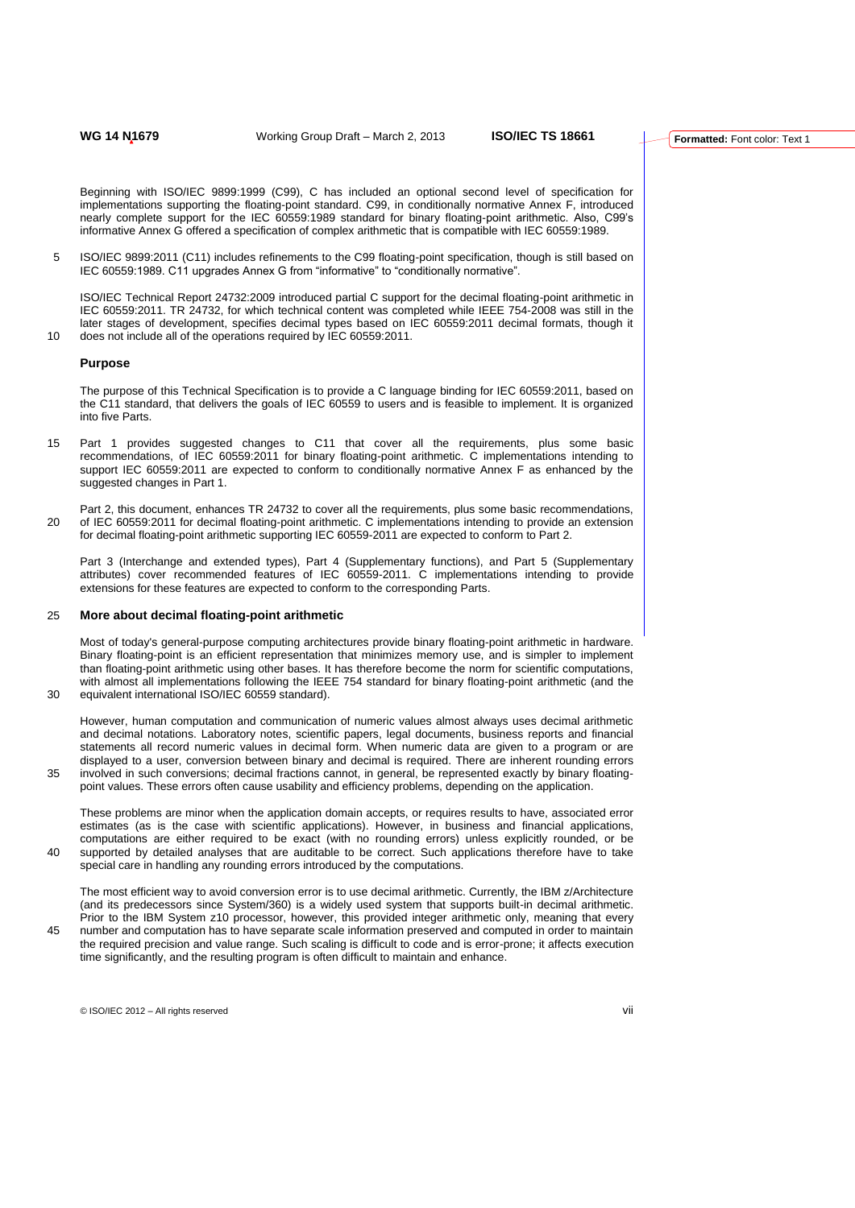Beginning with ISO/IEC 9899:1999 (C99), C has included an optional second level of specification for implementations supporting the floating-point standard. C99, in conditionally normative Annex F, introduced nearly complete support for the IEC 60559:1989 standard for binary floating-point arithmetic. Also, C99's informative Annex G offered a specification of complex arithmetic that is compatible with IEC 60559:1989.

ISO/IEC 9899:2011 (C11) includes refinements to the C99 floating-point specification, though is still based on IEC 60559:1989. C11 upgrades Annex G from "informative" to "conditionally normative".

ISO/IEC Technical Report 24732:2009 introduced partial C support for the decimal floating-point arithmetic in IEC 60559:2011. TR 24732, for which technical content was completed while IEEE 754-2008 was still in the later stages of development, specifies decimal types based on IEC 60559:2011 decimal formats, though it does not include all of the operations required by IEC 60559:2011.

## Purpose

The purpose of this Technical Specification is to provide a C language binding for IEC 60559:2011, based on the C11 standard, that delivers the goals of IEC 60559 to users and is feasible to implement. It is organized into five Parts.

Part 1 provides suggested changes to C11 that cover all the requirements, plus some basic recommendations, of IEC 60559:2011 for binary floating-point arithmetic. C implementations intending to support IEC 60559:2011 are expected to conform to conditionally normative Annex F as enhanced by the suggested changes in Part 1.

Part 2, this document, enhances TR 24732 to cover all the requirements, plus some basic recommendations, of IEC 60559:2011 for decimal floating-point arithmetic. C implementations intending to provide an extension for decimal floating-point arithmetic supporting IEC 60559-2011 are expected to conform to Part 2.

Part 3 (Interchange and extended types), Part 4 (Supplementary functions), and Part 5 (Supplementary attributes) cover recommended features of IEC 60559-2011. C implementations intending to provide extensions for these features are expected to conform to the corresponding Parts.

## More about decimal floating-point arithmetic

Most of today's general-purpose computing architectures provide binary floating-point arithmetic in hardware. Binary floating-point is an efficient representation that minimizes memory use, and is simpler to implement than floating-point arithmetic using other bases. It has therefore become the norm for scientific computations, with almost all implementations following the IEEE 754 standard for binary floating-point arithmetic (and the equivalent international ISO/IEC 60559 standard).

However, human computation and communication of numeric values almost always uses decimal arithmetic and decimal notations. Laboratory notes, scientific papers, legal documents, business reports and financial statements all record numeric values in decimal form. When numeric data are given to a program or are displayed to a user, conversion between binary and decimal is required. There are inherent rounding errors involved in such conversions; decimal fractions cannot, in general, be represented exactly by binary floating-point values. These errors often cause usability and efficiency problems, depending on the application.

These problems are minor when the application domain accepts, or requires results to have, associated error estimates (as is the case with scientific applications). However, in business and financial applications, computations are either required to be exact (with no rounding errors) unless explicitly rounded, or be supported by detailed analyses that are auditable to be correct. Such applications therefore have to take special care in handling any rounding errors introduced by the computations.

The most efficient way to avoid conversion error is to use decimal arithmetic. Currently, the IBM z/Architecture (and its predecessors since System/360) is a widely used system that supports built-in decimal arithmetic. Prior to the IBM System z10 processor, however, this provided integer arithmetic only, meaning that every number and computation has to have separate scale information preserved and computed in order to maintain the required precision and value range. Such scaling is difficult to code and is error-prone; it affects execution time significantly, and the resulting program is often difficult to maintain and enhance.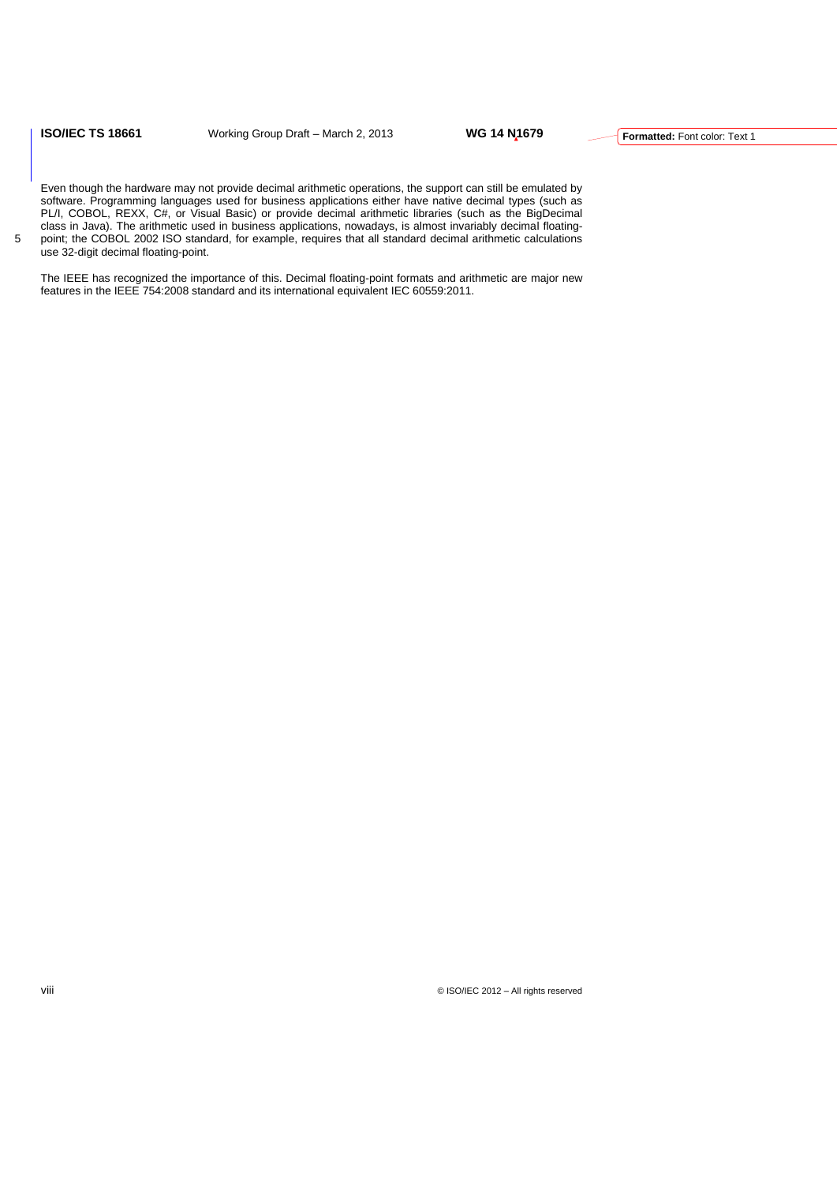Even though the hardware may not provide decimal arithmetic operations, the support can still be emulated by software. Programming languages used for business applications either have native decimal types (such as PL/I, COBOL, REXX, C#, or Visual Basic) or provide decimal arithmetic libraries (such as the BigDecimal class in Java). The arithmetic used in business applications, nowadays, is almost invariably decimal floating-point; the COBOL 2002 ISO standard, for example, requires that all standard decimal arithmetic calculations use 32-digit decimal floating-point.

The IEEE has recognized the importance of this. Decimal floating-point formats and arithmetic are major new features in the IEEE 754:2008 standard and its international equivalent IEC 60559:2011.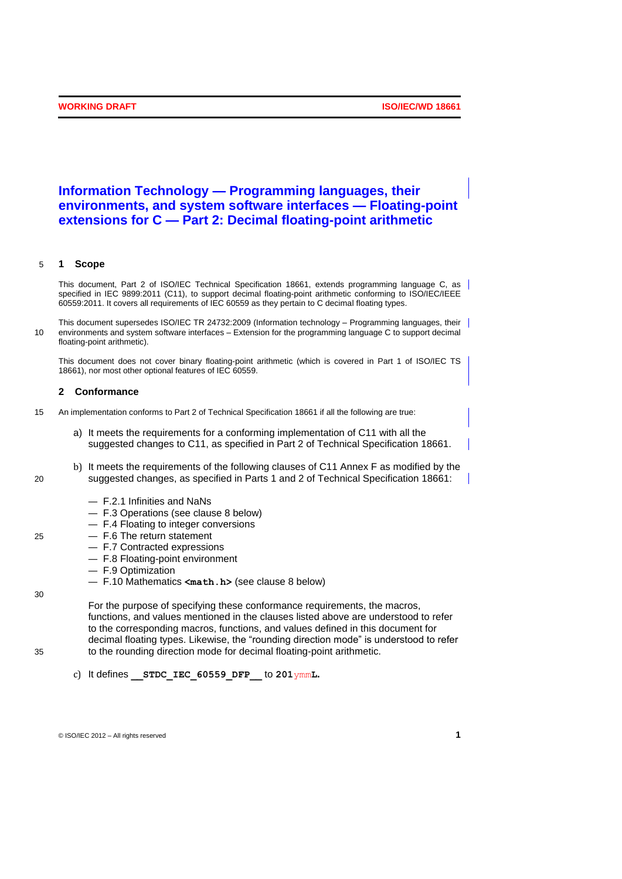# Information Technology — Programming languages, their environments, and system software interfaces — Floating-point extensions for C — Part 2: Decimal floating-point arithmetic

## 1 Scope

This document, Part 2 of ISO/IEC Technical Specification 18661, extends programming language C, as specified in IEC 9899:2011 (C11), to support decimal floating-point arithmetic conforming to ISO/IEC/IEEE 60559:2011. It covers all requirements of IEC 60559 as they pertain to C decimal floating types.

This document supersedes ISO/IEC TR 24732:2009 (Information technology – Programming languages, their environments and system software interfaces – Extension for the programming language C to support decimal floating-point arithmetic).

This document does not cover binary floating-point arithmetic (which is covered in Part 1 of ISO/IEC TS 18661), nor most other optional features of IEC 60559.

## 2 Conformance

An implementation conforms to Part 2 of Technical Specification 18661 if all the following are true:

a) It meets the requirements for a conforming implementation of C11 with all the suggested changes to C11, as specified in Part 2 of Technical Specification 18661.

b) It meets the requirements of the following clauses of C11 Annex F as modified by the suggested changes, as specified in Parts 1 and 2 of Technical Specification 18661:

   — F.2.1 Infinities and NaNs
   — F.3 Operations (see clause 8 below)
   — F.4 Floating to integer conversions
   — F.6 The return statement
   — F.7 Contracted expressions
   — F.8 Floating-point environment
   — F.9 Optimization
   — F.10 Mathematics **`<math.h>`** (see clause 8 below)

   For the purpose of specifying these conformance requirements, the macros, functions, and values mentioned in the clauses listed above are understood to refer to the corresponding macros, functions, and values defined in this document for decimal floating types. Likewise, the "rounding direction mode" is understood to refer to the rounding direction mode for decimal floating-point arithmetic.

c) It defines **`__STDC_IEC_60559_DFP__`** to **201***ymm***L**.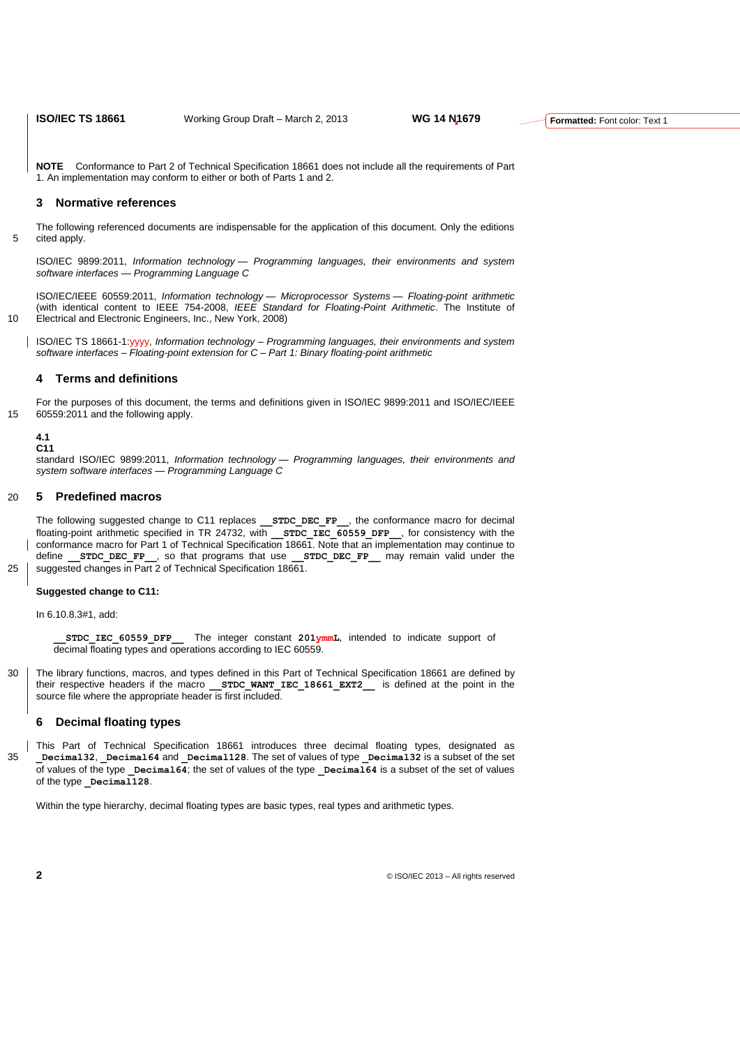**NOTE** Conformance to Part 2 of Technical Specification 18661 does not include all the requirements of Part 1. An implementation may conform to either or both of Parts 1 and 2.

## 3 Normative references

The following referenced documents are indispensable for the application of this document. Only the editions cited apply.

ISO/IEC 9899:2011, *Information technology — Programming languages, their environments and system software interfaces — Programming Language C*

ISO/IEC/IEEE 60559:2011, *Information technology — Microprocessor Systems — Floating-point arithmetic* (with identical content to IEEE 754-2008, *IEEE Standard for Floating-Point Arithmetic*. The Institute of Electrical and Electronic Engineers, Inc., New York, 2008)

ISO/IEC TS 18661-1:yyyy, *Information technology – Programming languages, their environments and system software interfaces – Floating-point extension for C – Part 1: Binary floating-point arithmetic*

## 4 Terms and definitions

For the purposes of this document, the terms and definitions given in ISO/IEC 9899:2011 and ISO/IEC/IEEE 60559:2011 and the following apply.

**4.1**
**C11**
standard ISO/IEC 9899:2011, *Information technology — Programming languages, their environments and system software interfaces — Programming Language C*

## 5 Predefined macros

The following suggested change to C11 replaces **`__STDC_DEC_FP__`**, the conformance macro for decimal floating-point arithmetic specified in TR 24732, with **`__STDC_IEC_60559_DFP__`**, for consistency with the conformance macro for Part 1 of Technical Specification 18661. Note that an implementation may continue to define **`__STDC_DEC_FP__`**, so that programs that use **`__STDC_DEC_FP__`** may remain valid under the suggested changes in Part 2 of Technical Specification 18661.

**Suggested change to C11:**

In 6.10.8.3#1, add:

> **`__STDC_IEC_60559_DFP__`** The integer constant **`201ymmL`**, intended to indicate support of decimal floating types and operations according to IEC 60559.

The library functions, macros, and types defined in this Part of Technical Specification 18661 are defined by their respective headers if the macro **`__STDC_WANT_IEC_18661_EXT2__`** is defined at the point in the source file where the appropriate header is first included.

## 6 Decimal floating types

This Part of Technical Specification 18661 introduces three decimal floating types, designated as **`_Decimal32`**, **`_Decimal64`** and **`_Decimal128`**. The set of values of type **`_Decimal32`** is a subset of the set of values of the type **`_Decimal64`**; the set of values of the type **`_Decimal64`** is a subset of the set of values of the type **`_Decimal128`**.

Within the type hierarchy, decimal floating types are basic types, real types and arithmetic types.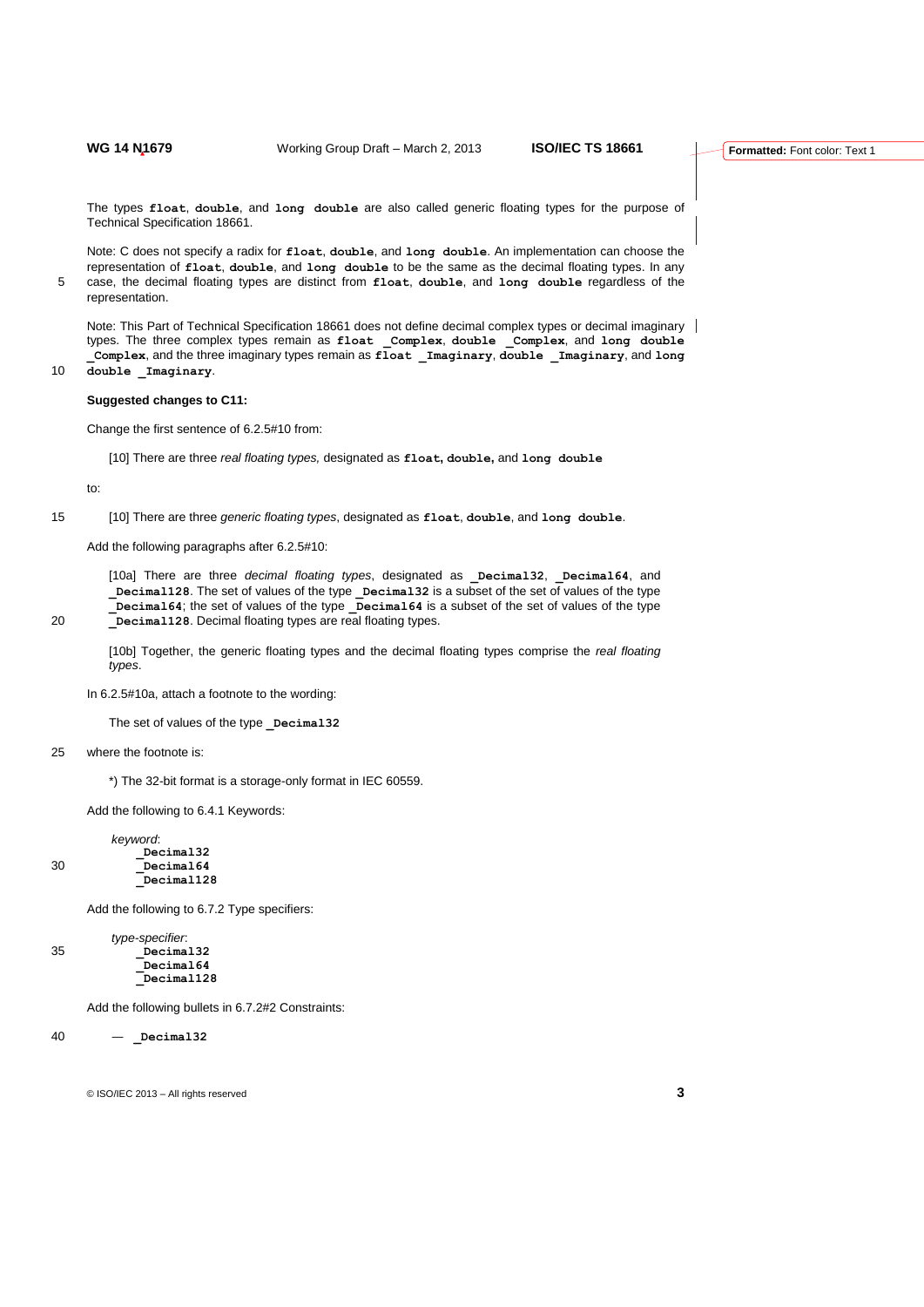The types **float**, **double**, and **long double** are also called generic floating types for the purpose of Technical Specification 18661.

Note: C does not specify a radix for **float**, **double**, and **long double**. An implementation can choose the representation of **float**, **double**, and **long double** to be the same as the decimal floating types. In any case, the decimal floating types are distinct from **float**, **double**, and **long double** regardless of the representation.

Note: This Part of Technical Specification 18661 does not define decimal complex types or decimal imaginary types. The three complex types remain as **float _Complex**, **double _Complex**, and **long double _Complex**, and the three imaginary types remain as **float _Imaginary**, **double _Imaginary**, and **long double _Imaginary**.

**Suggested changes to C11:**

Change the first sentence of 6.2.5#10 from:

> [10] There are three *real floating types,* designated as **float, double,** and **long double**

to:

> [10] There are three *generic floating types*, designated as **float**, **double**, and **long double**.

Add the following paragraphs after 6.2.5#10:

> [10a] There are three *decimal floating types*, designated as **_Decimal32**, **_Decimal64**, and **_Decimal128**. The set of values of the type **_Decimal32** is a subset of the set of values of the type **_Decimal64**; the set of values of the type **_Decimal64** is a subset of the set of values of the type **_Decimal128**. Decimal floating types are real floating types.
>
> [10b] Together, the generic floating types and the decimal floating types comprise the *real floating types*.

In 6.2.5#10a, attach a footnote to the wording:

> The set of values of the type **_Decimal32**

where the footnote is:

> *) The 32-bit format is a storage-only format in IEC 60559.

Add the following to 6.4.1 Keywords:

> *keyword*:
> **_Decimal32**
> **_Decimal64**
> **_Decimal128**

Add the following to 6.7.2 Type specifiers:

> *type-specifier*:
> **_Decimal32**
> **_Decimal64**
> **_Decimal128**

Add the following bullets in 6.7.2#2 Constraints:

> — **_Decimal32**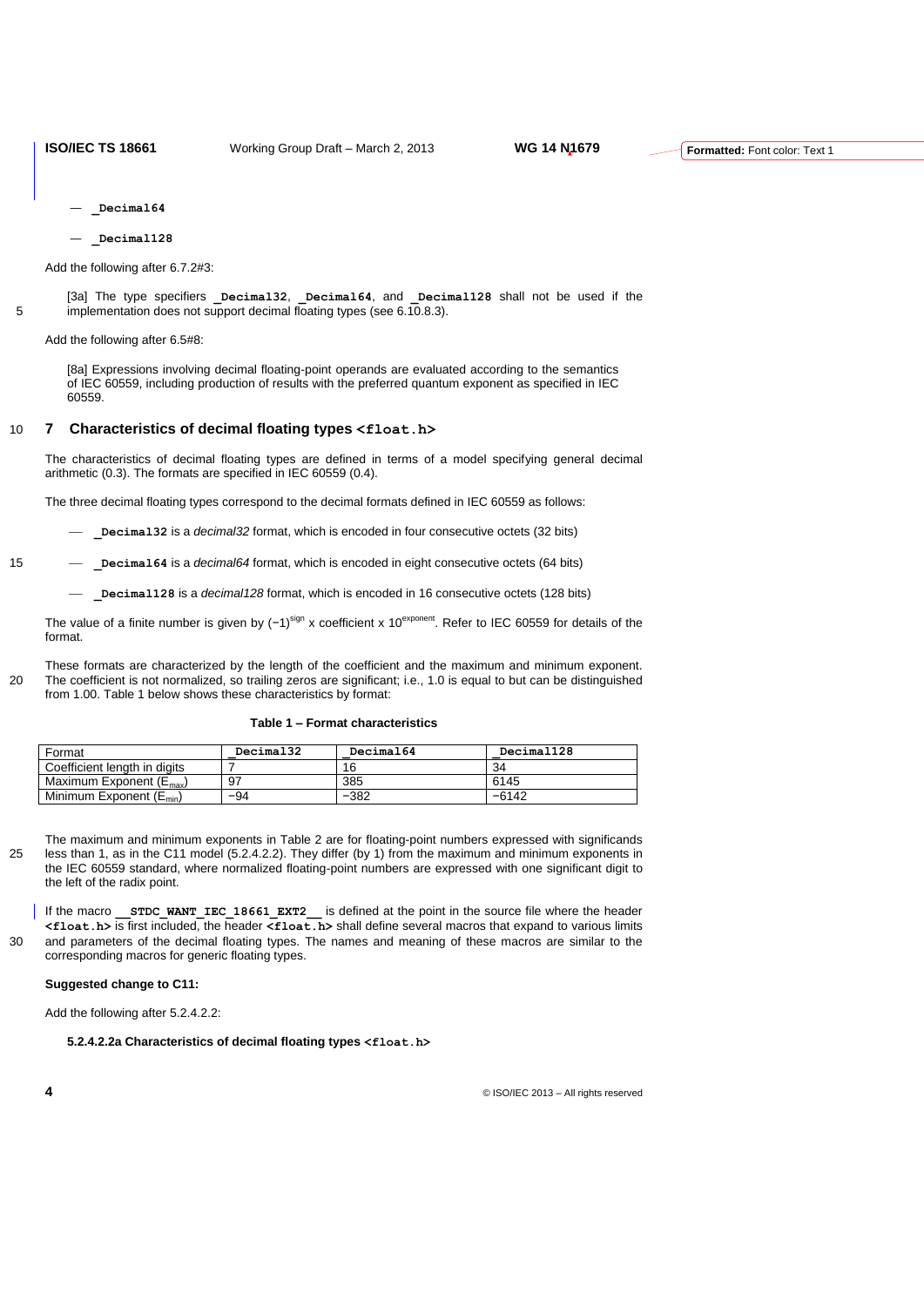— **_Decimal64**

— **_Decimal128**

Add the following after 6.7.2#3:

> [3a] The type specifiers **_Decimal32**, **_Decimal64**, and **_Decimal128** shall not be used if the implementation does not support decimal floating types (see 6.10.8.3).

Add the following after 6.5#8:

> [8a] Expressions involving decimal floating-point operands are evaluated according to the semantics of IEC 60559, including production of results with the preferred quantum exponent as specified in IEC 60559.

# 7 Characteristics of decimal floating types `<float.h>`

The characteristics of decimal floating types are defined in terms of a model specifying general decimal arithmetic (0.3). The formats are specified in IEC 60559 (0.4).

The three decimal floating types correspond to the decimal formats defined in IEC 60559 as follows:

- **_Decimal32** is a *decimal32* format, which is encoded in four consecutive octets (32 bits)
- **_Decimal64** is a *decimal64* format, which is encoded in eight consecutive octets (64 bits)
- **_Decimal128** is a *decimal128* format, which is encoded in 16 consecutive octets (128 bits)

The value of a finite number is given by $(-1)^{sign}$ x coefficient x $10^{exponent}$. Refer to IEC 60559 for details of the format.

These formats are characterized by the length of the coefficient and the maximum and minimum exponent. The coefficient is not normalized, so trailing zeros are significant; i.e., 1.0 is equal to but can be distinguished from 1.00. Table 1 below shows these characteristics by format:

**Table 1 – Format characteristics**

| Format | _Decimal32 | _Decimal64 | _Decimal128 |
|---|---|---|---|
| Coefficient length in digits | 7 | 16 | 34 |
| Maximum Exponent ($E_{max}$) | 97 | 385 | 6145 |
| Minimum Exponent ($E_{min}$) | −94 | −382 | −6142 |

The maximum and minimum exponents in Table 2 are for floating-point numbers expressed with significands less than 1, as in the C11 model (5.2.4.2.2). They differ (by 1) from the maximum and minimum exponents in the IEC 60559 standard, where normalized floating-point numbers are expressed with one significant digit to the left of the radix point.

If the macro **__STDC_WANT_IEC_18661_EXT2__** is defined at the point in the source file where the header **<float.h>** is first included, the header **<float.h>** shall define several macros that expand to various limits and parameters of the decimal floating types. The names and meaning of these macros are similar to the corresponding macros for generic floating types.

**Suggested change to C11:**

Add the following after 5.2.4.2.2:

> **5.2.4.2.2a Characteristics of decimal floating types `<float.h>`**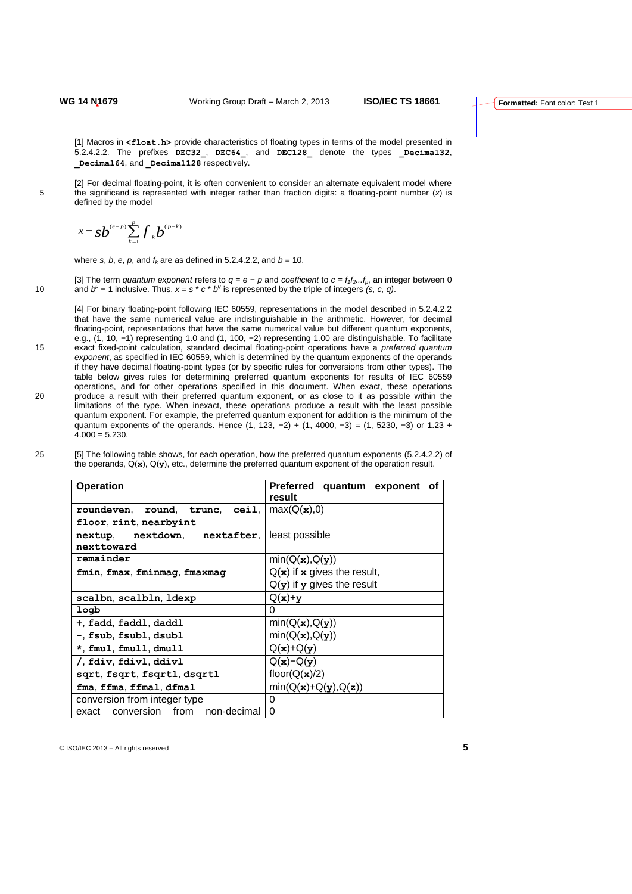[1] Macros in **<float.h>** provide characteristics of floating types in terms of the model presented in 5.2.4.2.2. The prefixes **DEC32_**, **DEC64_**, and **DEC128_** denote the types **_Decimal32**, **_Decimal64**, and **_Decimal128** respectively.

[2] For decimal floating-point, it is often convenient to consider an alternate equivalent model where the significand is represented with integer rather than fraction digits: a floating-point number ($x$) is defined by the model

$$x = sb^{(e-p)} \sum_{k=1}^{p} f_k b^{(p-k)}$$

where $s$, $b$, $e$, $p$, and $f_k$ are as defined in 5.2.4.2.2, and $b = 10$.

[3] The term *quantum exponent* refers to $q = e - p$ and *coefficient* to $c = f_1 f_2 \ldots f_p$, an integer between 0 and $b^p - 1$ inclusive. Thus, $x = s * c * b^q$ is represented by the triple of integers *(s, c, q)*.

[4] For binary floating-point following IEC 60559, representations in the model described in 5.2.4.2.2 that have the same numerical value are indistinguishable in the arithmetic. However, for decimal floating-point, representations that have the same numerical value but different quantum exponents, e.g., (1, 10, −1) representing 1.0 and (1, 100, −2) representing 1.00 are distinguishable. To facilitate exact fixed-point calculation, standard decimal floating-point operations have a *preferred quantum exponent*, as specified in IEC 60559, which is determined by the quantum exponents of the operands if they have decimal floating-point types (or by specific rules for conversions from other types). The table below gives rules for determining preferred quantum exponents for results of IEC 60559 operations, and for other operations specified in this document. When exact, these operations produce a result with their preferred quantum exponent, or as close to it as possible within the limitations of the type. When inexact, these operations produce a result with the least possible quantum exponent. For example, the preferred quantum exponent for addition is the minimum of the quantum exponents of the operands. Hence (1, 123, −2) + (1, 4000, −3) = (1, 5230, −3) or 1.23 + 4.000 = 5.230.

[5] The following table shows, for each operation, how the preferred quantum exponents (5.2.4.2.2) of the operands, Q(**x**), Q(**y**), etc., determine the preferred quantum exponent of the operation result.

| **Operation** | **Preferred quantum exponent of result** |
|---|---|
| **roundeven**, **round**, **trunc**, **ceil**, **floor**, **rint**, **nearbyint** | max(Q(**x**),0) |
| **nextup**, **nextdown**, **nextafter**, **nexttoward** | least possible |
| **remainder** | min(Q(**x**),Q(**y**)) |
| **fmin**, **fmax**, **fminmag**, **fmaxmag** | Q(**x**) if **x** gives the result, Q(**y**) if **y** gives the result |
| **scalbn**, **scalbln**, **ldexp** | Q(**x**)+**y** |
| **logb** | 0 |
| **+**, **fadd**, **faddl**, **daddl** | min(Q(**x**),Q(**y**)) |
| **−**, **fsub**, **fsubl**, **dsubl** | min(Q(**x**),Q(**y**)) |
| **\***, **fmul**, **fmull**, **dmull** | Q(**x**)+Q(**y**) |
| **/**, **fdiv**, **fdivl**, **ddivl** | Q(**x**)−Q(**y**) |
| **sqrt**, **fsqrt**, **fsqrtl**, **dsqrtl** | floor(Q(**x**)/2) |
| **fma**, **ffma**, **ffmal**, **dfmal** | min(Q(**x**)+Q(**y**),Q(**z**)) |
| conversion from integer type | 0 |
| exact conversion from non-decimal | 0 |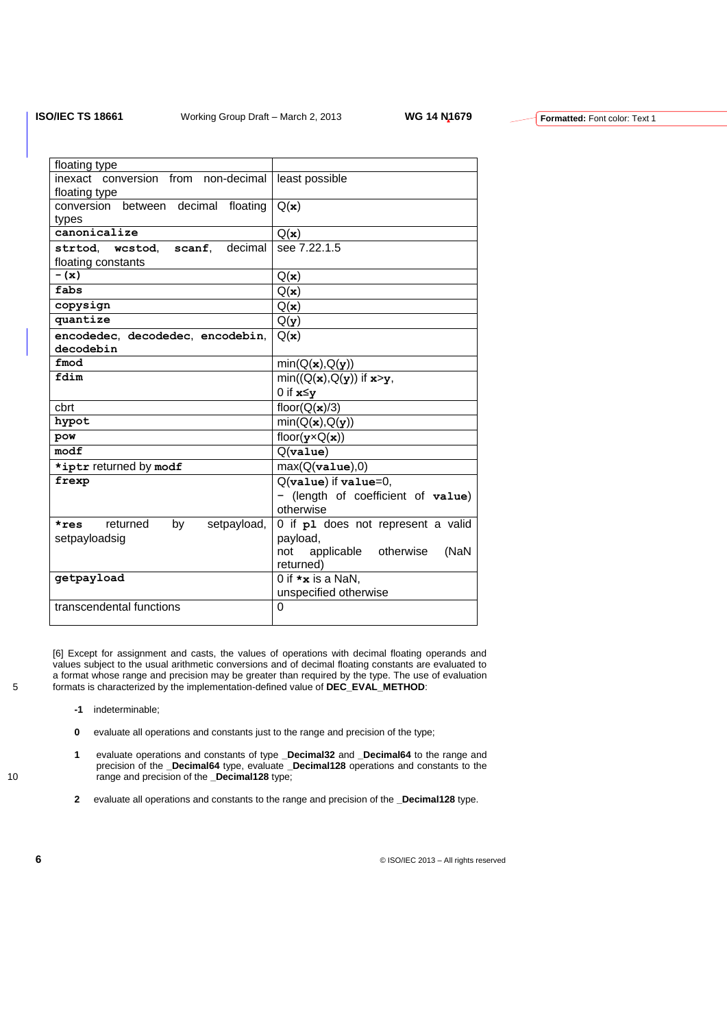| | |
|---|---|
| floating type | |
| inexact conversion from non-decimal floating type | least possible |
| conversion between decimal floating types | Q(**x**) |
| **canonicalize** | Q(**x**) |
| **strtod**, **wcstod**, **scanf**, decimal floating constants | see 7.22.1.5 |
| **-(x)** | Q(**x**) |
| **fabs** | Q(**x**) |
| **copysign** | Q(**x**) |
| **quantize** | Q(**y**) |
| **encodedec**, **decodedec**, **encodebin**, **decodebin** | Q(**x**) |
| **fmod** | min(Q(**x**),Q(**y**)) |
| **fdim** | min((Q(**x**),Q(**y**)) if **x**>**y**, 0 if **x**≤**y** |
| cbrt | floor(Q(**x**)/3) |
| **hypot** | min(Q(**x**),Q(**y**)) |
| **pow** | floor(**y**×Q(**x**)) |
| **modf** | Q(**value**) |
| ***iptr** returned by **modf** | max(Q(**value**),0) |
| **frexp** | Q(**value**) if **value**=0, − (length of coefficient of **value**) otherwise |
| ***res** returned by setpayload, setpayloadsig | 0 if **pl** does not represent a valid payload, not applicable otherwise (NaN returned) |
| **getpayload** | 0 if ***x** is a NaN, unspecified otherwise |
| transcendental functions | 0 |

[6] Except for assignment and casts, the values of operations with decimal floating operands and values subject to the usual arithmetic conversions and of decimal floating constants are evaluated to a format whose range and precision may be greater than required by the type. The use of evaluation formats is characterized by the implementation-defined value of **DEC_EVAL_METHOD**:

**-1** indeterminable;

**0** evaluate all operations and constants just to the range and precision of the type;

**1** evaluate operations and constants of type **_Decimal32** and **_Decimal64** to the range and precision of the **_Decimal64** type, evaluate **_Decimal128** operations and constants to the range and precision of the **_Decimal128** type;

**2** evaluate all operations and constants to the range and precision of the **_Decimal128** type.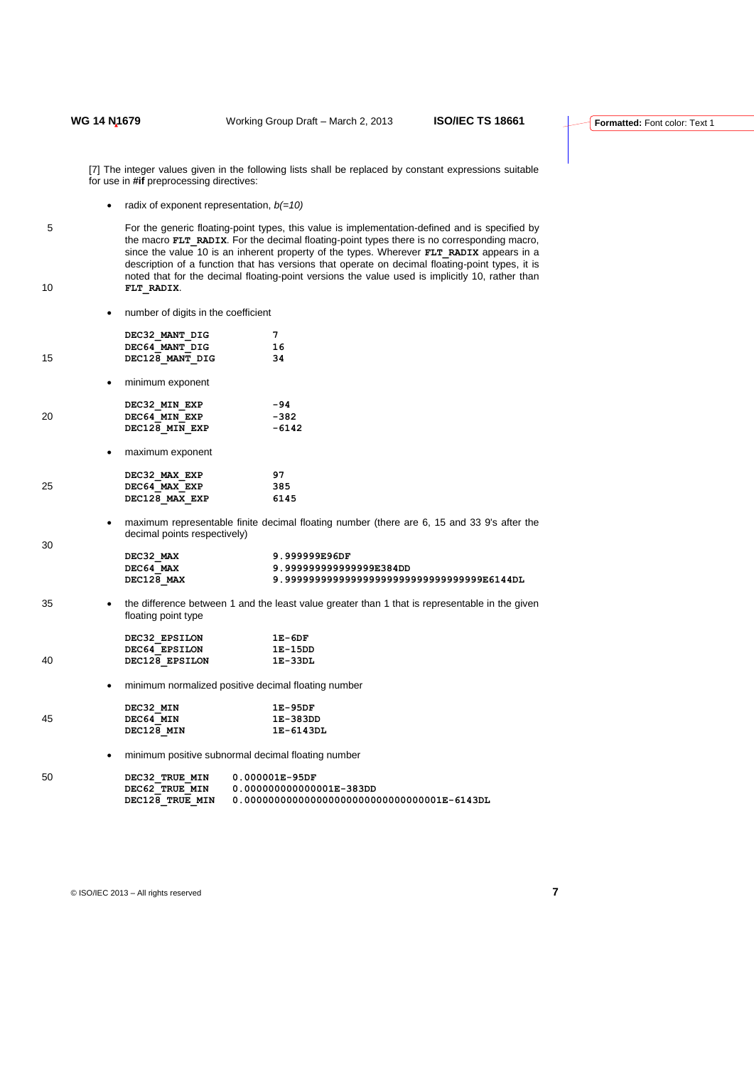[7] The integer values given in the following lists shall be replaced by constant expressions suitable for use in **#if** preprocessing directives:

- radix of exponent representation, *b(=10)*

  For the generic floating-point types, this value is implementation-defined and is specified by the macro **FLT_RADIX**. For the decimal floating-point types there is no corresponding macro, since the value 10 is an inherent property of the types. Wherever **FLT_RADIX** appears in a description of a function that has versions that operate on decimal floating-point types, it is noted that for the decimal floating-point versions the value used is implicitly 10, rather than **FLT_RADIX**.

- number of digits in the coefficient

```
DEC32_MANT_DIG       7
DEC64_MANT_DIG       16
DEC128_MANT_DIG      34
```

- minimum exponent

```
DEC32_MIN_EXP        -94
DEC64_MIN_EXP        -382
DEC128_MIN_EXP       -6142
```

- maximum exponent

```
DEC32_MAX_EXP        97
DEC64_MAX_EXP        385
DEC128_MAX_EXP       6145
```

- maximum representable finite decimal floating number (there are 6, 15 and 33 9's after the decimal points respectively)

```
DEC32_MAX            9.999999E96DF
DEC64_MAX            9.999999999999999E384DD
DEC128_MAX           9.999999999999999999999999999999999E6144DL
```

- the difference between 1 and the least value greater than 1 that is representable in the given floating point type

```
DEC32_EPSILON        1E-6DF
DEC64_EPSILON        1E-15DD
DEC128_EPSILON       1E-33DL
```

- minimum normalized positive decimal floating number

```
DEC32_MIN            1E-95DF
DEC64_MIN            1E-383DD
DEC128_MIN           1E-6143DL
```

- minimum positive subnormal decimal floating number

```
DEC32_TRUE_MIN     0.000001E-95DF
DEC62_TRUE_MIN     0.000000000000001E-383DD
DEC128_TRUE_MIN    0.000000000000000000000000000000001E-6143DL
```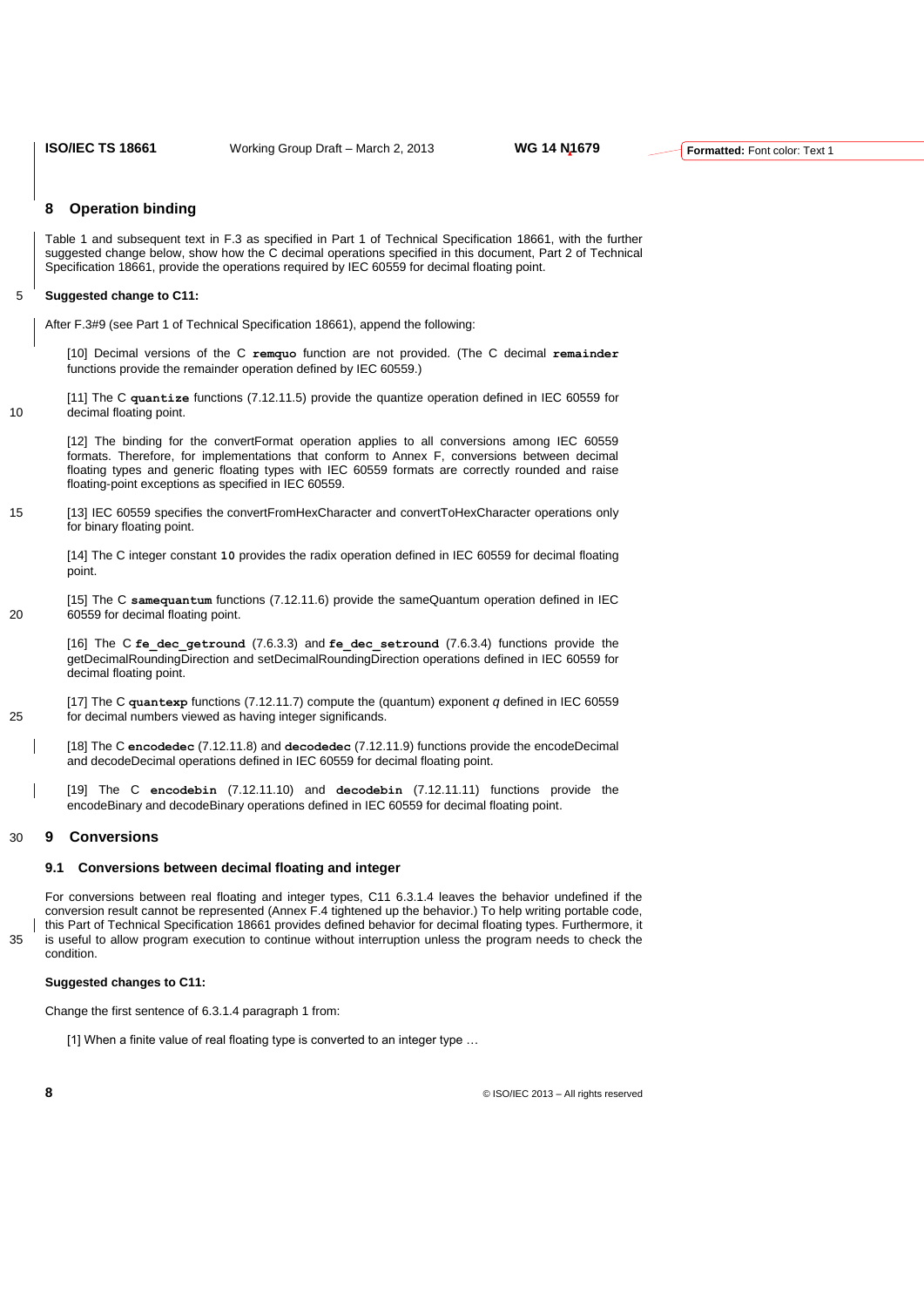## 8 Operation binding

Table 1 and subsequent text in F.3 as specified in Part 1 of Technical Specification 18661, with the further suggested change below, show how the C decimal operations specified in this document, Part 2 of Technical Specification 18661, provide the operations required by IEC 60559 for decimal floating point.

**Suggested change to C11:**

After F.3#9 (see Part 1 of Technical Specification 18661), append the following:

> [10] Decimal versions of the C **remquo** function are not provided. (The C decimal **remainder** functions provide the remainder operation defined by IEC 60559.)
>
> [11] The C **quantize** functions (7.12.11.5) provide the quantize operation defined in IEC 60559 for decimal floating point.
>
> [12] The binding for the convertFormat operation applies to all conversions among IEC 60559 formats. Therefore, for implementations that conform to Annex F, conversions between decimal floating types and generic floating types with IEC 60559 formats are correctly rounded and raise floating-point exceptions as specified in IEC 60559.
>
> [13] IEC 60559 specifies the convertFromHexCharacter and convertToHexCharacter operations only for binary floating point.
>
> [14] The C integer constant **10** provides the radix operation defined in IEC 60559 for decimal floating point.
>
> [15] The C **samequantum** functions (7.12.11.6) provide the sameQuantum operation defined in IEC 60559 for decimal floating point.
>
> [16] The C **fe_dec_getround** (7.6.3.3) and **fe_dec_setround** (7.6.3.4) functions provide the getDecimalRoundingDirection and setDecimalRoundingDirection operations defined in IEC 60559 for decimal floating point.
>
> [17] The C **quantexp** functions (7.12.11.7) compute the (quantum) exponent *q* defined in IEC 60559 for decimal numbers viewed as having integer significands.
>
> [18] The C **encodedec** (7.12.11.8) and **decodedec** (7.12.11.9) functions provide the encodeDecimal and decodeDecimal operations defined in IEC 60559 for decimal floating point.
>
> [19] The C **encodebin** (7.12.11.10) and **decodebin** (7.12.11.11) functions provide the encodeBinary and decodeBinary operations defined in IEC 60559 for decimal floating point.

## 9 Conversions

### 9.1 Conversions between decimal floating and integer

For conversions between real floating and integer types, C11 6.3.1.4 leaves the behavior undefined if the conversion result cannot be represented (Annex F.4 tightened up the behavior.) To help writing portable code, this Part of Technical Specification 18661 provides defined behavior for decimal floating types. Furthermore, it is useful to allow program execution to continue without interruption unless the program needs to check the condition.

**Suggested changes to C11:**

Change the first sentence of 6.3.1.4 paragraph 1 from:

> [1] When a finite value of real floating type is converted to an integer type …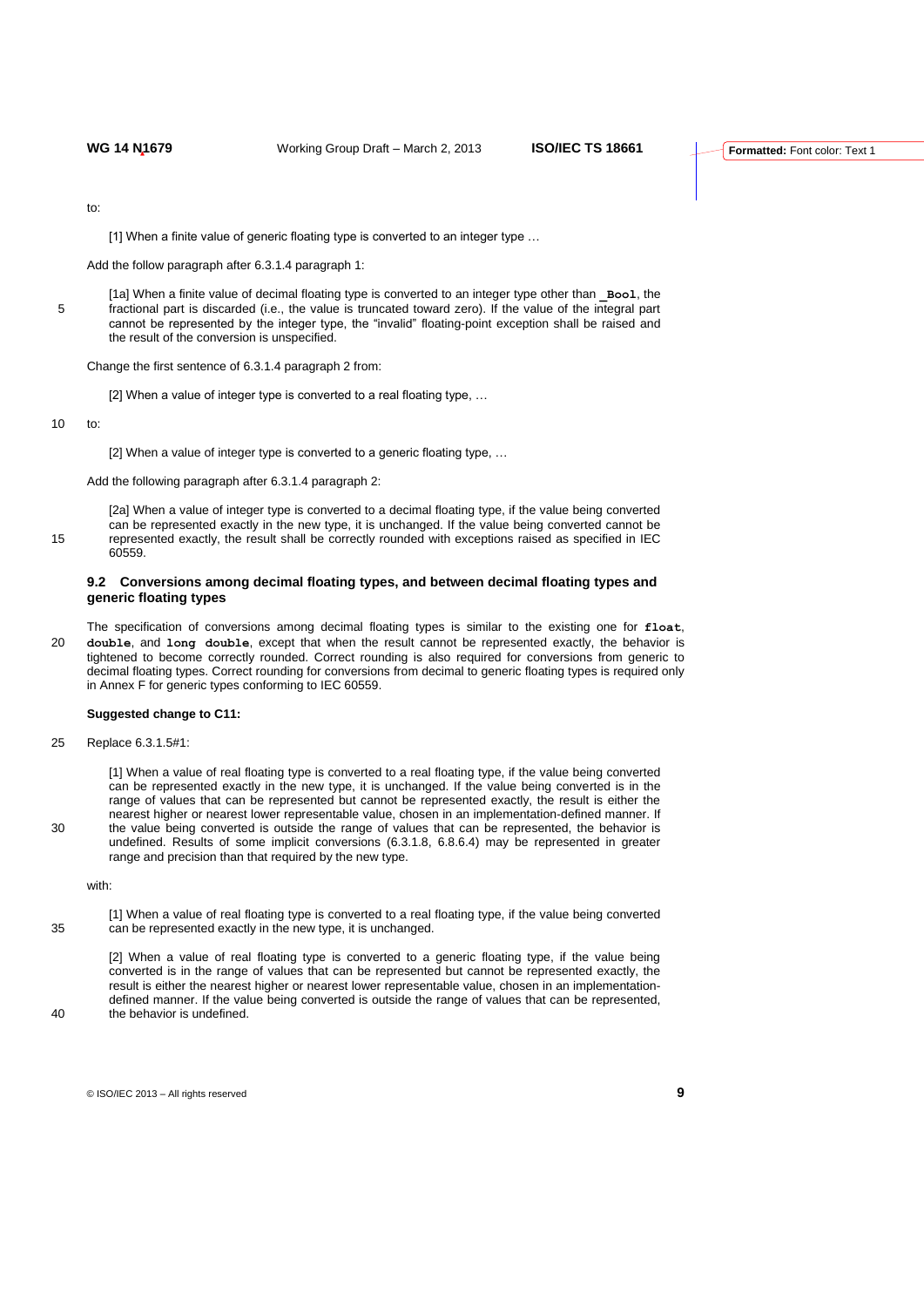to:

[1] When a finite value of generic floating type is converted to an integer type …

Add the follow paragraph after 6.3.1.4 paragraph 1:

[1a] When a finite value of decimal floating type is converted to an integer type other than **_Bool**, the fractional part is discarded (i.e., the value is truncated toward zero). If the value of the integral part cannot be represented by the integer type, the "invalid" floating-point exception shall be raised and the result of the conversion is unspecified.

Change the first sentence of 6.3.1.4 paragraph 2 from:

[2] When a value of integer type is converted to a real floating type, …

to:

[2] When a value of integer type is converted to a generic floating type, …

Add the following paragraph after 6.3.1.4 paragraph 2:

[2a] When a value of integer type is converted to a decimal floating type, if the value being converted can be represented exactly in the new type, it is unchanged. If the value being converted cannot be represented exactly, the result shall be correctly rounded with exceptions raised as specified in IEC 60559.

## 9.2 Conversions among decimal floating types, and between decimal floating types and generic floating types

The specification of conversions among decimal floating types is similar to the existing one for **float**, **double**, and **long double**, except that when the result cannot be represented exactly, the behavior is tightened to become correctly rounded. Correct rounding is also required for conversions from generic to decimal floating types. Correct rounding for conversions from decimal to generic floating types is required only in Annex F for generic types conforming to IEC 60559.

**Suggested change to C11:**

Replace 6.3.1.5#1:

[1] When a value of real floating type is converted to a real floating type, if the value being converted can be represented exactly in the new type, it is unchanged. If the value being converted is in the range of values that can be represented but cannot be represented exactly, the result is either the nearest higher or nearest lower representable value, chosen in an implementation-defined manner. If the value being converted is outside the range of values that can be represented, the behavior is undefined. Results of some implicit conversions (6.3.1.8, 6.8.6.4) may be represented in greater range and precision than that required by the new type.

with:

[1] When a value of real floating type is converted to a real floating type, if the value being converted can be represented exactly in the new type, it is unchanged.

[2] When a value of real floating type is converted to a generic floating type, if the value being converted is in the range of values that can be represented but cannot be represented exactly, the result is either the nearest higher or nearest lower representable value, chosen in an implementation-defined manner. If the value being converted is outside the range of values that can be represented, the behavior is undefined.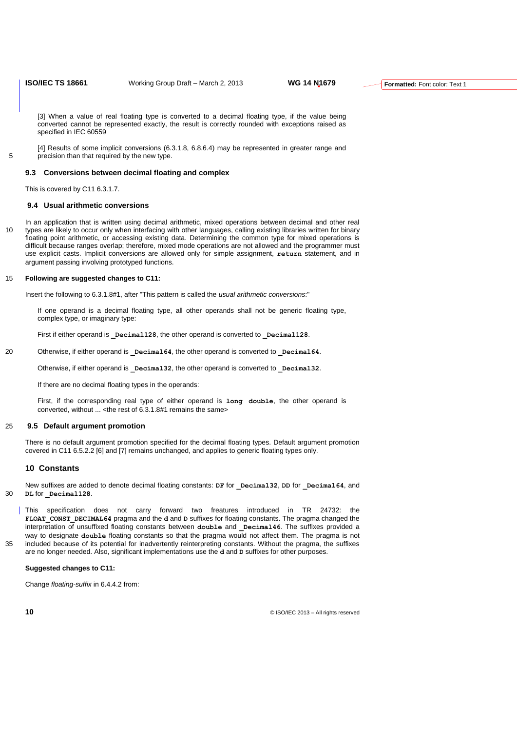[3] When a value of real floating type is converted to a decimal floating type, if the value being converted cannot be represented exactly, the result is correctly rounded with exceptions raised as specified in IEC 60559

[4] Results of some implicit conversions (6.3.1.8, 6.8.6.4) may be represented in greater range and precision than that required by the new type.

### 9.3 Conversions between decimal floating and complex

This is covered by C11 6.3.1.7.

### 9.4 Usual arithmetic conversions

In an application that is written using decimal arithmetic, mixed operations between decimal and other real types are likely to occur only when interfacing with other languages, calling existing libraries written for binary floating point arithmetic, or accessing existing data. Determining the common type for mixed operations is difficult because ranges overlap; therefore, mixed mode operations are not allowed and the programmer must use explicit casts. Implicit conversions are allowed only for simple assignment, **return** statement, and in argument passing involving prototyped functions.

**Following are suggested changes to C11:**

Insert the following to 6.3.1.8#1, after "This pattern is called the *usual arithmetic conversions*:"

> If one operand is a decimal floating type, all other operands shall not be generic floating type, complex type, or imaginary type:
>
> First if either operand is **_Decimal128**, the other operand is converted to **_Decimal128**.
>
> Otherwise, if either operand is **_Decimal64**, the other operand is converted to **_Decimal64**.
>
> Otherwise, if either operand is **_Decimal32**, the other operand is converted to **_Decimal32**.
>
> If there are no decimal floating types in the operands:
>
> First, if the corresponding real type of either operand is **long double**, the other operand is converted, without ... <the rest of 6.3.1.8#1 remains the same>

### 9.5 Default argument promotion

There is no default argument promotion specified for the decimal floating types. Default argument promotion covered in C11 6.5.2.2 [6] and [7] remains unchanged, and applies to generic floating types only.

## 10 Constants

New suffixes are added to denote decimal floating constants: **DF** for **_Decimal32**, **DD** for **_Decimal64**, and **DL** for **_Decimal128**.

This specification does not carry forward two freatures introduced in TR 24732: the **FLOAT_CONST_DECIMAL64** pragma and the **d** and **D** suffixes for floating constants. The pragma changed the interpretation of unsuffixed floating constants between **double** and **_Decimal46**. The suffixes provided a way to designate **double** floating constants so that the pragma would not affect them. The pragma is not included because of its potential for inadvertently reinterpreting constants. Without the pragma, the suffixes are no longer needed. Also, significant implementations use the **d** and **D** suffixes for other purposes.

**Suggested changes to C11:**

Change *floating-suffix* in 6.4.4.2 from: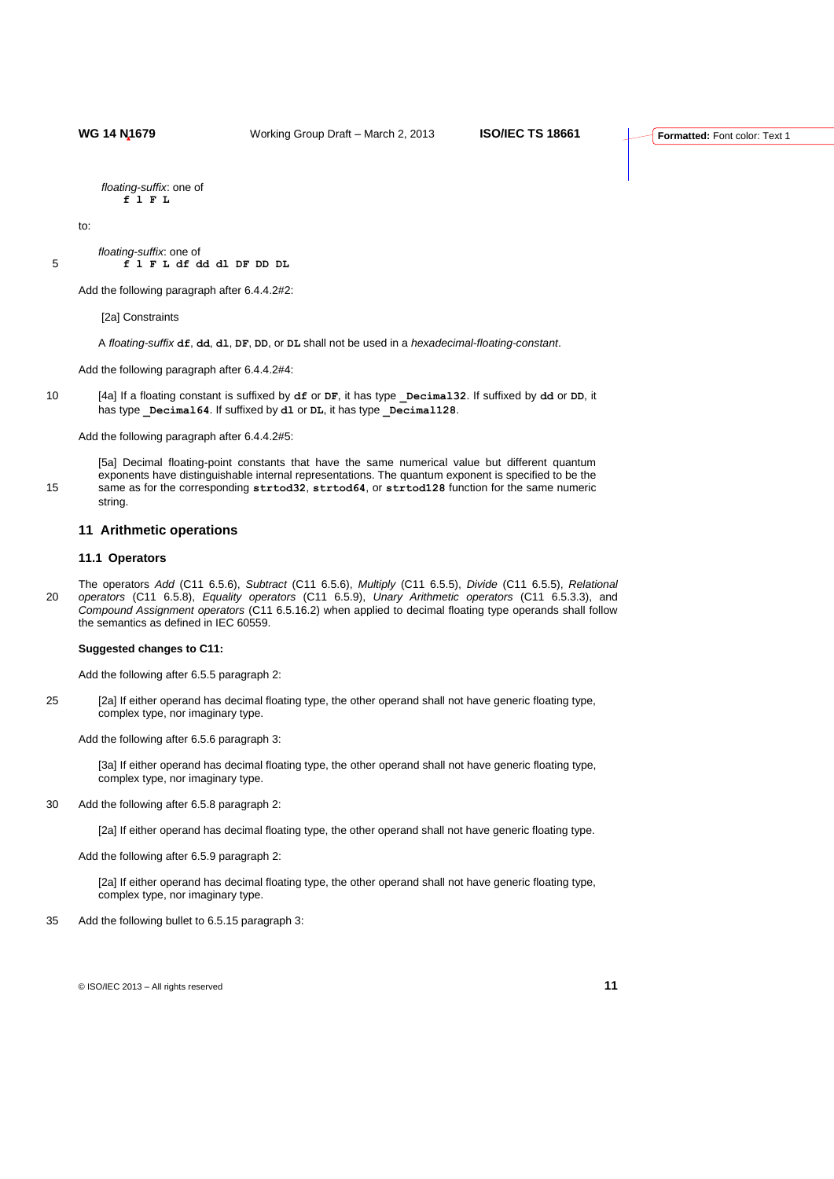*floating-suffix*: one of
**f l F L**

to:

*floating-suffix*: one of
**f l F L df dd dl DF DD DL**

Add the following paragraph after 6.4.4.2#2:

[2a] Constraints

A *floating-suffix* **df**, **dd**, **dl**, **DF**, **DD**, or **DL** shall not be used in a *hexadecimal-floating-constant*.

Add the following paragraph after 6.4.4.2#4:

[4a] If a floating constant is suffixed by **df** or **DF**, it has type **_Decimal32**. If suffixed by **dd** or **DD**, it has type **_Decimal64**. If suffixed by **dl** or **DL**, it has type **_Decimal128**.

Add the following paragraph after 6.4.4.2#5:

[5a] Decimal floating-point constants that have the same numerical value but different quantum exponents have distinguishable internal representations. The quantum exponent is specified to be the same as for the corresponding **strtod32**, **strtod64**, or **strtod128** function for the same numeric string.

## 11 Arithmetic operations

### 11.1 Operators

The operators *Add* (C11 6.5.6), *Subtract* (C11 6.5.6), *Multiply* (C11 6.5.5), *Divide* (C11 6.5.5), *Relational operators* (C11 6.5.8), *Equality operators* (C11 6.5.9), *Unary Arithmetic operators* (C11 6.5.3.3), and *Compound Assignment operators* (C11 6.5.16.2) when applied to decimal floating type operands shall follow the semantics as defined in IEC 60559.

**Suggested changes to C11:**

Add the following after 6.5.5 paragraph 2:

[2a] If either operand has decimal floating type, the other operand shall not have generic floating type, complex type, nor imaginary type.

Add the following after 6.5.6 paragraph 3:

[3a] If either operand has decimal floating type, the other operand shall not have generic floating type, complex type, nor imaginary type.

Add the following after 6.5.8 paragraph 2:

[2a] If either operand has decimal floating type, the other operand shall not have generic floating type.

Add the following after 6.5.9 paragraph 2:

[2a] If either operand has decimal floating type, the other operand shall not have generic floating type, complex type, nor imaginary type.

Add the following bullet to 6.5.15 paragraph 3: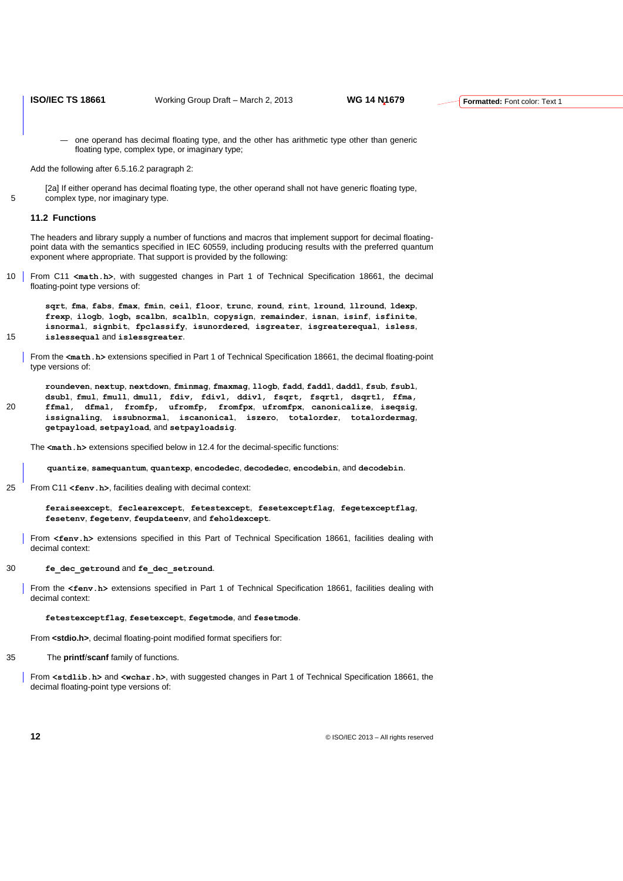— one operand has decimal floating type, and the other has arithmetic type other than generic floating type, complex type, or imaginary type;

Add the following after 6.5.16.2 paragraph 2:

[2a] If either operand has decimal floating type, the other operand shall not have generic floating type, complex type, nor imaginary type.

### 11.2 Functions

The headers and library supply a number of functions and macros that implement support for decimal floating-point data with the semantics specified in IEC 60559, including producing results with the preferred quantum exponent where appropriate. That support is provided by the following:

From C11 **<math.h>**, with suggested changes in Part 1 of Technical Specification 18661, the decimal floating-point type versions of:

**sqrt**, **fma**, **fabs**, **fmax**, **fmin**, **ceil**, **floor**, **trunc**, **round**, **rint**, **lround**, **llround**, **ldexp**, **frexp**, **ilogb**, **logb,** **scalbn**, **scalbln**, **copysign**, **remainder**, **isnan**, **isinf**, **isfinite**, **isnormal**, **signbit**, **fpclassify**, **isunordered**, **isgreater**, **isgreaterequal**, **isless**, **islessequal** and **islessgreater**.

From the **<math.h>** extensions specified in Part 1 of Technical Specification 18661, the decimal floating-point type versions of:

**roundeven**, **nextup**, **nextdown**, **fminmag**, **fmaxmag**, **llogb**, **fadd**, **faddl**, **daddl**, **fsub**, **fsubl**, **dsubl**, **fmul**, **fmull**, **dmull**, **fdiv**, **fdivl**, **ddivl**, **fsqrt**, **fsqrtl**, **dsqrtl**, **ffma**, **ffmal**, **dfmal**, **fromfp**, **ufromfp**, **fromfpx**, **ufromfpx**, **canonicalize**, **iseqsig**, **issignaling**, **issubnormal**, **iscanonical**, **iszero**, **totalorder**, **totalordermag**, **getpayload**, **setpayload**, and **setpayloadsig**.

The **<math.h>** extensions specified below in 12.4 for the decimal-specific functions:

**quantize**, **samequantum**, **quantexp**, **encodedec**, **decodedec**, **encodebin**, and **decodebin**.

From C11 **<fenv.h>**, facilities dealing with decimal context:

**feraiseexcept**, **feclearexcept**, **fetestexcept**, **fesetexceptflag**, **fegetexceptflag**, **fesetenv**, **fegetenv**, **feupdateenv**, and **feholdexcept**.

From **<fenv.h>** extensions specified in this Part of Technical Specification 18661, facilities dealing with decimal context:

**fe_dec_getround** and **fe_dec_setround**.

From the **<fenv.h>** extensions specified in Part 1 of Technical Specification 18661, facilities dealing with decimal context:

**fetestexceptflag**, **fesetexcept**, **fegetmode**, and **fesetmode**.

From **<stdio.h>**, decimal floating-point modified format specifiers for:

The **printf**/**scanf** family of functions.

From **<stdlib.h>** and **<wchar.h>**, with suggested changes in Part 1 of Technical Specification 18661, the decimal floating-point type versions of: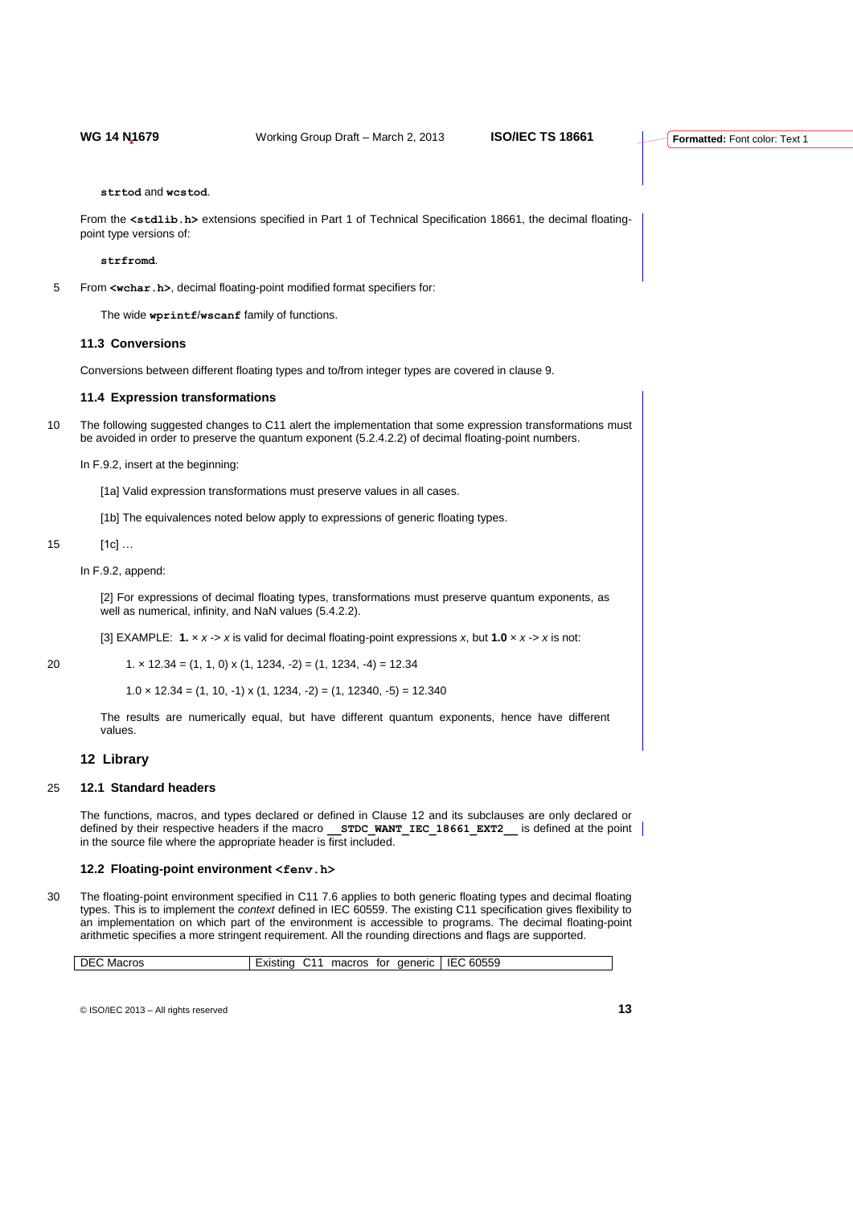**strtod** and **wcstod**.

From the **<stdlib.h>** extensions specified in Part 1 of Technical Specification 18661, the decimal floating-point type versions of:

**strfromd**.

From **<wchar.h>**, decimal floating-point modified format specifiers for:

The wide **wprintf**/**wscanf** family of functions.

### 11.3 Conversions

Conversions between different floating types and to/from integer types are covered in clause 9.

### 11.4 Expression transformations

The following suggested changes to C11 alert the implementation that some expression transformations must be avoided in order to preserve the quantum exponent (5.2.4.2.2) of decimal floating-point numbers.

In F.9.2, insert at the beginning:

> [1a] Valid expression transformations must preserve values in all cases.
>
> [1b] The equivalences noted below apply to expressions of generic floating types.
>
> [1c] …

In F.9.2, append:

> [2] For expressions of decimal floating types, transformations must preserve quantum exponents, as well as numerical, infinity, and NaN values (5.4.2.2).
>
> [3] EXAMPLE: **1.** × *x* -> *x* is valid for decimal floating-point expressions *x*, but **1.0** × *x* -> *x* is not:
>
> 1. × 12.34 = (1, 1, 0) x (1, 1234, -2) = (1, 1234, -4) = 12.34
>
> 1.0 × 12.34 = (1, 10, -1) x (1, 1234, -2) = (1, 12340, -5) = 12.340
>
> The results are numerically equal, but have different quantum exponents, hence have different values.

## 12 Library

### 12.1 Standard headers

The functions, macros, and types declared or defined in Clause 12 and its subclauses are only declared or defined by their respective headers if the macro **__STDC_WANT_IEC_18661_EXT2__** is defined at the point in the source file where the appropriate header is first included.

### 12.2 Floating-point environment <fenv.h>

The floating-point environment specified in C11 7.6 applies to both generic floating types and decimal floating types. This is to implement the *context* defined in IEC 60559. The existing C11 specification gives flexibility to an implementation on which part of the environment is accessible to programs. The decimal floating-point arithmetic specifies a more stringent requirement. All the rounding directions and flags are supported.

| DEC Macros | Existing C11 macros for generic | IEC 60559 |
|---|---|---|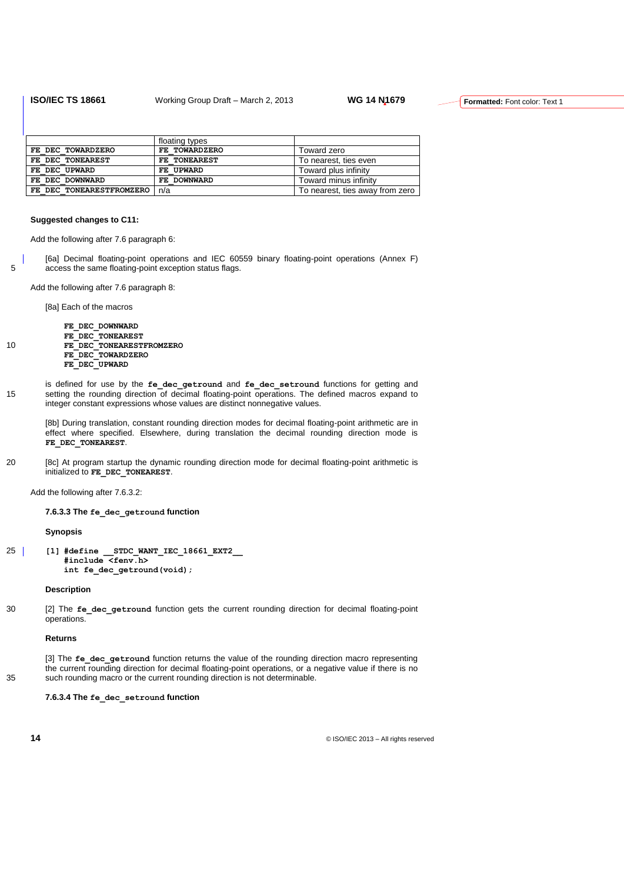| | floating types | |
|---|---|---|
| **FE_DEC_TOWARDZERO** | **FE_TOWARDZERO** | Toward zero |
| **FE_DEC_TONEAREST** | **FE_TONEAREST** | To nearest, ties even |
| **FE_DEC_UPWARD** | **FE_UPWARD** | Toward plus infinity |
| **FE_DEC_DOWNWARD** | **FE_DOWNWARD** | Toward minus infinity |
| **FE_DEC_TONEARESTFROMZERO** | n/a | To nearest, ties away from zero |

**Suggested changes to C11:**

Add the following after 7.6 paragraph 6:

[6a] Decimal floating-point operations and IEC 60559 binary floating-point operations (Annex F) access the same floating-point exception status flags.

Add the following after 7.6 paragraph 8:

[8a] Each of the macros

```
FE_DEC_DOWNWARD
FE_DEC_TONEAREST
FE_DEC_TONEARESTFROMZERO
FE_DEC_TOWARDZERO
FE_DEC_UPWARD
```

is defined for use by the **fe_dec_getround** and **fe_dec_setround** functions for getting and setting the rounding direction of decimal floating-point operations. The defined macros expand to integer constant expressions whose values are distinct nonnegative values.

[8b] During translation, constant rounding direction modes for decimal floating-point arithmetic are in effect where specified. Elsewhere, during translation the decimal rounding direction mode is **FE_DEC_TONEAREST**.

[8c] At program startup the dynamic rounding direction mode for decimal floating-point arithmetic is initialized to **FE_DEC_TONEAREST**.

Add the following after 7.6.3.2:

**7.6.3.3 The fe_dec_getround function**

**Synopsis**

```
[1] #define __STDC_WANT_IEC_18661_EXT2__
    #include <fenv.h>
    int fe_dec_getround(void);
```

**Description**

[2] The **fe_dec_getround** function gets the current rounding direction for decimal floating-point operations.

**Returns**

[3] The **fe_dec_getround** function returns the value of the rounding direction macro representing the current rounding direction for decimal floating-point operations, or a negative value if there is no such rounding macro or the current rounding direction is not determinable.

**7.6.3.4 The fe_dec_setround function**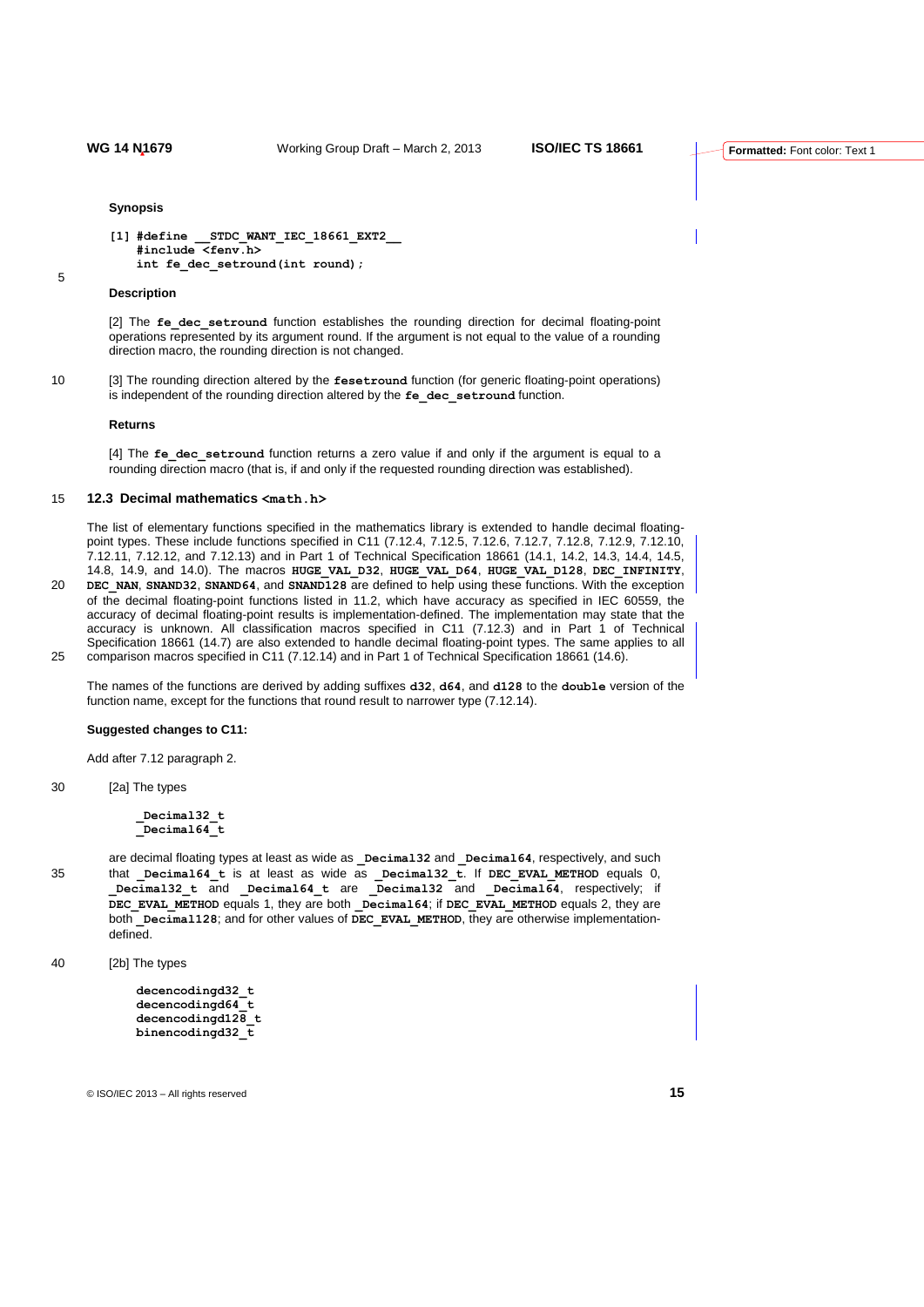**Synopsis**

```
[1] #define __STDC_WANT_IEC_18661_EXT2__
    #include <fenv.h>
    int fe_dec_setround(int round);
```

**Description**

[2] The **fe_dec_setround** function establishes the rounding direction for decimal floating-point operations represented by its argument round. If the argument is not equal to the value of a rounding direction macro, the rounding direction is not changed.

[3] The rounding direction altered by the **fesetround** function (for generic floating-point operations) is independent of the rounding direction altered by the **fe_dec_setround** function.

**Returns**

[4] The **fe_dec_setround** function returns a zero value if and only if the argument is equal to a rounding direction macro (that is, if and only if the requested rounding direction was established).

### 12.3 Decimal mathematics <math.h>

The list of elementary functions specified in the mathematics library is extended to handle decimal floating-point types. These include functions specified in C11 (7.12.4, 7.12.5, 7.12.6, 7.12.7, 7.12.8, 7.12.9, 7.12.10, 7.12.11, 7.12.12, and 7.12.13) and in Part 1 of Technical Specification 18661 (14.1, 14.2, 14.3, 14.4, 14.5, 14.8, 14.9, and 14.0). The macros **HUGE_VAL_D32**, **HUGE_VAL_D64**, **HUGE_VAL_D128**, **DEC_INFINITY**, **DEC_NAN**, **SNAND32**, **SNAND64**, and **SNAND128** are defined to help using these functions. With the exception of the decimal floating-point functions listed in 11.2, which have accuracy as specified in IEC 60559, the accuracy of decimal floating-point results is implementation-defined. The implementation may state that the accuracy is unknown. All classification macros specified in C11 (7.12.3) and in Part 1 of Technical Specification 18661 (14.7) are also extended to handle decimal floating-point types. The same applies to all comparison macros specified in C11 (7.12.14) and in Part 1 of Technical Specification 18661 (14.6).

The names of the functions are derived by adding suffixes **d32**, **d64**, and **d128** to the **double** version of the function name, except for the functions that round result to narrower type (7.12.14).

**Suggested changes to C11:**

Add after 7.12 paragraph 2.

[2a] The types

```
_Decimal32_t
_Decimal64_t
```

are decimal floating types at least as wide as **_Decimal32** and **_Decimal64**, respectively, and such that **_Decimal64_t** is at least as wide as **_Decimal32_t**. If **DEC_EVAL_METHOD** equals 0, **_Decimal32_t** and **_Decimal64_t** are **_Decimal32** and **_Decimal64**, respectively; if **DEC_EVAL_METHOD** equals 1, they are both **_Decimal64**; if **DEC_EVAL_METHOD** equals 2, they are both **_Decimal128**; and for other values of **DEC_EVAL_METHOD**, they are otherwise implementation-defined.

[2b] The types

```
decencodingd32_t
decencodingd64_t
decencodingd128_t
binencodingd32_t
```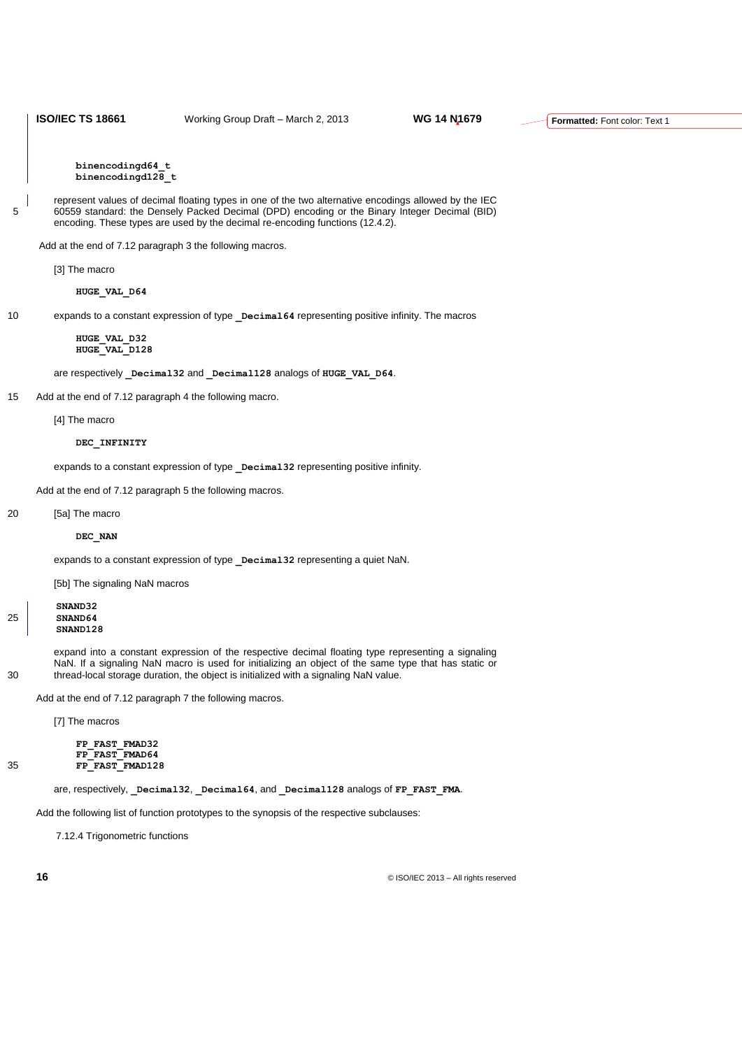```
binencodingd64_t
binencodingd128_t
```

represent values of decimal floating types in one of the two alternative encodings allowed by the IEC 60559 standard: the Densely Packed Decimal (DPD) encoding or the Binary Integer Decimal (BID) encoding. These types are used by the decimal re-encoding functions (12.4.2).

Add at the end of 7.12 paragraph 3 the following macros.

[3] The macro

```
HUGE_VAL_D64
```

expands to a constant expression of type **_Decimal64** representing positive infinity. The macros

```
HUGE_VAL_D32
HUGE_VAL_D128
```

are respectively **_Decimal32** and **_Decimal128** analogs of **HUGE_VAL_D64**.

Add at the end of 7.12 paragraph 4 the following macro.

[4] The macro

```
DEC_INFINITY
```

expands to a constant expression of type **_Decimal32** representing positive infinity.

Add at the end of 7.12 paragraph 5 the following macros.

[5a] The macro

```
DEC_NAN
```

expands to a constant expression of type **_Decimal32** representing a quiet NaN.

[5b] The signaling NaN macros

```
SNAND32
SNAND64
SNAND128
```

expand into a constant expression of the respective decimal floating type representing a signaling NaN. If a signaling NaN macro is used for initializing an object of the same type that has static or thread-local storage duration, the object is initialized with a signaling NaN value.

Add at the end of 7.12 paragraph 7 the following macros.

[7] The macros

```
FP_FAST_FMAD32
FP_FAST_FMAD64
FP_FAST_FMAD128
```

are, respectively, **_Decimal32**, **_Decimal64**, and **_Decimal128** analogs of **FP_FAST_FMA**.

Add the following list of function prototypes to the synopsis of the respective subclauses:

7.12.4 Trigonometric functions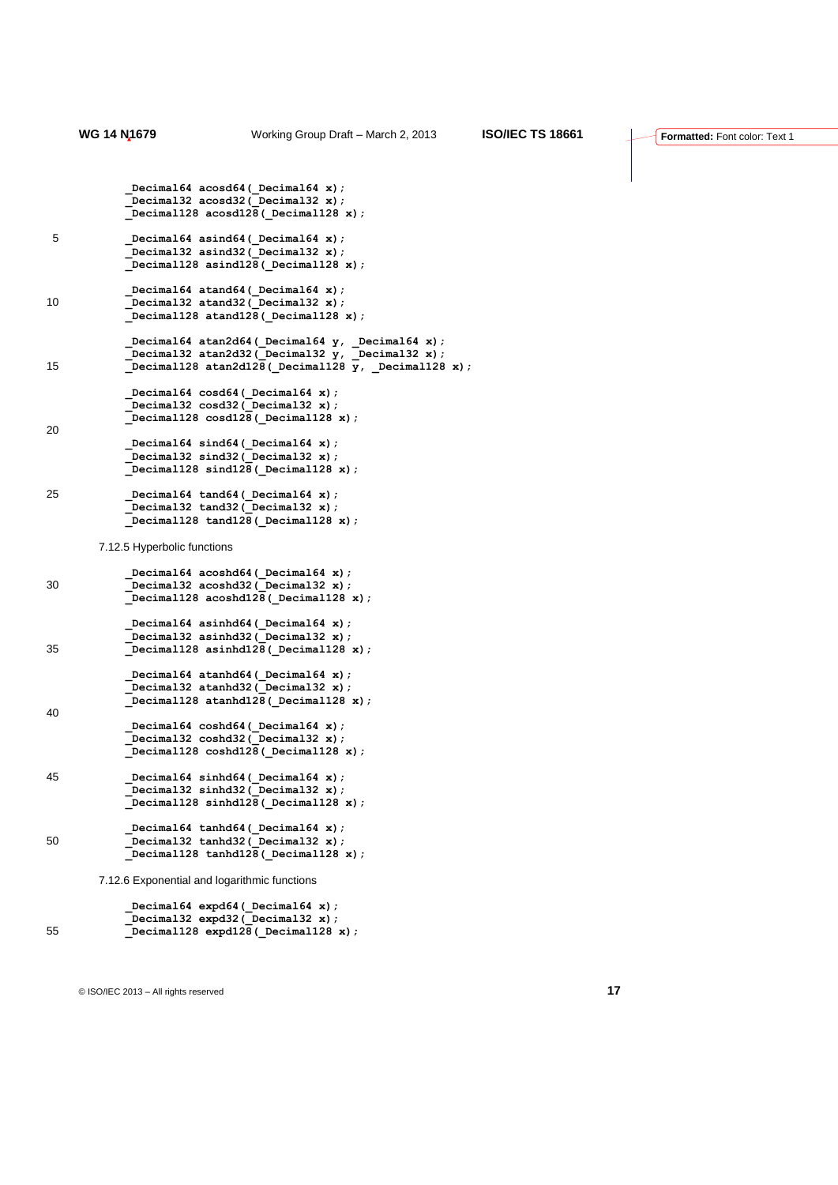```
_Decimal64 acosd64(_Decimal64 x);
_Decimal32 acosd32(_Decimal32 x);
_Decimal128 acosd128(_Decimal128 x);

_Decimal64 asind64(_Decimal64 x);
_Decimal32 asind32(_Decimal32 x);
_Decimal128 asind128(_Decimal128 x);

_Decimal64 atand64(_Decimal64 x);
_Decimal32 atand32(_Decimal32 x);
_Decimal128 atand128(_Decimal128 x);

_Decimal64 atan2d64(_Decimal64 y, _Decimal64 x);
_Decimal32 atan2d32(_Decimal32 y, _Decimal32 x);
_Decimal128 atan2d128(_Decimal128 y, _Decimal128 x);

_Decimal64 cosd64(_Decimal64 x);
_Decimal32 cosd32(_Decimal32 x);
_Decimal128 cosd128(_Decimal128 x);

_Decimal64 sind64(_Decimal64 x);
_Decimal32 sind32(_Decimal32 x);
_Decimal128 sind128(_Decimal128 x);

_Decimal64 tand64(_Decimal64 x);
_Decimal32 tand32(_Decimal32 x);
_Decimal128 tand128(_Decimal128 x);
```

7.12.5 Hyperbolic functions

```
_Decimal64 acoshd64(_Decimal64 x);
_Decimal32 acoshd32(_Decimal32 x);
_Decimal128 acoshd128(_Decimal128 x);

_Decimal64 asinhd64(_Decimal64 x);
_Decimal32 asinhd32(_Decimal32 x);
_Decimal128 asinhd128(_Decimal128 x);

_Decimal64 atanhd64(_Decimal64 x);
_Decimal32 atanhd32(_Decimal32 x);
_Decimal128 atanhd128(_Decimal128 x);

_Decimal64 coshd64(_Decimal64 x);
_Decimal32 coshd32(_Decimal32 x);
_Decimal128 coshd128(_Decimal128 x);

_Decimal64 sinhd64(_Decimal64 x);
_Decimal32 sinhd32(_Decimal32 x);
_Decimal128 sinhd128(_Decimal128 x);

_Decimal64 tanhd64(_Decimal64 x);
_Decimal32 tanhd32(_Decimal32 x);
_Decimal128 tanhd128(_Decimal128 x);
```

7.12.6 Exponential and logarithmic functions

```
_Decimal64 expd64(_Decimal64 x);
_Decimal32 expd32(_Decimal32 x);
_Decimal128 expd128(_Decimal128 x);
```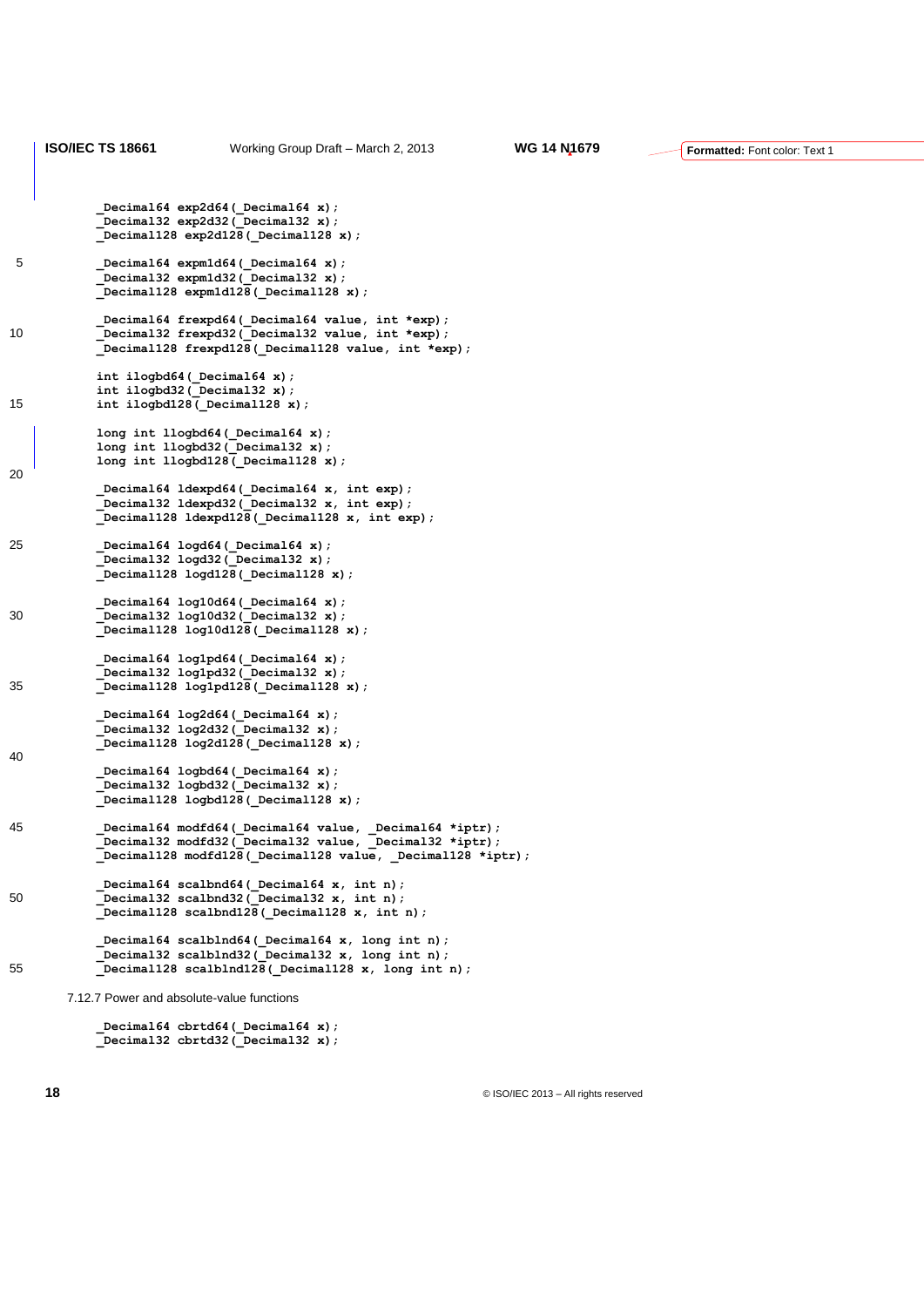```
_Decimal64 exp2d64(_Decimal64 x);
_Decimal32 exp2d32(_Decimal32 x);
_Decimal128 exp2d128(_Decimal128 x);

_Decimal64 expm1d64(_Decimal64 x);
_Decimal32 expm1d32(_Decimal32 x);
_Decimal128 expm1d128(_Decimal128 x);

_Decimal64 frexpd64(_Decimal64 value, int *exp);
_Decimal32 frexpd32(_Decimal32 value, int *exp);
_Decimal128 frexpd128(_Decimal128 value, int *exp);

int ilogbd64(_Decimal64 x);
int ilogbd32(_Decimal32 x);
int ilogbd128(_Decimal128 x);

long int llogbd64(_Decimal64 x);
long int llogbd32(_Decimal32 x);
long int llogbd128(_Decimal128 x);

_Decimal64 ldexpd64(_Decimal64 x, int exp);
_Decimal32 ldexpd32(_Decimal32 x, int exp);
_Decimal128 ldexpd128(_Decimal128 x, int exp);

_Decimal64 logd64(_Decimal64 x);
_Decimal32 logd32(_Decimal32 x);
_Decimal128 logd128(_Decimal128 x);

_Decimal64 log10d64(_Decimal64 x);
_Decimal32 log10d32(_Decimal32 x);
_Decimal128 log10d128(_Decimal128 x);

_Decimal64 log1pd64(_Decimal64 x);
_Decimal32 log1pd32(_Decimal32 x);
_Decimal128 log1pd128(_Decimal128 x);

_Decimal64 log2d64(_Decimal64 x);
_Decimal32 log2d32(_Decimal32 x);
_Decimal128 log2d128(_Decimal128 x);

_Decimal64 logbd64(_Decimal64 x);
_Decimal32 logbd32(_Decimal32 x);
_Decimal128 logbd128(_Decimal128 x);

_Decimal64 modfd64(_Decimal64 value, _Decimal64 *iptr);
_Decimal32 modfd32(_Decimal32 value, _Decimal32 *iptr);
_Decimal128 modfd128(_Decimal128 value, _Decimal128 *iptr);

_Decimal64 scalbnd64(_Decimal64 x, int n);
_Decimal32 scalbnd32(_Decimal32 x, int n);
_Decimal128 scalbnd128(_Decimal128 x, int n);

_Decimal64 scalblnd64(_Decimal64 x, long int n);
_Decimal32 scalblnd32(_Decimal32 x, long int n);
_Decimal128 scalblnd128(_Decimal128 x, long int n);
```

7.12.7 Power and absolute-value functions

```
_Decimal64 cbrtd64(_Decimal64 x);
_Decimal32 cbrtd32(_Decimal32 x);
```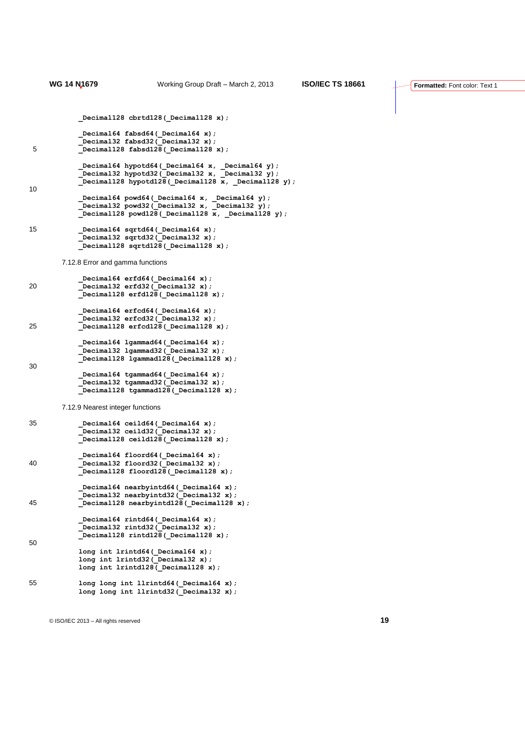```
_Decimal128 cbrtd128(_Decimal128 x);

_Decimal64 fabsd64(_Decimal64 x);
_Decimal32 fabsd32(_Decimal32 x);
_Decimal128 fabsd128(_Decimal128 x);

_Decimal64 hypotd64(_Decimal64 x, _Decimal64 y);
_Decimal32 hypotd32(_Decimal32 x, _Decimal32 y);
_Decimal128 hypotd128(_Decimal128 x, _Decimal128 y);

_Decimal64 powd64(_Decimal64 x, _Decimal64 y);
_Decimal32 powd32(_Decimal32 x, _Decimal32 y);
_Decimal128 powd128(_Decimal128 x, _Decimal128 y);

_Decimal64 sqrtd64(_Decimal64 x);
_Decimal32 sqrtd32(_Decimal32 x);
_Decimal128 sqrtd128(_Decimal128 x);
```

7.12.8 Error and gamma functions

```
_Decimal64 erfd64(_Decimal64 x);
_Decimal32 erfd32(_Decimal32 x);
_Decimal128 erfd128(_Decimal128 x);

_Decimal64 erfcd64(_Decimal64 x);
_Decimal32 erfcd32(_Decimal32 x);
_Decimal128 erfcd128(_Decimal128 x);

_Decimal64 lgammad64(_Decimal64 x);
_Decimal32 lgammad32(_Decimal32 x);
_Decimal128 lgammad128(_Decimal128 x);

_Decimal64 tgammad64(_Decimal64 x);
_Decimal32 tgammad32(_Decimal32 x);
_Decimal128 tgammad128(_Decimal128 x);
```

7.12.9 Nearest integer functions

```
_Decimal64 ceild64(_Decimal64 x);
_Decimal32 ceild32(_Decimal32 x);
_Decimal128 ceild128(_Decimal128 x);

_Decimal64 floord64(_Decimal64 x);
_Decimal32 floord32(_Decimal32 x);
_Decimal128 floord128(_Decimal128 x);

_Decimal64 nearbyintd64(_Decimal64 x);
_Decimal32 nearbyintd32(_Decimal32 x);
_Decimal128 nearbyintd128(_Decimal128 x);

_Decimal64 rintd64(_Decimal64 x);
_Decimal32 rintd32(_Decimal32 x);
_Decimal128 rintd128(_Decimal128 x);

long int lrintd64(_Decimal64 x);
long int lrintd32(_Decimal32 x);
long int lrintd128(_Decimal128 x);

long long int llrintd64(_Decimal64 x);
long long int llrintd32(_Decimal32 x);
```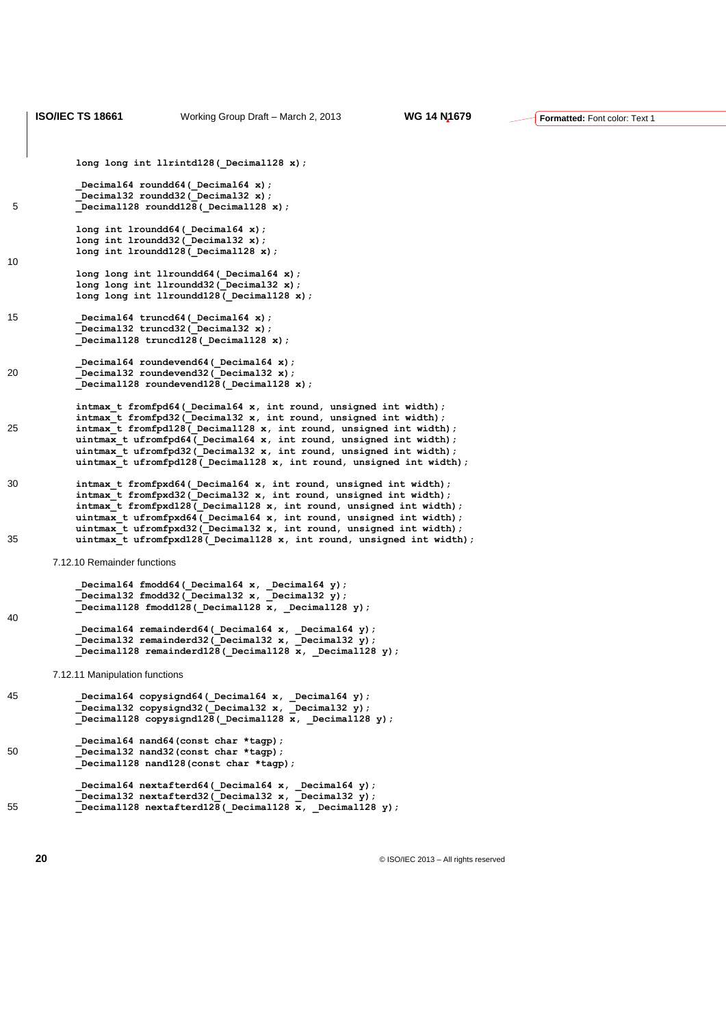```
long long int llrintd128(_Decimal128 x);

_Decimal64 roundd64(_Decimal64 x);
_Decimal32 roundd32(_Decimal32 x);
_Decimal128 roundd128(_Decimal128 x);

long int lroundd64(_Decimal64 x);
long int lroundd32(_Decimal32 x);
long int lroundd128(_Decimal128 x);

long long int llroundd64(_Decimal64 x);
long long int llroundd32(_Decimal32 x);
long long int llroundd128(_Decimal128 x);

_Decimal64 truncd64(_Decimal64 x);
_Decimal32 truncd32(_Decimal32 x);
_Decimal128 truncd128(_Decimal128 x);

_Decimal64 roundevend64(_Decimal64 x);
_Decimal32 roundevend32(_Decimal32 x);
_Decimal128 roundevend128(_Decimal128 x);

intmax_t fromfpd64(_Decimal64 x, int round, unsigned int width);
intmax_t fromfpd32(_Decimal32 x, int round, unsigned int width);
intmax_t fromfpd128(_Decimal128 x, int round, unsigned int width);
uintmax_t ufromfpd64(_Decimal64 x, int round, unsigned int width);
uintmax_t ufromfpd32(_Decimal32 x, int round, unsigned int width);
uintmax_t ufromfpd128(_Decimal128 x, int round, unsigned int width);

intmax_t fromfpxd64(_Decimal64 x, int round, unsigned int width);
intmax_t fromfpxd32(_Decimal32 x, int round, unsigned int width);
intmax_t fromfpxd128(_Decimal128 x, int round, unsigned int width);
uintmax_t ufromfpxd64(_Decimal64 x, int round, unsigned int width);
uintmax_t ufromfpxd32(_Decimal32 x, int round, unsigned int width);
uintmax_t ufromfpxd128(_Decimal128 x, int round, unsigned int width);
```

7.12.10 Remainder functions

```
_Decimal64 fmodd64(_Decimal64 x, _Decimal64 y);
_Decimal32 fmodd32(_Decimal32 x, _Decimal32 y);
_Decimal128 fmodd128(_Decimal128 x, _Decimal128 y);

_Decimal64 remainderd64(_Decimal64 x, _Decimal64 y);
_Decimal32 remainderd32(_Decimal32 x, _Decimal32 y);
_Decimal128 remainderd128(_Decimal128 x, _Decimal128 y);
```

7.12.11 Manipulation functions

```
_Decimal64 copysignd64(_Decimal64 x, _Decimal64 y);
_Decimal32 copysignd32(_Decimal32 x, _Decimal32 y);
_Decimal128 copysignd128(_Decimal128 x, _Decimal128 y);

_Decimal64 nand64(const char *tagp);
_Decimal32 nand32(const char *tagp);
_Decimal128 nand128(const char *tagp);

_Decimal64 nextafterd64(_Decimal64 x, _Decimal64 y);
_Decimal32 nextafterd32(_Decimal32 x, _Decimal32 y);
_Decimal128 nextafterd128(_Decimal128 x, _Decimal128 y);
```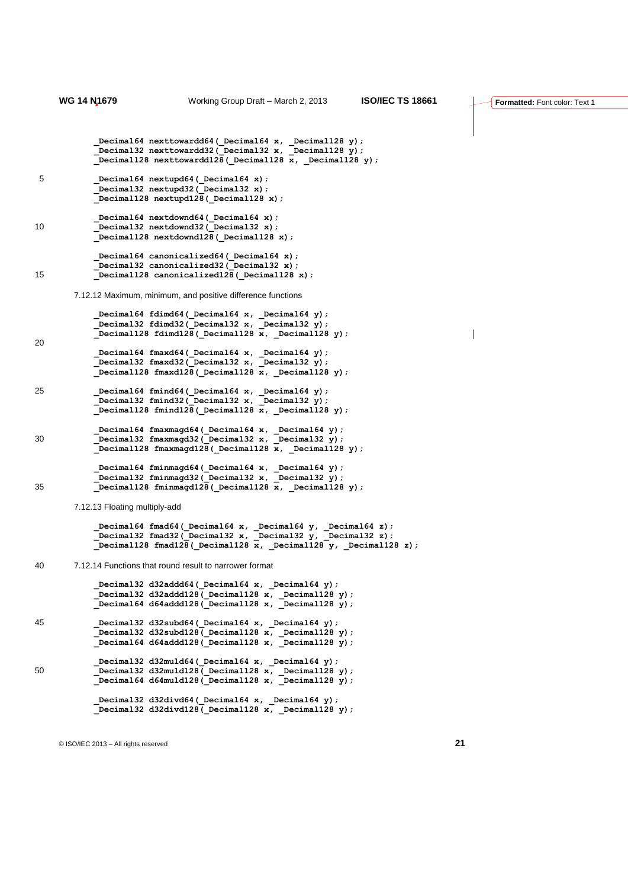```
_Decimal64 nexttowardd64(_Decimal64 x, _Decimal128 y);
_Decimal32 nexttowardd32(_Decimal32 x, _Decimal128 y);
_Decimal128 nexttowardd128(_Decimal128 x, _Decimal128 y);

_Decimal64 nextupd64(_Decimal64 x);
_Decimal32 nextupd32(_Decimal32 x);
_Decimal128 nextupd128(_Decimal128 x);

_Decimal64 nextdownd64(_Decimal64 x);
_Decimal32 nextdownd32(_Decimal32 x);
_Decimal128 nextdownd128(_Decimal128 x);

_Decimal64 canonicalized64(_Decimal64 x);
_Decimal32 canonicalized32(_Decimal32 x);
_Decimal128 canonicalized128(_Decimal128 x);
```

7.12.12 Maximum, minimum, and positive difference functions

```
_Decimal64 fdimd64(_Decimal64 x, _Decimal64 y);
_Decimal32 fdimd32(_Decimal32 x, _Decimal32 y);
_Decimal128 fdimd128(_Decimal128 x, _Decimal128 y);

_Decimal64 fmaxd64(_Decimal64 x, _Decimal64 y);
_Decimal32 fmaxd32(_Decimal32 x, _Decimal32 y);
_Decimal128 fmaxd128(_Decimal128 x, _Decimal128 y);

_Decimal64 fmind64(_Decimal64 x, _Decimal64 y);
_Decimal32 fmind32(_Decimal32 x, _Decimal32 y);
_Decimal128 fmind128(_Decimal128 x, _Decimal128 y);

_Decimal64 fmaxmagd64(_Decimal64 x, _Decimal64 y);
_Decimal32 fmaxmagd32(_Decimal32 x, _Decimal32 y);
_Decimal128 fmaxmagd128(_Decimal128 x, _Decimal128 y);

_Decimal64 fminmagd64(_Decimal64 x, _Decimal64 y);
_Decimal32 fminmagd32(_Decimal32 x, _Decimal32 y);
_Decimal128 fminmagd128(_Decimal128 x, _Decimal128 y);
```

7.12.13 Floating multiply-add

```
_Decimal64 fmad64(_Decimal64 x, _Decimal64 y, _Decimal64 z);
_Decimal32 fmad32(_Decimal32 x, _Decimal32 y, _Decimal32 z);
_Decimal128 fmad128(_Decimal128 x, _Decimal128 y, _Decimal128 z);
```

7.12.14 Functions that round result to narrower format

```
_Decimal32 d32addd64(_Decimal64 x, _Decimal64 y);
_Decimal32 d32addd128(_Decimal128 x, _Decimal128 y);
_Decimal64 d64addd128(_Decimal128 x, _Decimal128 y);

_Decimal32 d32subd64(_Decimal64 x, _Decimal64 y);
_Decimal32 d32subd128(_Decimal128 x, _Decimal128 y);
_Decimal64 d64addd128(_Decimal128 x, _Decimal128 y);

_Decimal32 d32muld64(_Decimal64 x, _Decimal64 y);
_Decimal32 d32muld128(_Decimal128 x, _Decimal128 y);
_Decimal64 d64muld128(_Decimal128 x, _Decimal128 y);

_Decimal32 d32divd64(_Decimal64 x, _Decimal64 y);
_Decimal32 d32divd128(_Decimal128 x, _Decimal128 y);
```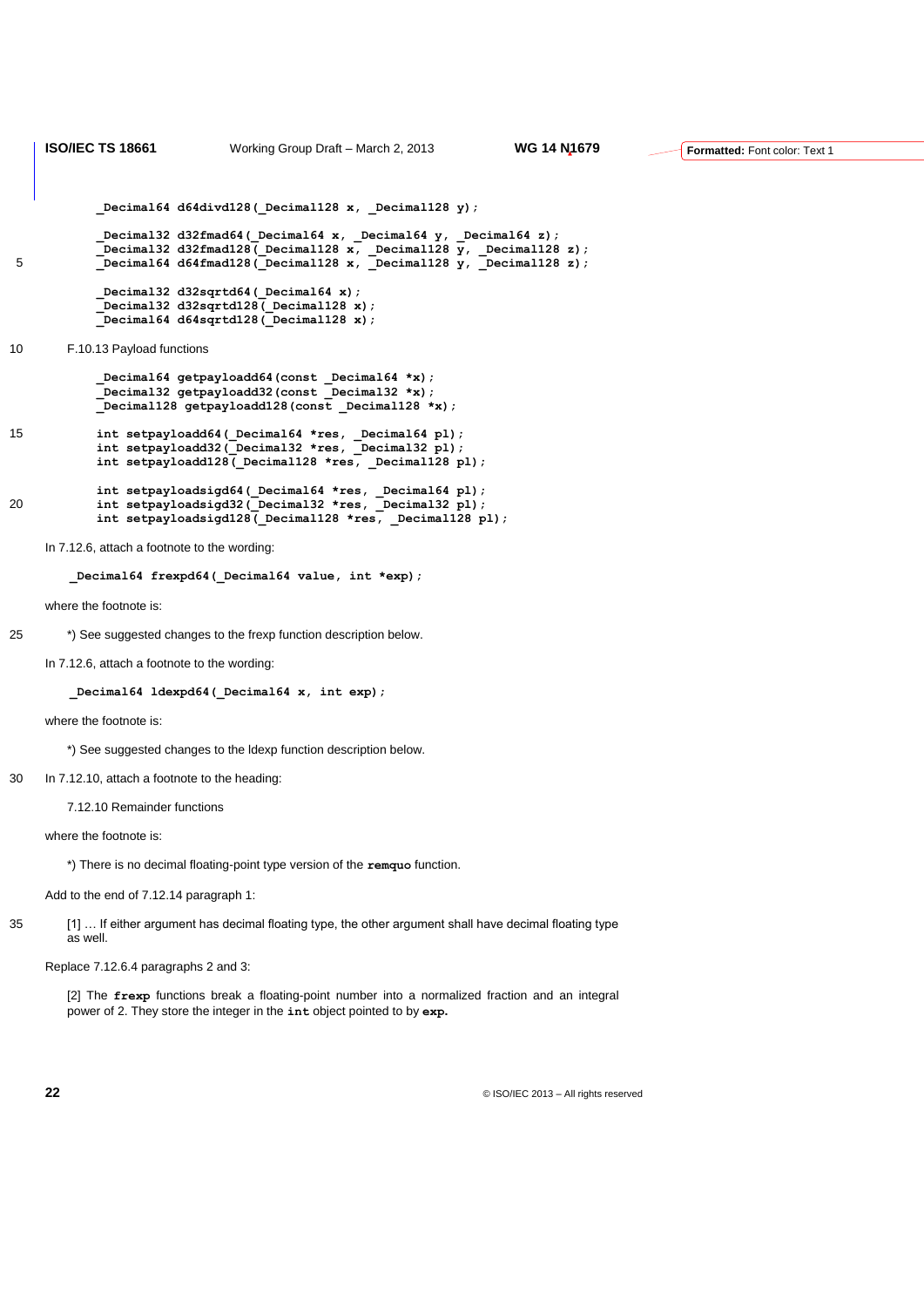```
_Decimal64 d64divd128(_Decimal128 x, _Decimal128 y);

_Decimal32 d32fmad64(_Decimal64 x, _Decimal64 y, _Decimal64 z);
_Decimal32 d32fmad128(_Decimal128 x, _Decimal128 y, _Decimal128 z);
_Decimal64 d64fmad128(_Decimal128 x, _Decimal128 y, _Decimal128 z);

_Decimal32 d32sqrtd64(_Decimal64 x);
_Decimal32 d32sqrtd128(_Decimal128 x);
_Decimal64 d64sqrtd128(_Decimal128 x);
```

F.10.13 Payload functions

```
_Decimal64 getpayloadd64(const _Decimal64 *x);
_Decimal32 getpayloadd32(const _Decimal32 *x);
_Decimal128 getpayloadd128(const _Decimal128 *x);

int setpayloadd64(_Decimal64 *res, _Decimal64 pl);
int setpayloadd32(_Decimal32 *res, _Decimal32 pl);
int setpayloadd128(_Decimal128 *res, _Decimal128 pl);

int setpayloadsigd64(_Decimal64 *res, _Decimal64 pl);
int setpayloadsigd32(_Decimal32 *res, _Decimal32 pl);
int setpayloadsigd128(_Decimal128 *res, _Decimal128 pl);
```

In 7.12.6, attach a footnote to the wording:

```
_Decimal64 frexpd64(_Decimal64 value, int *exp);
```

where the footnote is:

*) See suggested changes to the frexp function description below.

In 7.12.6, attach a footnote to the wording:

```
_Decimal64 ldexpd64(_Decimal64 x, int exp);
```

where the footnote is:

*) See suggested changes to the ldexp function description below.

In 7.12.10, attach a footnote to the heading:

7.12.10 Remainder functions

where the footnote is:

*) There is no decimal floating-point type version of the **remquo** function.

Add to the end of 7.12.14 paragraph 1:

[1] … If either argument has decimal floating type, the other argument shall have decimal floating type as well.

Replace 7.12.6.4 paragraphs 2 and 3:

[2] The **frexp** functions break a floating-point number into a normalized fraction and an integral power of 2. They store the integer in the **int** object pointed to by **exp.**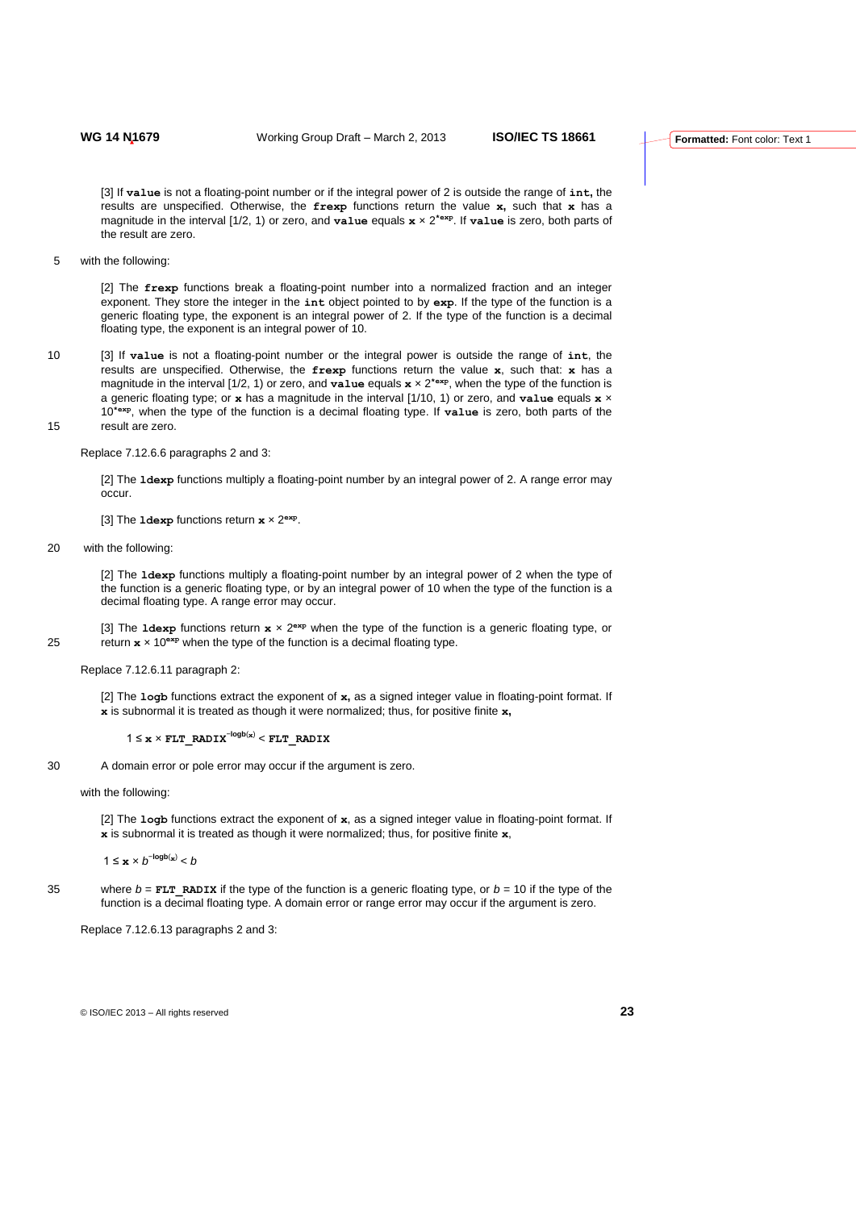[3] If **value** is not a floating-point number or if the integral power of 2 is outside the range of **int,** the results are unspecified. Otherwise, the **frexp** functions return the value **x,** such that **x** has a magnitude in the interval [1/2, 1) or zero, and **value** equals **x** × 2^***exp**^. If **value** is zero, both parts of the result are zero.

with the following:

[2] The **frexp** functions break a floating-point number into a normalized fraction and an integer exponent. They store the integer in the **int** object pointed to by **exp**. If the type of the function is a generic floating type, the exponent is an integral power of 2. If the type of the function is a decimal floating type, the exponent is an integral power of 10.

[3] If **value** is not a floating-point number or the integral power is outside the range of **int**, the results are unspecified. Otherwise, the **frexp** functions return the value **x**, such that: **x** has a magnitude in the interval [1/2, 1) or zero, and **value** equals **x** × 2^***exp**^, when the type of the function is a generic floating type; or **x** has a magnitude in the interval [1/10, 1) or zero, and **value** equals **x** × 10^***exp**^, when the type of the function is a decimal floating type. If **value** is zero, both parts of the result are zero.

Replace 7.12.6.6 paragraphs 2 and 3:

[2] The **ldexp** functions multiply a floating-point number by an integral power of 2. A range error may occur.

[3] The **ldexp** functions return **x** × 2^**exp**^.

with the following:

[2] The **ldexp** functions multiply a floating-point number by an integral power of 2 when the type of the function is a generic floating type, or by an integral power of 10 when the type of the function is a decimal floating type. A range error may occur.

[3] The **ldexp** functions return **x** × 2^**exp**^ when the type of the function is a generic floating type, or return **x** × 10^**exp**^ when the type of the function is a decimal floating type.

Replace 7.12.6.11 paragraph 2:

[2] The **logb** functions extract the exponent of **x,** as a signed integer value in floating-point format. If **x** is subnormal it is treated as though it were normalized; thus, for positive finite **x,**

$$1 \le \mathbf{x} \times \mathtt{FLT\_RADIX}^{-\mathrm{logb}(\mathbf{x})} < \mathtt{FLT\_RADIX}$$

A domain error or pole error may occur if the argument is zero.

with the following:

[2] The **logb** functions extract the exponent of **x**, as a signed integer value in floating-point format. If **x** is subnormal it is treated as though it were normalized; thus, for positive finite **x**,

$$1 \le \mathbf{x} \times b^{-\mathrm{logb}(\mathbf{x})} < b$$

where $b$ = **FLT_RADIX** if the type of the function is a generic floating type, or $b$ = 10 if the type of the function is a decimal floating type. A domain error or range error may occur if the argument is zero.

Replace 7.12.6.13 paragraphs 2 and 3: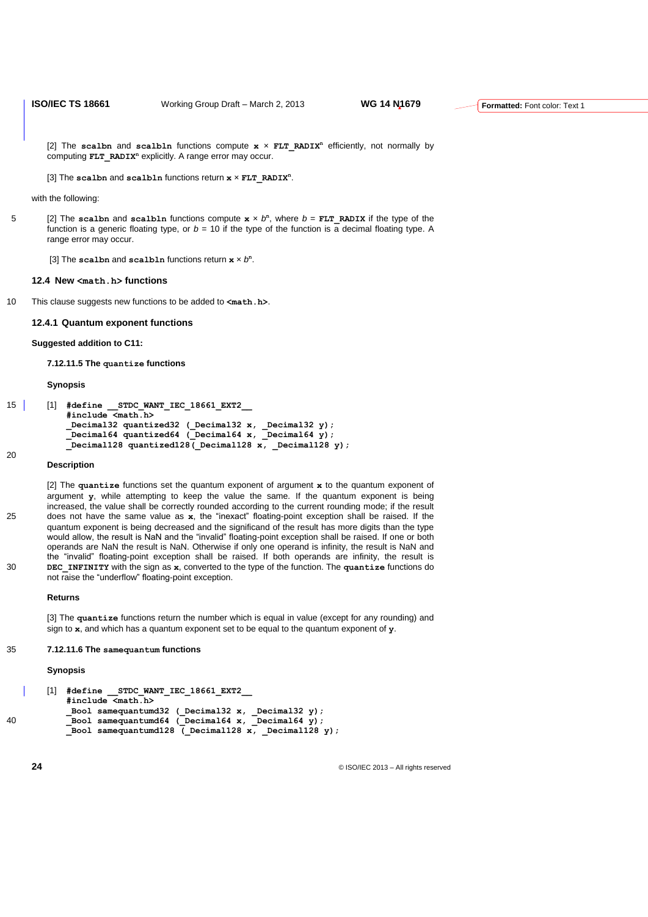[2] The **scalbn** and **scalbln** functions compute **x** × **FLT_RADIX**$^n$ efficiently, not normally by computing **FLT_RADIX**$^n$ explicitly. A range error may occur.

[3] The **scalbn** and **scalbln** functions return **x** × **FLT_RADIX**$^n$.

with the following:

[2] The **scalbn** and **scalbln** functions compute **x** × $b^n$, where $b$ = **FLT_RADIX** if the type of the function is a generic floating type, or $b$ = 10 if the type of the function is a decimal floating type. A range error may occur.

[3] The **scalbn** and **scalbln** functions return **x** × $b^n$.

### 12.4 New <math.h> functions

This clause suggests new functions to be added to **<math.h>**.

#### 12.4.1 Quantum exponent functions

**Suggested addition to C11:**

**7.12.11.5 The quantize functions**

**Synopsis**

[1]
```
#define __STDC_WANT_IEC_18661_EXT2__
#include <math.h>
_Decimal32 quantized32 (_Decimal32 x, _Decimal32 y);
_Decimal64 quantized64 (_Decimal64 x, _Decimal64 y);
_Decimal128 quantized128(_Decimal128 x, _Decimal128 y);
```

**Description**

[2] The **quantize** functions set the quantum exponent of argument **x** to the quantum exponent of argument **y**, while attempting to keep the value the same. If the quantum exponent is being increased, the value shall be correctly rounded according to the current rounding mode; if the result does not have the same value as **x**, the "inexact" floating-point exception shall be raised. If the quantum exponent is being decreased and the significand of the result has more digits than the type would allow, the result is NaN and the "invalid" floating-point exception shall be raised. If one or both operands are NaN the result is NaN. Otherwise if only one operand is infinity, the result is NaN and the "invalid" floating-point exception shall be raised. If both operands are infinity, the result is **DEC_INFINITY** with the sign as **x**, converted to the type of the function. The **quantize** functions do not raise the "underflow" floating-point exception.

**Returns**

[3] The **quantize** functions return the number which is equal in value (except for any rounding) and sign to **x**, and which has a quantum exponent set to be equal to the quantum exponent of **y**.

**7.12.11.6 The samequantum functions**

**Synopsis**

[1]
```
#define __STDC_WANT_IEC_18661_EXT2__
#include <math.h>
_Bool samequantumd32 (_Decimal32 x, _Decimal32 y);
_Bool samequantumd64 (_Decimal64 x, _Decimal64 y);
_Bool samequantumd128 (_Decimal128 x, _Decimal128 y);
```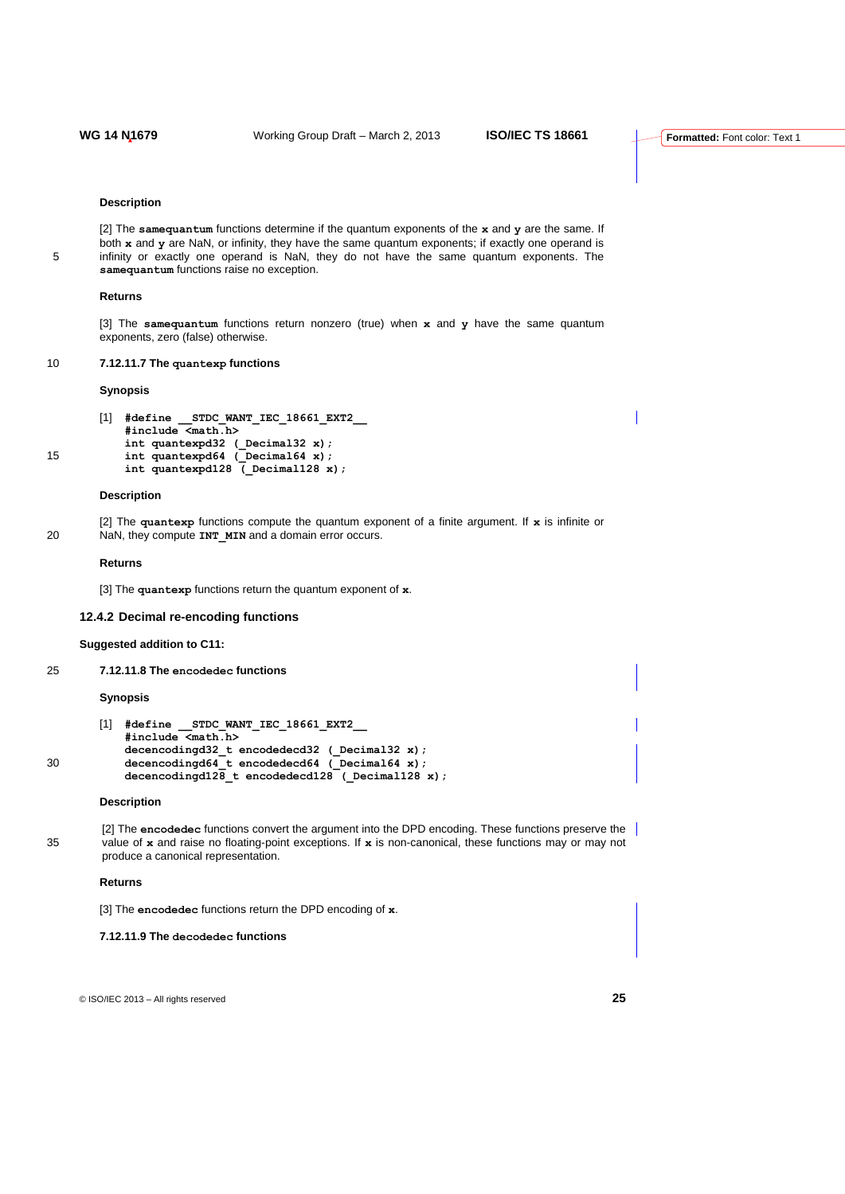**Description**

[2] The **samequantum** functions determine if the quantum exponents of the **x** and **y** are the same. If both **x** and **y** are NaN, or infinity, they have the same quantum exponents; if exactly one operand is infinity or exactly one operand is NaN, they do not have the same quantum exponents. The **samequantum** functions raise no exception.

**Returns**

[3] The **samequantum** functions return nonzero (true) when **x** and **y** have the same quantum exponents, zero (false) otherwise.

#### 7.12.11.7 The quantexp functions

**Synopsis**

[1]
```
#define __STDC_WANT_IEC_18661_EXT2__
#include <math.h>
int quantexpd32 (_Decimal32 x);
int quantexpd64 (_Decimal64 x);
int quantexpd128 (_Decimal128 x);
```

**Description**

[2] The **quantexp** functions compute the quantum exponent of a finite argument. If **x** is infinite or NaN, they compute **INT_MIN** and a domain error occurs.

**Returns**

[3] The **quantexp** functions return the quantum exponent of **x**.

### 12.4.2 Decimal re-encoding functions

**Suggested addition to C11:**

#### 7.12.11.8 The encodedec functions

**Synopsis**

[1]
```
#define __STDC_WANT_IEC_18661_EXT2__
#include <math.h>
decencodingd32_t encodedecd32 (_Decimal32 x);
decencodingd64_t encodedecd64 (_Decimal64 x);
decencodingd128_t encodedecd128 (_Decimal128 x);
```

**Description**

[2] The **encodedec** functions convert the argument into the DPD encoding. These functions preserve the value of **x** and raise no floating-point exceptions. If **x** is non-canonical, these functions may or may not produce a canonical representation.

**Returns**

[3] The **encodedec** functions return the DPD encoding of **x**.

#### 7.12.11.9 The decodedec functions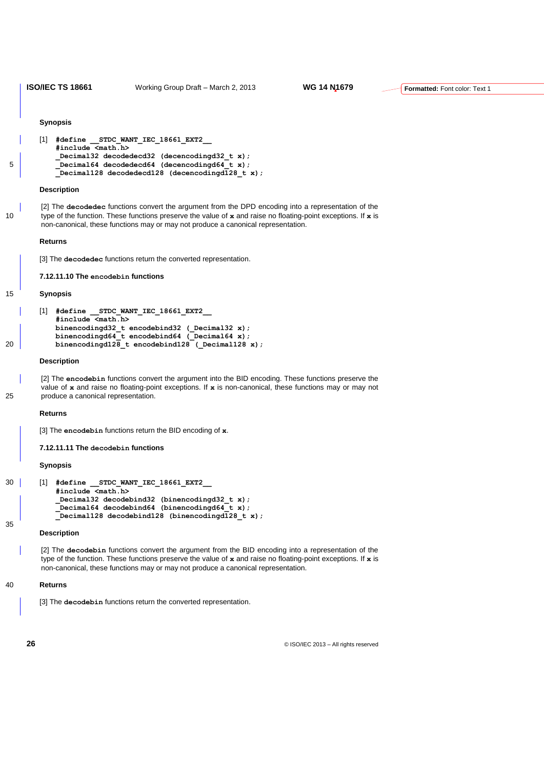**Synopsis**

[1]
```
#define __STDC_WANT_IEC_18661_EXT2__
#include <math.h>
_Decimal32 decodedecd32 (decencodingd32_t x);
_Decimal64 decodedecd64 (decencodingd64_t x);
_Decimal128 decodedecd128 (decencodingd128_t x);
```

**Description**

[2] The **decodedec** functions convert the argument from the DPD encoding into a representation of the type of the function. These functions preserve the value of **x** and raise no floating-point exceptions. If **x** is non-canonical, these functions may or may not produce a canonical representation.

**Returns**

[3] The **decodedec** functions return the converted representation.

### 7.12.11.10 The encodebin functions

**Synopsis**

[1]
```
#define __STDC_WANT_IEC_18661_EXT2__
#include <math.h>
binencodingd32_t encodebind32 (_Decimal32 x);
binencodingd64_t encodebind64 (_Decimal64 x);
binencodingd128_t encodebind128 (_Decimal128 x);
```

**Description**

[2] The **encodebin** functions convert the argument into the BID encoding. These functions preserve the value of **x** and raise no floating-point exceptions. If **x** is non-canonical, these functions may or may not produce a canonical representation.

**Returns**

[3] The **encodebin** functions return the BID encoding of **x**.

### 7.12.11.11 The decodebin functions

**Synopsis**

[1]
```
#define __STDC_WANT_IEC_18661_EXT2__
#include <math.h>
_Decimal32 decodebind32 (binencodingd32_t x);
_Decimal64 decodebind64 (binencodingd64_t x);
_Decimal128 decodebind128 (binencodingd128_t x);
```

**Description**

[2] The **decodebin** functions convert the argument from the BID encoding into a representation of the type of the function. These functions preserve the value of **x** and raise no floating-point exceptions. If **x** is non-canonical, these functions may or may not produce a canonical representation.

**Returns**

[3] The **decodebin** functions return the converted representation.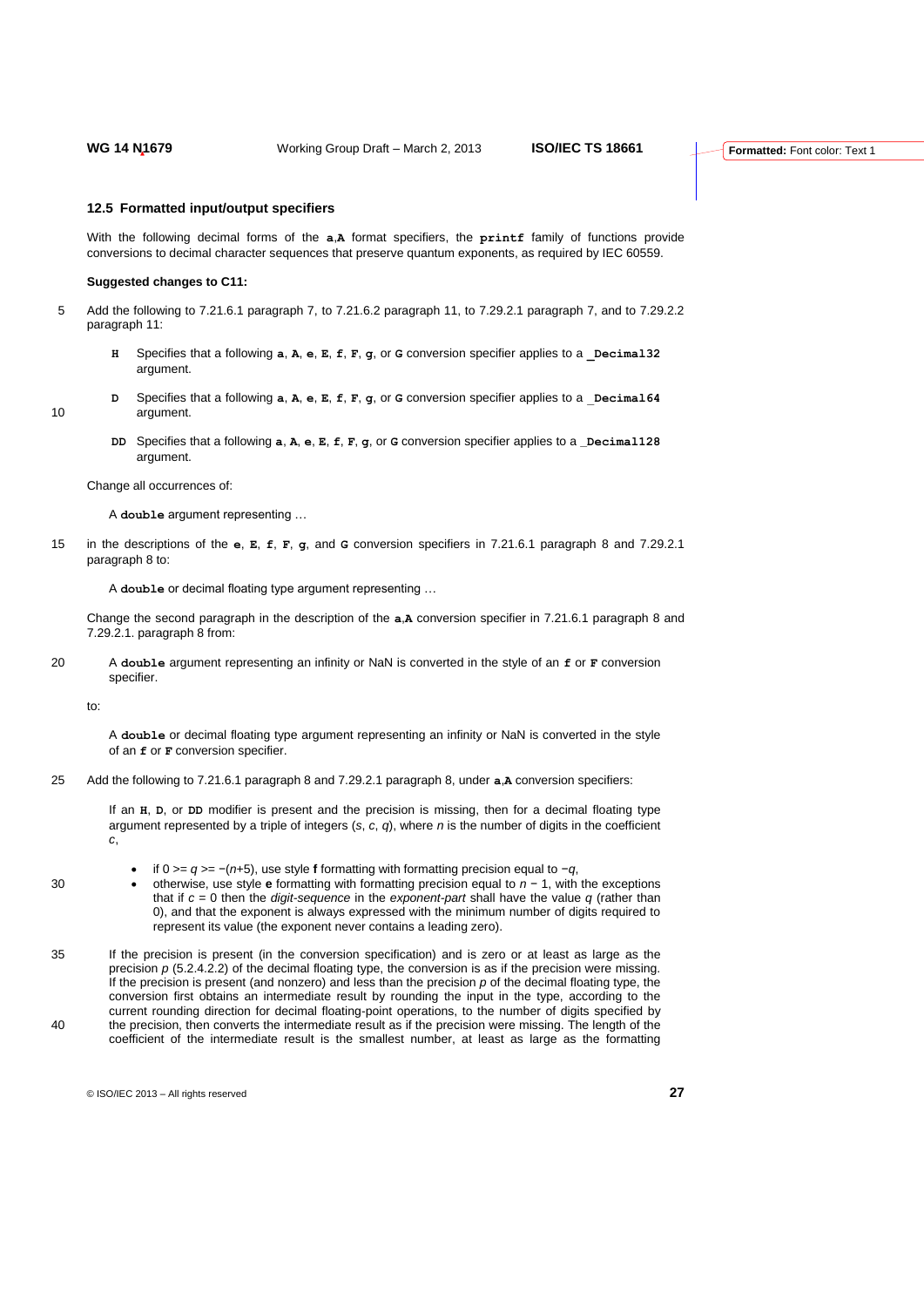### 12.5 Formatted input/output specifiers

With the following decimal forms of the **a**,**A** format specifiers, the **printf** family of functions provide conversions to decimal character sequences that preserve quantum exponents, as required by IEC 60559.

**Suggested changes to C11:**

Add the following to 7.21.6.1 paragraph 7, to 7.21.6.2 paragraph 11, to 7.29.2.1 paragraph 7, and to 7.29.2.2 paragraph 11:

> **H** Specifies that a following **a**, **A**, **e**, **E**, **f**, **F**, **g**, or **G** conversion specifier applies to a **_Decimal32** argument.
>
> **D** Specifies that a following **a**, **A**, **e**, **E**, **f**, **F**, **g**, or **G** conversion specifier applies to a **_Decimal64** argument.
>
> **DD** Specifies that a following **a**, **A**, **e**, **E**, **f**, **F**, **g**, or **G** conversion specifier applies to a **_Decimal128** argument.

Change all occurrences of:

> A **double** argument representing …

in the descriptions of the **e**, **E**, **f**, **F**, **g**, and **G** conversion specifiers in 7.21.6.1 paragraph 8 and 7.29.2.1 paragraph 8 to:

> A **double** or decimal floating type argument representing …

Change the second paragraph in the description of the **a**,**A** conversion specifier in 7.21.6.1 paragraph 8 and 7.29.2.1. paragraph 8 from:

> A **double** argument representing an infinity or NaN is converted in the style of an **f** or **F** conversion specifier.

to:

> A **double** or decimal floating type argument representing an infinity or NaN is converted in the style of an **f** or **F** conversion specifier.

Add the following to 7.21.6.1 paragraph 8 and 7.29.2.1 paragraph 8, under **a**,**A** conversion specifiers:

> If an **H**, **D**, or **DD** modifier is present and the precision is missing, then for a decimal floating type argument represented by a triple of integers $(s, c, q)$, where $n$ is the number of digits in the coefficient $c$,
>
> - if $0 >= q >= -(n+5)$, use style **f** formatting with formatting precision equal to $-q$,
> - otherwise, use style **e** formatting with formatting precision equal to $n - 1$, with the exceptions that if $c = 0$ then the *digit-sequence* in the *exponent-part* shall have the value $q$ (rather than 0), and that the exponent is always expressed with the minimum number of digits required to represent its value (the exponent never contains a leading zero).
>
> If the precision is present (in the conversion specification) and is zero or at least as large as the precision $p$ (5.2.4.2.2) of the decimal floating type, the conversion is as if the precision were missing. If the precision is present (and nonzero) and less than the precision $p$ of the decimal floating type, the conversion first obtains an intermediate result by rounding the input in the type, according to the current rounding direction for decimal floating-point operations, to the number of digits specified by the precision, then converts the intermediate result as if the precision were missing. The length of the coefficient of the intermediate result is the smallest number, at least as large as the formatting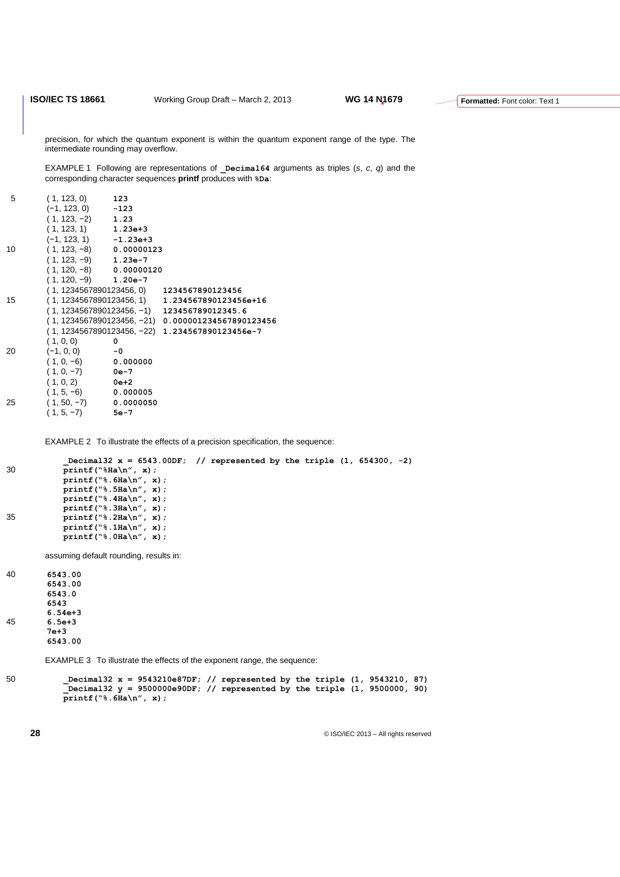precision, for which the quantum exponent is within the quantum exponent range of the type. The intermediate rounding may overflow.

EXAMPLE 1 Following are representations of **_Decimal64** arguments as triples (*s*, *c*, *q*) and the corresponding character sequences **printf** produces with **%Da**:

| | |
|---|---|
| ( 1, 123, 0) | `123` |
| (−1, 123, 0) | `-123` |
| ( 1, 123, −2) | `1.23` |
| ( 1, 123, 1) | `1.23e+3` |
| (−1, 123, 1) | `-1.23e+3` |
| ( 1, 123, −8) | `0.00000123` |
| ( 1, 123, −9) | `1.23e-7` |
| ( 1, 120, −8) | `0.00000120` |
| ( 1, 120, −9) | `1.20e-7` |
| ( 1, 1234567890123456, 0) | `1234567890123456` |
| ( 1, 1234567890123456, 1) | `1.234567890123456e+16` |
| ( 1, 1234567890123456, −1) | `123456789012345.6` |
| ( 1, 1234567890123456, −21) | `0.000001234567890123456` |
| ( 1, 1234567890123456, −22) | `1.234567890123456e-7` |
| ( 1, 0, 0) | `0` |
| (−1, 0, 0) | `-0` |
| ( 1, 0, −6) | `0.000000` |
| ( 1, 0, −7) | `0e-7` |
| ( 1, 0, 2) | `0e+2` |
| ( 1, 5, −6) | `0.000005` |
| ( 1, 50, −7) | `0.0000050` |
| ( 1, 5, −7) | `5e-7` |

EXAMPLE 2 To illustrate the effects of a precision specification, the sequence:

```
_Decimal32 x = 6543.00DF;  // represented by the triple (1, 654300, -2)
printf("%Ha\n", x);
printf("%.6Ha\n", x);
printf("%.5Ha\n", x);
printf("%.4Ha\n", x);
printf("%.3Ha\n", x);
printf("%.2Ha\n", x);
printf("%.1Ha\n", x);
printf("%.0Ha\n", x);
```

assuming default rounding, results in:

```
6543.00
6543.00
6543.0
6543
6.54e+3
6.5e+3
7e+3
6543.00
```

EXAMPLE 3 To illustrate the effects of the exponent range, the sequence:

```
_Decimal32 x = 9543210e87DF; // represented by the triple (1, 9543210, 87)
_Decimal32 y = 9500000e90DF; // represented by the triple (1, 9500000, 90)
printf("%.6Ha\n", x);
```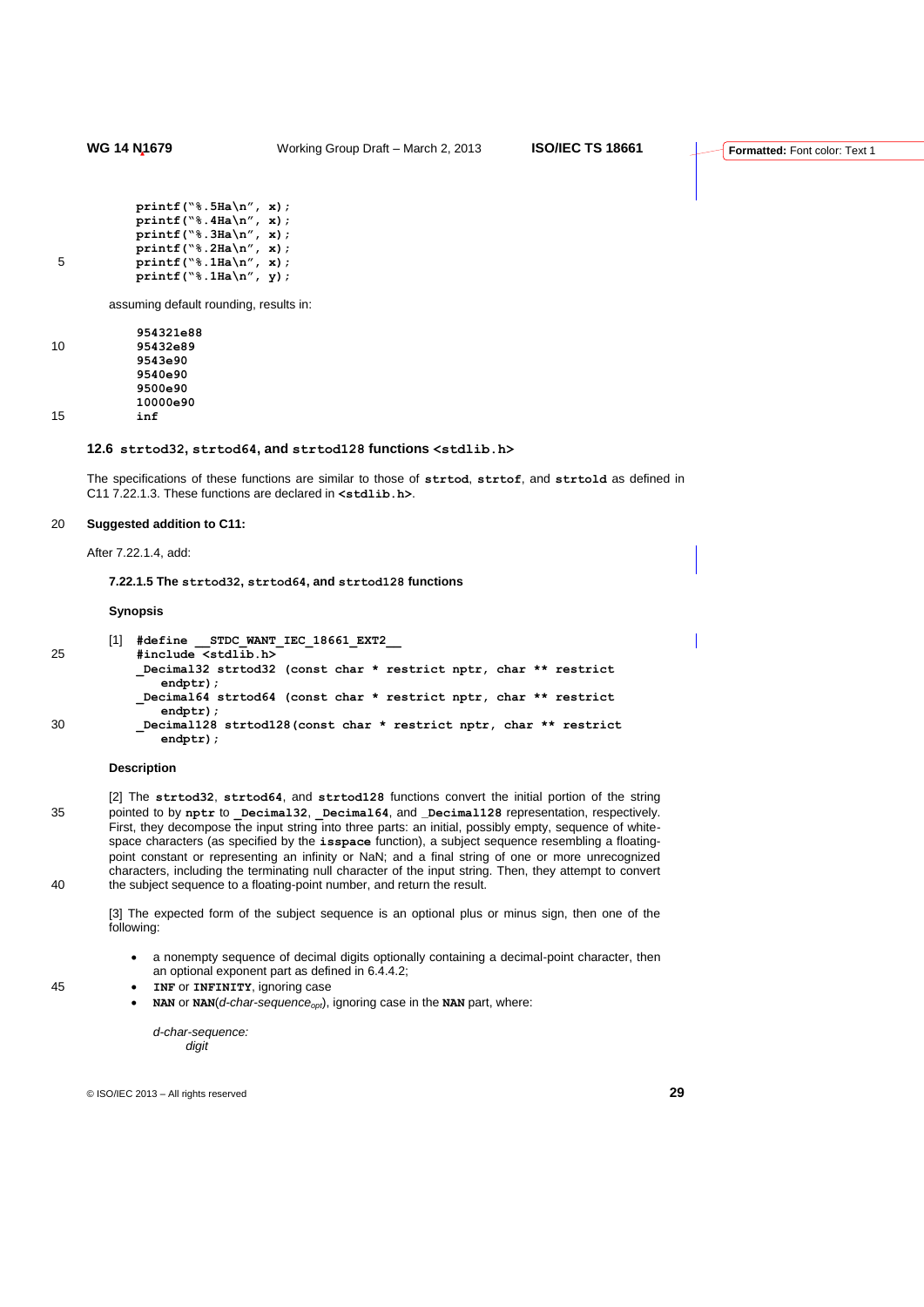```
printf("%.5Ha\n", x);
printf("%.4Ha\n", x);
printf("%.3Ha\n", x);
printf("%.2Ha\n", x);
printf("%.1Ha\n", x);
printf("%.1Ha\n", y);
```

assuming default rounding, results in:

```
954321e88
95432e89
9543e90
9540e90
9500e90
10000e90
inf
```

### 12.6 `strtod32`, `strtod64`, and `strtod128` functions `<stdlib.h>`

The specifications of these functions are similar to those of **`strtod`**, **`strtof`**, and **`strtold`** as defined in C11 7.22.1.3. These functions are declared in **`<stdlib.h>`**.

**Suggested addition to C11:**

After 7.22.1.4, add:

#### 7.22.1.5 The `strtod32`, `strtod64`, and `strtod128` functions

**Synopsis**

[1]
```
#define __STDC_WANT_IEC_18661_EXT2__
#include <stdlib.h>
_Decimal32 strtod32 (const char * restrict nptr, char ** restrict
    endptr);
_Decimal64 strtod64 (const char * restrict nptr, char ** restrict
    endptr);
_Decimal128 strtod128(const char * restrict nptr, char ** restrict
    endptr);
```

**Description**

[2] The **`strtod32`**, **`strtod64`**, and **`strtod128`** functions convert the initial portion of the string pointed to by **`nptr`** to **`_Decimal32`**, **`_Decimal64`**, and **`_Decimal128`** representation, respectively. First, they decompose the input string into three parts: an initial, possibly empty, sequence of white-space characters (as specified by the **`isspace`** function), a subject sequence resembling a floating-point constant or representing an infinity or NaN; and a final string of one or more unrecognized characters, including the terminating null character of the input string. Then, they attempt to convert the subject sequence to a floating-point number, and return the result.

[3] The expected form of the subject sequence is an optional plus or minus sign, then one of the following:

- a nonempty sequence of decimal digits optionally containing a decimal-point character, then an optional exponent part as defined in 6.4.4.2;
- **`INF`** or **`INFINITY`**, ignoring case
- **`NAN`** or **`NAN`**(*d-char-sequence$_{opt}$*), ignoring case in the **`NAN`** part, where:

  *d-char-sequence:*
  
  *digit*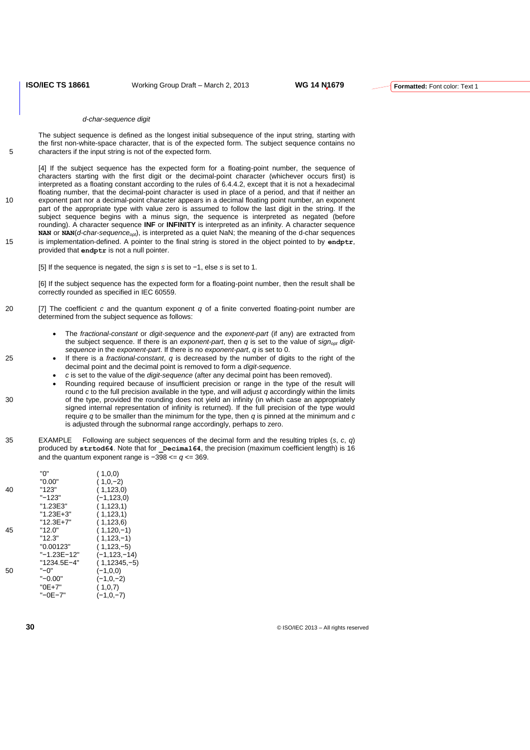*d-char-sequence digit*

The subject sequence is defined as the longest initial subsequence of the input string, starting with the first non-white-space character, that is of the expected form. The subject sequence contains no characters if the input string is not of the expected form.

[4] If the subject sequence has the expected form for a floating-point number, the sequence of characters starting with the first digit or the decimal-point character (whichever occurs first) is interpreted as a floating constant according to the rules of 6.4.4.2, except that it is not a hexadecimal floating number, that the decimal-point character is used in place of a period, and that if neither an exponent part nor a decimal-point character appears in a decimal floating point number, an exponent part of the appropriate type with value zero is assumed to follow the last digit in the string. If the subject sequence begins with a minus sign, the sequence is interpreted as negated (before rounding). A character sequence **INF** or **INFINITY** is interpreted as an infinity. A character sequence **NAN** or **NAN**(*d-char-sequence*$_{opt}$), is interpreted as a quiet NaN; the meaning of the d-char sequences is implementation-defined. A pointer to the final string is stored in the object pointed to by **endptr**, provided that **endptr** is not a null pointer.

[5] If the sequence is negated, the sign *s* is set to −1, else *s* is set to 1.

[6] If the subject sequence has the expected form for a floating-point number, then the result shall be correctly rounded as specified in IEC 60559.

[7] The coefficient *c* and the quantum exponent *q* of a finite converted floating-point number are determined from the subject sequence as follows:

- The *fractional-constant* or *digit-sequence* and the *exponent-part* (if any) are extracted from the subject sequence. If there is an *exponent-part*, then *q* is set to the value of *sign*$_{opt}$ *digit-sequence* in the *exponent-part*. If there is no *exponent-part*, *q* is set to 0.
- If there is a *fractional-constant*, *q* is decreased by the number of digits to the right of the decimal point and the decimal point is removed to form a *digit-sequence*.
- *c* is set to the value of the *digit-sequence* (after any decimal point has been removed).
- Rounding required because of insufficient precision or range in the type of the result will round *c* to the full precision available in the type, and will adjust *q* accordingly within the limits of the type, provided the rounding does not yield an infinity (in which case an appropriately signed internal representation of infinity is returned). If the full precision of the type would require *q* to be smaller than the minimum for the type, then *q* is pinned at the minimum and *c* is adjusted through the subnormal range accordingly, perhaps to zero.

EXAMPLE Following are subject sequences of the decimal form and the resulting triples (*s*, *c*, *q*) produced by **strtod64**. Note that for **_Decimal64**, the precision (maximum coefficient length) is 16 and the quantum exponent range is $-398 <= q <= 369$.

```
"0"            ( 1,0,0)
"0.00"         ( 1,0,−2)
"123"          ( 1,123,0)
"−123"         (−1,123,0)
"1.23E3"       ( 1,123,1)
"1.23E+3"      ( 1,123,1)
"12.3E+7"      ( 1,123,6)
"12.0"         ( 1,120,−1)
"12.3"         ( 1,123,−1)
"0.00123"      ( 1,123,−5)
"−1.23E−12"    (−1,123,−14)
"1234.5E−4"    ( 1,12345,−5)
"−0"           (−1,0,0)
"−0.00"        (−1,0,−2)
"0E+7"         ( 1,0,7)
"−0E−7"        (−1,0,−7)
```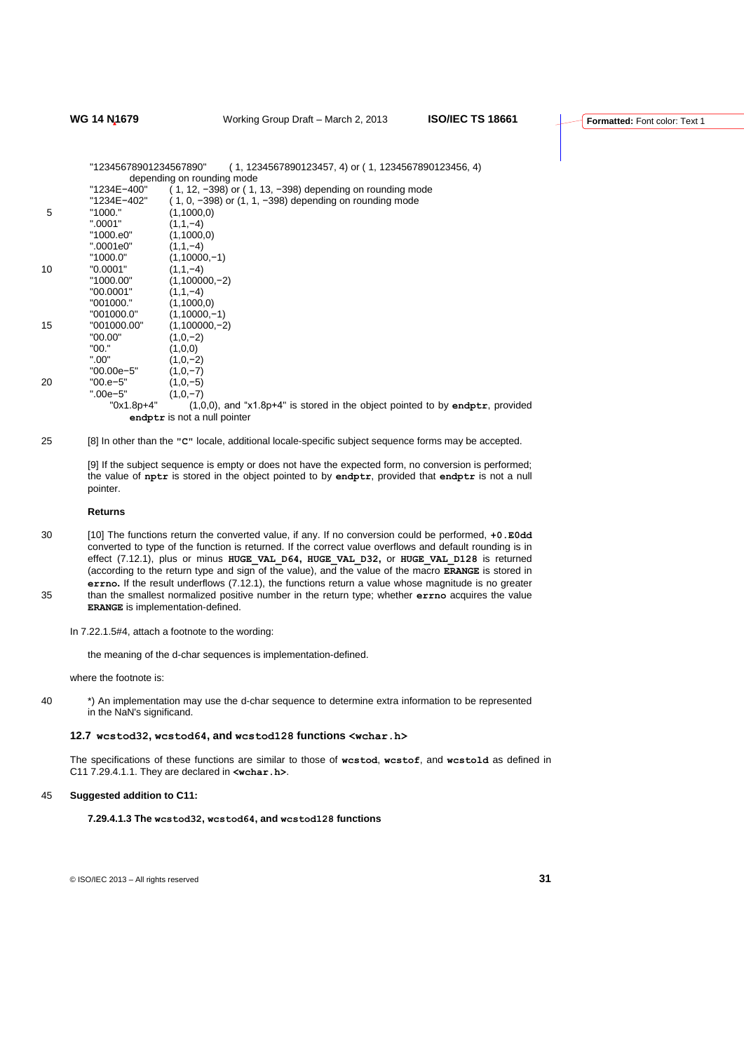"12345678901234567890" ( 1, 1234567890123457, 4) or ( 1, 1234567890123456, 4) depending on rounding mode

"1234E−400" ( 1, 12, −398) or ( 1, 13, −398) depending on rounding mode

"1234E−402" ( 1, 0, −398) or (1, 1, −398) depending on rounding mode

"1000." (1,1000,0)

".0001" (1,1,−4)

"1000.e0" (1,1000,0)

".0001e0" (1,1,−4)

"1000.0" (1,10000,−1)

"0.0001" (1,1,−4)

"1000.00" (1,100000,−2)

"00.0001" (1,1,−4)

"001000." (1,1000,0)

"001000.0" (1,10000,−1)

"001000.00" (1,100000,−2)

"00.00" (1,0,−2)

"00." (1,0,0)

".00" (1,0,−2)

"00.00e−5" (1,0,−7)

"00.e−5" (1,0,−5)

".00e−5" (1,0,−7)

"0x1.8p+4" (1,0,0), and "x1.8p+4" is stored in the object pointed to by **endptr**, provided **endptr** is not a null pointer

[8] In other than the **"C"** locale, additional locale-specific subject sequence forms may be accepted.

[9] If the subject sequence is empty or does not have the expected form, no conversion is performed; the value of **nptr** is stored in the object pointed to by **endptr**, provided that **endptr** is not a null pointer.

**Returns**

[10] The functions return the converted value, if any. If no conversion could be performed, **+0.E0dd** converted to type of the function is returned. If the correct value overflows and default rounding is in effect (7.12.1), plus or minus **HUGE_VAL_D64**, **HUGE_VAL_D32**, or **HUGE_VAL_D128** is returned (according to the return type and sign of the value), and the value of the macro **ERANGE** is stored in **errno.** If the result underflows (7.12.1), the functions return a value whose magnitude is no greater than the smallest normalized positive number in the return type; whether **errno** acquires the value **ERANGE** is implementation-defined.

In 7.22.1.5#4, attach a footnote to the wording:

the meaning of the d-char sequences is implementation-defined.

where the footnote is:

*) An implementation may use the d-char sequence to determine extra information to be represented in the NaN's significand.

## 12.7 wcstod32, wcstod64, and wcstod128 functions <wchar.h>

The specifications of these functions are similar to those of **wcstod**, **wcstof**, and **wcstold** as defined in C11 7.29.4.1.1. They are declared in **<wchar.h>**.

**Suggested addition to C11:**

**7.29.4.1.3 The wcstod32, wcstod64, and wcstod128 functions**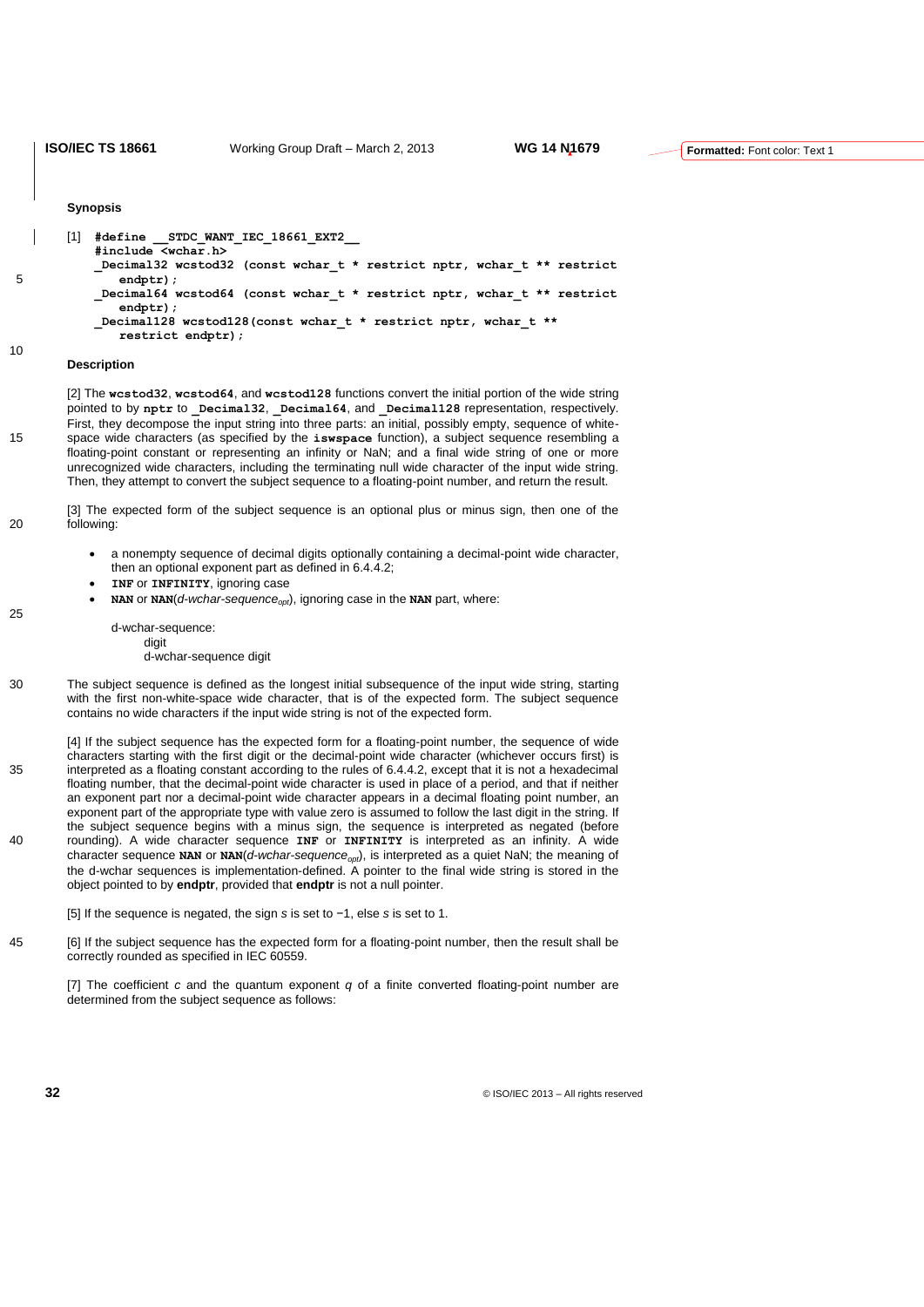**Synopsis**

[1]
```
#define __STDC_WANT_IEC_18661_EXT2__
#include <wchar.h>
_Decimal32 wcstod32 (const wchar_t * restrict nptr, wchar_t ** restrict
    endptr);
_Decimal64 wcstod64 (const wchar_t * restrict nptr, wchar_t ** restrict
    endptr);
_Decimal128 wcstod128(const wchar_t * restrict nptr, wchar_t **
    restrict endptr);
```

**Description**

[2] The **wcstod32**, **wcstod64**, and **wcstod128** functions convert the initial portion of the wide string pointed to by **nptr** to **_Decimal32**, **_Decimal64**, and **_Decimal128** representation, respectively. First, they decompose the input string into three parts: an initial, possibly empty, sequence of white-space wide characters (as specified by the **iswspace** function), a subject sequence resembling a floating-point constant or representing an infinity or NaN; and a final wide string of one or more unrecognized wide characters, including the terminating null wide character of the input wide string. Then, they attempt to convert the subject sequence to a floating-point number, and return the result.

[3] The expected form of the subject sequence is an optional plus or minus sign, then one of the following:

- a nonempty sequence of decimal digits optionally containing a decimal-point wide character, then an optional exponent part as defined in 6.4.4.2;
- **INF** or **INFINITY**, ignoring case
- **NAN** or **NAN**(*d-wchar-sequence*$_{opt}$), ignoring case in the **NAN** part, where:

  d-wchar-sequence:
  &nbsp;&nbsp;&nbsp;&nbsp;digit
  &nbsp;&nbsp;&nbsp;&nbsp;d-wchar-sequence digit

The subject sequence is defined as the longest initial subsequence of the input wide string, starting with the first non-white-space wide character, that is of the expected form. The subject sequence contains no wide characters if the input wide string is not of the expected form.

[4] If the subject sequence has the expected form for a floating-point number, the sequence of wide characters starting with the first digit or the decimal-point wide character (whichever occurs first) is interpreted as a floating constant according to the rules of 6.4.4.2, except that it is not a hexadecimal floating number, that the decimal-point wide character is used in place of a period, and that if neither an exponent part nor a decimal-point wide character appears in a decimal floating point number, an exponent part of the appropriate type with value zero is assumed to follow the last digit in the string. If the subject sequence begins with a minus sign, the sequence is interpreted as negated (before rounding). A wide character sequence **INF** or **INFINITY** is interpreted as an infinity. A wide character sequence **NAN** or **NAN**(*d-wchar-sequence*$_{opt}$), is interpreted as a quiet NaN; the meaning of the d-wchar sequences is implementation-defined. A pointer to the final wide string is stored in the object pointed to by **endptr**, provided that **endptr** is not a null pointer.

[5] If the sequence is negated, the sign $s$ is set to −1, else $s$ is set to 1.

[6] If the subject sequence has the expected form for a floating-point number, then the result shall be correctly rounded as specified in IEC 60559.

[7] The coefficient $c$ and the quantum exponent $q$ of a finite converted floating-point number are determined from the subject sequence as follows: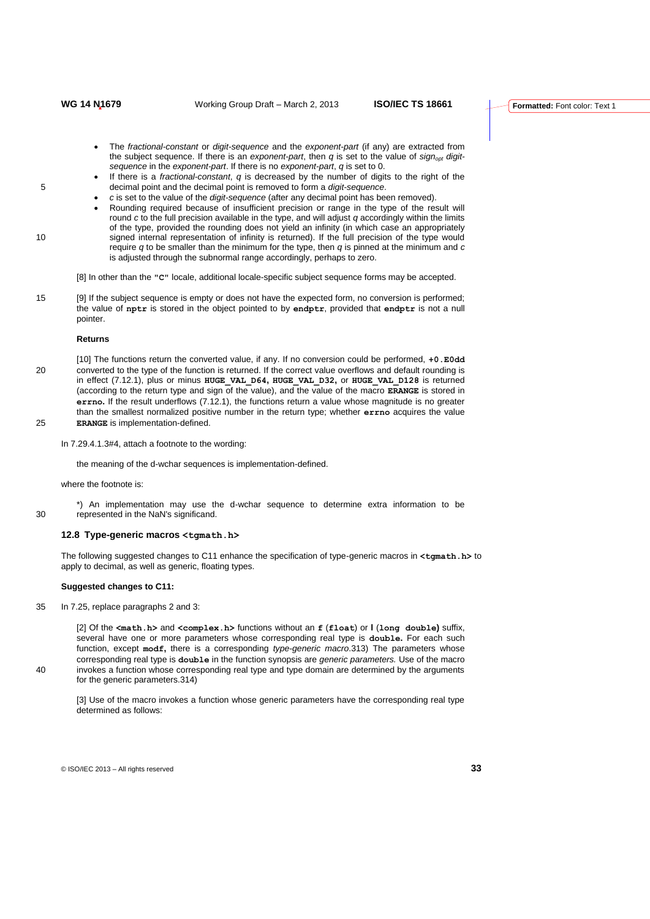- The *fractional-constant* or *digit-sequence* and the *exponent-part* (if any) are extracted from the subject sequence. If there is an *exponent-part*, then $q$ is set to the value of $sign_{opt}$ *digit-sequence* in the *exponent-part*. If there is no *exponent-part*, $q$ is set to 0.
- If there is a *fractional-constant*, $q$ is decreased by the number of digits to the right of the decimal point and the decimal point is removed to form a *digit-sequence*.
- $c$ is set to the value of the *digit-sequence* (after any decimal point has been removed).
- Rounding required because of insufficient precision or range in the type of the result will round $c$ to the full precision available in the type, and will adjust $q$ accordingly within the limits of the type, provided the rounding does not yield an infinity (in which case an appropriately signed internal representation of infinity is returned). If the full precision of the type would require $q$ to be smaller than the minimum for the type, then $q$ is pinned at the minimum and $c$ is adjusted through the subnormal range accordingly, perhaps to zero.

[8] In other than the **"C"** locale, additional locale-specific subject sequence forms may be accepted.

[9] If the subject sequence is empty or does not have the expected form, no conversion is performed; the value of **nptr** is stored in the object pointed to by **endptr**, provided that **endptr** is not a null pointer.

**Returns**

[10] The functions return the converted value, if any. If no conversion could be performed, **+0.E0dd** converted to the type of the function is returned. If the correct value overflows and default rounding is in effect (7.12.1), plus or minus **HUGE_VAL_D64, HUGE_VAL_D32,** or **HUGE_VAL_D128** is returned (according to the return type and sign of the value), and the value of the macro **ERANGE** is stored in **errno.** If the result underflows (7.12.1), the functions return a value whose magnitude is no greater than the smallest normalized positive number in the return type; whether **errno** acquires the value **ERANGE** is implementation-defined.

In 7.29.4.1.3#4, attach a footnote to the wording:

the meaning of the d-wchar sequences is implementation-defined.

where the footnote is:

*) An implementation may use the d-wchar sequence to determine extra information to be represented in the NaN's significand.

### 12.8 Type-generic macros **<tgmath.h>**

The following suggested changes to C11 enhance the specification of type-generic macros in **<tgmath.h>** to apply to decimal, as well as generic, floating types.

**Suggested changes to C11:**

In 7.25, replace paragraphs 2 and 3:

[2] Of the **<math.h>** and **<complex.h>** functions without an **f** (**float**) or **l** (**long double**) suffix, several have one or more parameters whose corresponding real type is **double.** For each such function, except **modf,** there is a corresponding *type-generic macro*.313) The parameters whose corresponding real type is **double** in the function synopsis are *generic parameters.* Use of the macro invokes a function whose corresponding real type and type domain are determined by the arguments for the generic parameters.314)

[3] Use of the macro invokes a function whose generic parameters have the corresponding real type determined as follows: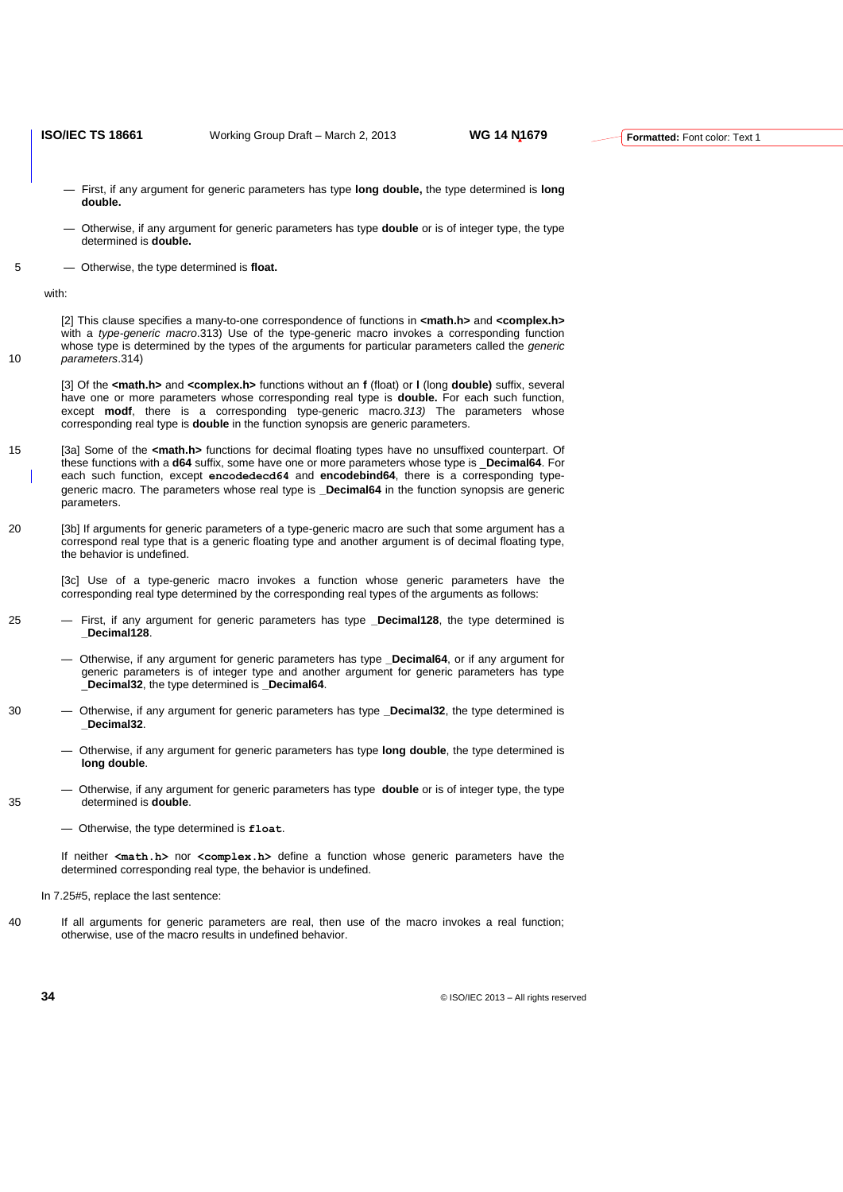— First, if any argument for generic parameters has type **long double,** the type determined is **long double.**

— Otherwise, if any argument for generic parameters has type **double** or is of integer type, the type determined is **double.**

— Otherwise, the type determined is **float.**

with:

> [2] This clause specifies a many-to-one correspondence of functions in **<math.h>** and **<complex.h>** with a *type-generic macro*.313) Use of the type-generic macro invokes a corresponding function whose type is determined by the types of the arguments for particular parameters called the *generic parameters*.314)
>
> [3] Of the **<math.h>** and **<complex.h>** functions without an **f** (float) or **l** (long **double)** suffix, several have one or more parameters whose corresponding real type is **double.** For each such function, except **modf**, there is a corresponding type-generic macro.*313)* The parameters whose corresponding real type is **double** in the function synopsis are generic parameters.
>
> [3a] Some of the **<math.h>** functions for decimal floating types have no unsuffixed counterpart. Of these functions with a **d64** suffix, some have one or more parameters whose type is **_Decimal64**. For each such function, except **encodedecd64** and **encodebind64**, there is a corresponding type-generic macro. The parameters whose real type is **_Decimal64** in the function synopsis are generic parameters.
>
> [3b] If arguments for generic parameters of a type-generic macro are such that some argument has a correspond real type that is a generic floating type and another argument is of decimal floating type, the behavior is undefined.
>
> [3c] Use of a type-generic macro invokes a function whose generic parameters have the corresponding real type determined by the corresponding real types of the arguments as follows:
>
> — First, if any argument for generic parameters has type **_Decimal128**, the type determined is **_Decimal128**.
>
> — Otherwise, if any argument for generic parameters has type **_Decimal64**, or if any argument for generic parameters is of integer type and another argument for generic parameters has type **_Decimal32**, the type determined is **_Decimal64**.
>
> — Otherwise, if any argument for generic parameters has type **_Decimal32**, the type determined is **_Decimal32**.
>
> — Otherwise, if any argument for generic parameters has type **long double**, the type determined is **long double**.
>
> — Otherwise, if any argument for generic parameters has type **double** or is of integer type, the type determined is **double**.
>
> — Otherwise, the type determined is **float**.
>
> If neither **<math.h>** nor **<complex.h>** define a function whose generic parameters have the determined corresponding real type, the behavior is undefined.

In 7.25#5, replace the last sentence:

> If all arguments for generic parameters are real, then use of the macro invokes a real function; otherwise, use of the macro results in undefined behavior.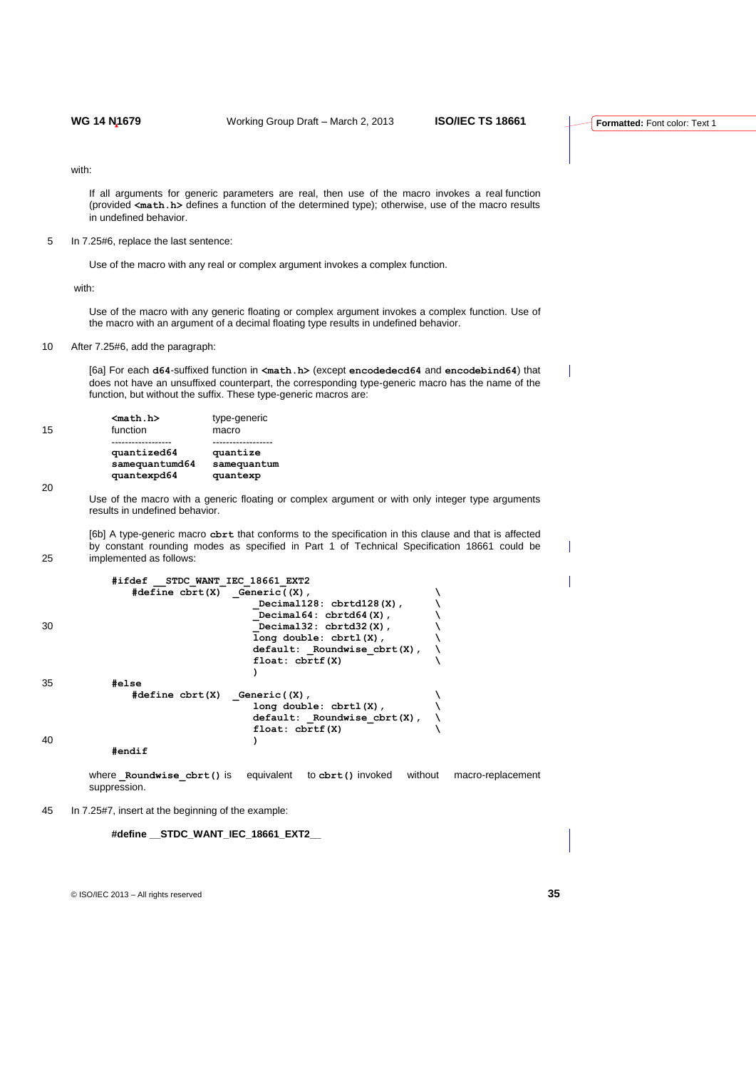with:

If all arguments for generic parameters are real, then use of the macro invokes a real function (provided **<math.h>** defines a function of the determined type); otherwise, use of the macro results in undefined behavior.

In 7.25#6, replace the last sentence:

Use of the macro with any real or complex argument invokes a complex function.

with:

Use of the macro with any generic floating or complex argument invokes a complex function. Use of the macro with an argument of a decimal floating type results in undefined behavior.

After 7.25#6, add the paragraph:

[6a] For each **d64**-suffixed function in **<math.h>** (except **encodedecd64** and **encodebind64**) that does not have an unsuffixed counterpart, the corresponding type-generic macro has the name of the function, but without the suffix. These type-generic macros are:

| <math.h> function | type-generic macro |
|---|---|
| **quantized64** | **quantize** |
| **samequantumd64** | **samequantum** |
| **quantexpd64** | **quantexp** |

Use of the macro with a generic floating or complex argument or with only integer type arguments results in undefined behavior.

[6b] A type-generic macro **cbrt** that conforms to the specification in this clause and that is affected by constant rounding modes as specified in Part 1 of Technical Specification 18661 could be implemented as follows:

```
#ifdef __STDC_WANT_IEC_18661_EXT2
    #define cbrt(X)  _Generic((X),                    \
                        _Decimal128: cbrtd128(X),     \
                        _Decimal64: cbrtd64(X),       \
                        _Decimal32: cbrtd32(X),       \
                        long double: cbrtl(X),        \
                        default: _Roundwise_cbrt(X),  \
                        float: cbrtf(X)               \
                        )
#else
    #define cbrt(X)  _Generic((X),                    \
                        long double: cbrtl(X),        \
                        default: _Roundwise_cbrt(X),  \
                        float: cbrtf(X)               \
                        )
#endif
```

where **_Roundwise_cbrt()** is equivalent to **cbrt()** invoked without macro-replacement suppression.

In 7.25#7, insert at the beginning of the example:

**#define __STDC_WANT_IEC_18661_EXT2__**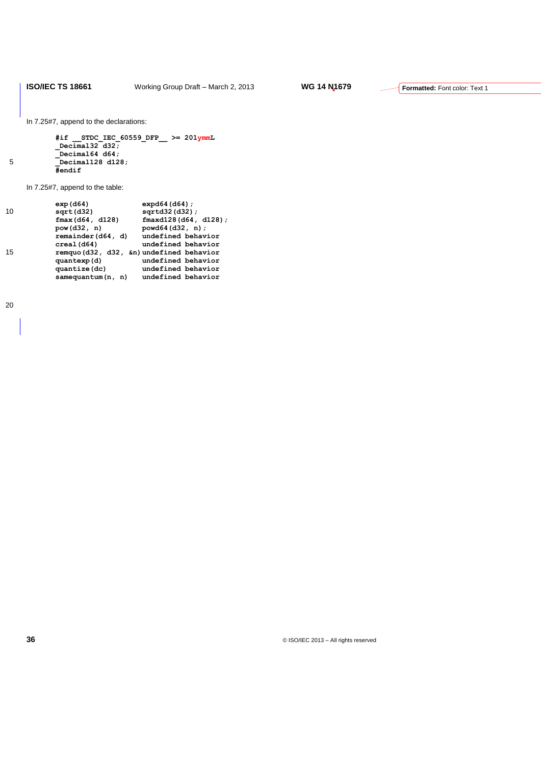In 7.25#7, append to the declarations:

```
#if __STDC_IEC_60559_DFP__ >= 201ymmL
_Decimal32 d32;
_Decimal64 d64;
_Decimal128 d128;
#endif
```

In 7.25#7, append to the table:

```
exp(d64)              expd64(d64);
sqrt(d32)             sqrtd32(d32);
fmax(d64, d128)       fmaxd128(d64, d128);
pow(d32, n)           powd64(d32, n);
remainder(d64, d)     undefined behavior
creal(d64)            undefined behavior
remquo(d32, d32, &n)  undefined behavior
quantexp(d)           undefined behavior
quantize(dc)          undefined behavior
samequantum(n, n)     undefined behavior
```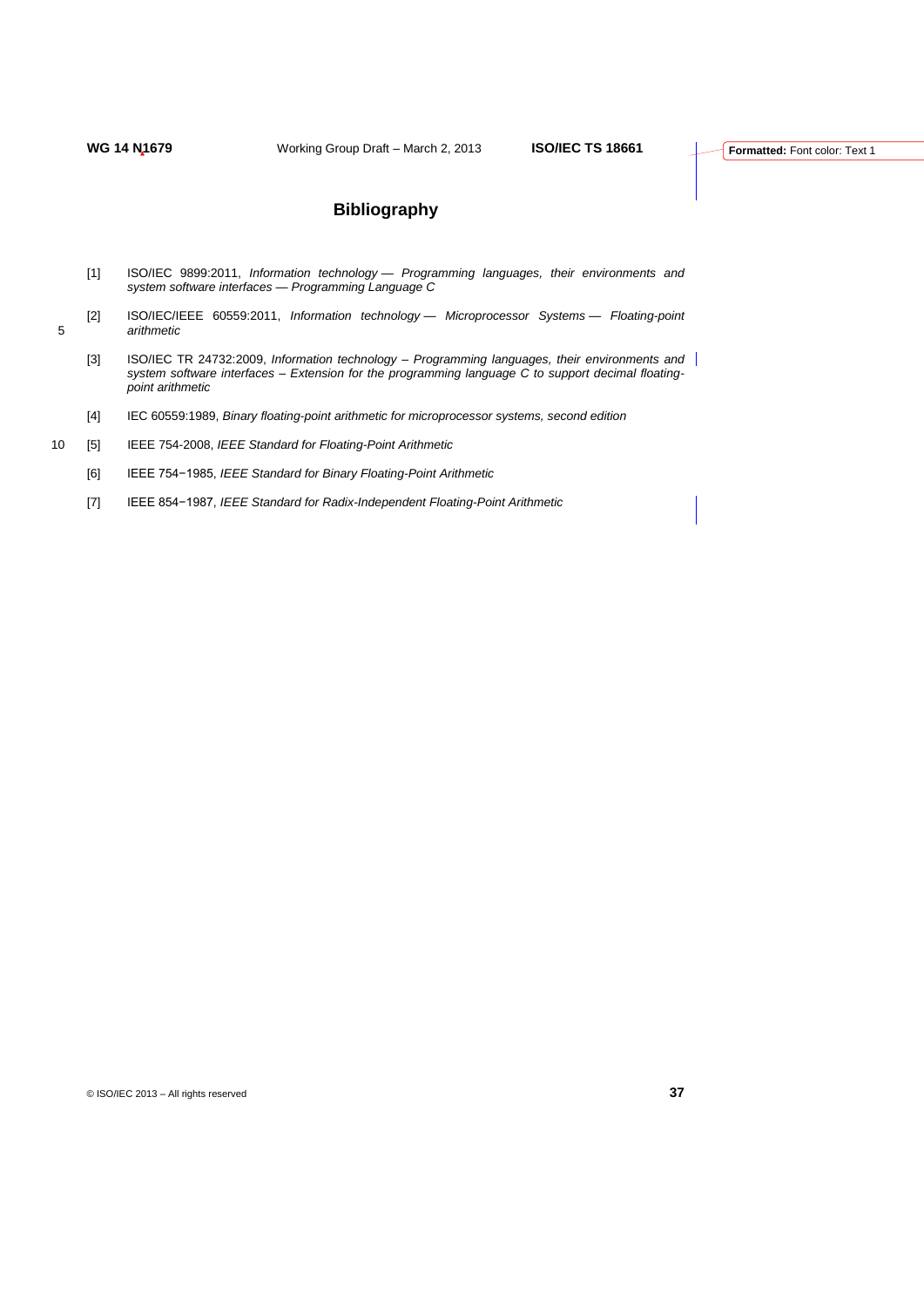# Bibliography

[1] ISO/IEC 9899:2011, *Information technology — Programming languages, their environments and system software interfaces — Programming Language C*

[2] ISO/IEC/IEEE 60559:2011, *Information technology — Microprocessor Systems — Floating-point arithmetic*

[3] ISO/IEC TR 24732:2009, *Information technology – Programming languages, their environments and system software interfaces – Extension for the programming language C to support decimal floating-point arithmetic*

[4] IEC 60559:1989, *Binary floating-point arithmetic for microprocessor systems, second edition*

[5] IEEE 754-2008, *IEEE Standard for Floating-Point Arithmetic*

[6] IEEE 754−1985, *IEEE Standard for Binary Floating-Point Arithmetic*

[7] IEEE 854−1987, *IEEE Standard for Radix-Independent Floating-Point Arithmetic*